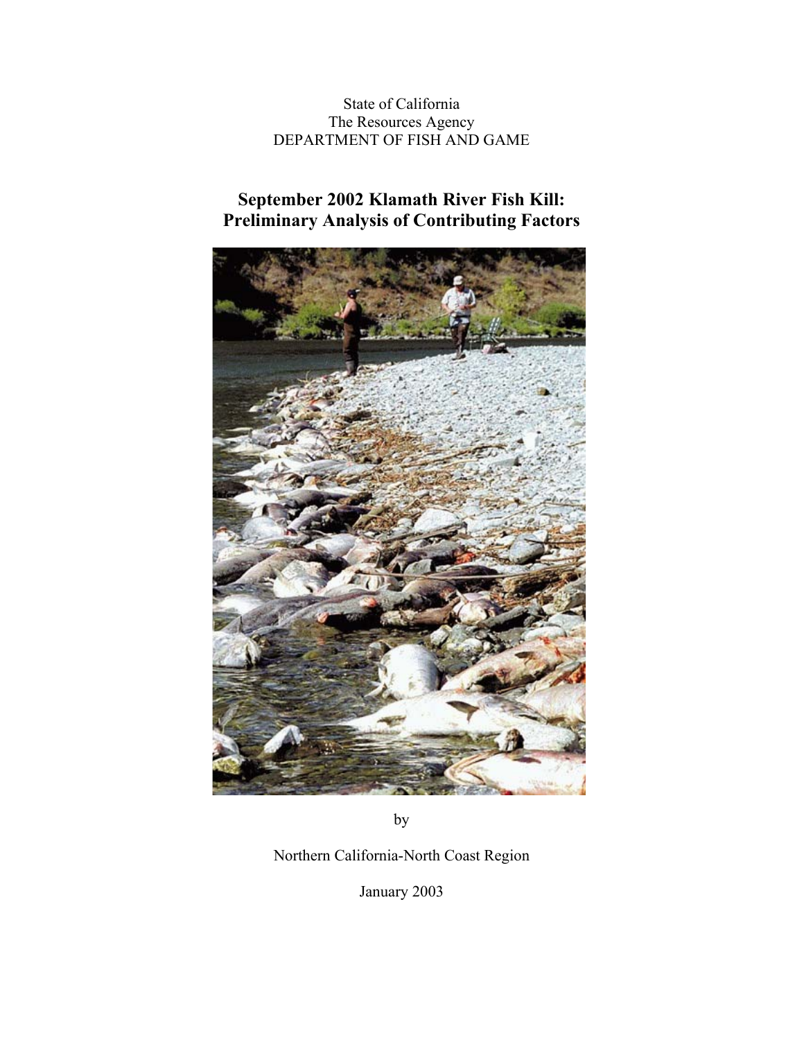State of California
The Resources Agency
DEPARTMENT OF FISH AND GAME

# September 2002 Klamath River Fish Kill: Preliminary Analysis of Contributing Factors

by

Northern California-North Coast Region

January 2003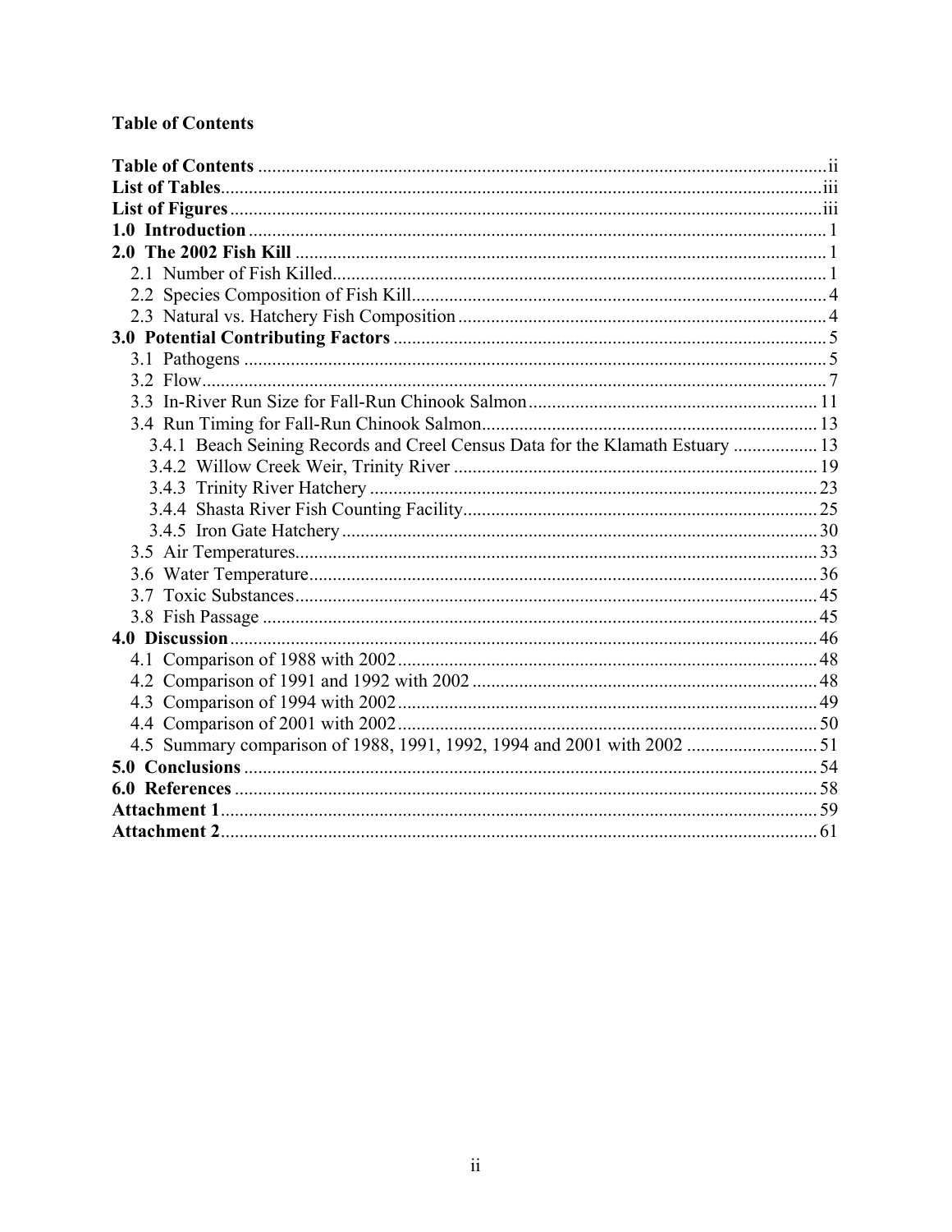**Table of Contents**

| | |
|---|---|
| **Table of Contents** | ii |
| **List of Tables** | iii |
| **List of Figures** | iii |
| **1.0 Introduction** | 1 |
| **2.0 The 2002 Fish Kill** | 1 |
| 2.1 Number of Fish Killed | 1 |
| 2.2 Species Composition of Fish Kill | 4 |
| 2.3 Natural vs. Hatchery Fish Composition | 4 |
| **3.0 Potential Contributing Factors** | 5 |
| 3.1 Pathogens | 5 |
| 3.2 Flow | 7 |
| 3.3 In-River Run Size for Fall-Run Chinook Salmon | 11 |
| 3.4 Run Timing for Fall-Run Chinook Salmon | 13 |
| 3.4.1 Beach Seining Records and Creel Census Data for the Klamath Estuary | 13 |
| 3.4.2 Willow Creek Weir, Trinity River | 19 |
| 3.4.3 Trinity River Hatchery | 23 |
| 3.4.4 Shasta River Fish Counting Facility | 25 |
| 3.4.5 Iron Gate Hatchery | 30 |
| 3.5 Air Temperatures | 33 |
| 3.6 Water Temperature | 36 |
| 3.7 Toxic Substances | 45 |
| 3.8 Fish Passage | 45 |
| **4.0 Discussion** | 46 |
| 4.1 Comparison of 1988 with 2002 | 48 |
| 4.2 Comparison of 1991 and 1992 with 2002 | 48 |
| 4.3 Comparison of 1994 with 2002 | 49 |
| 4.4 Comparison of 2001 with 2002 | 50 |
| 4.5 Summary comparison of 1988, 1991, 1992, 1994 and 2001 with 2002 | 51 |
| **5.0 Conclusions** | 54 |
| **6.0 References** | 58 |
| **Attachment 1** | 59 |
| **Attachment 2** | 61 |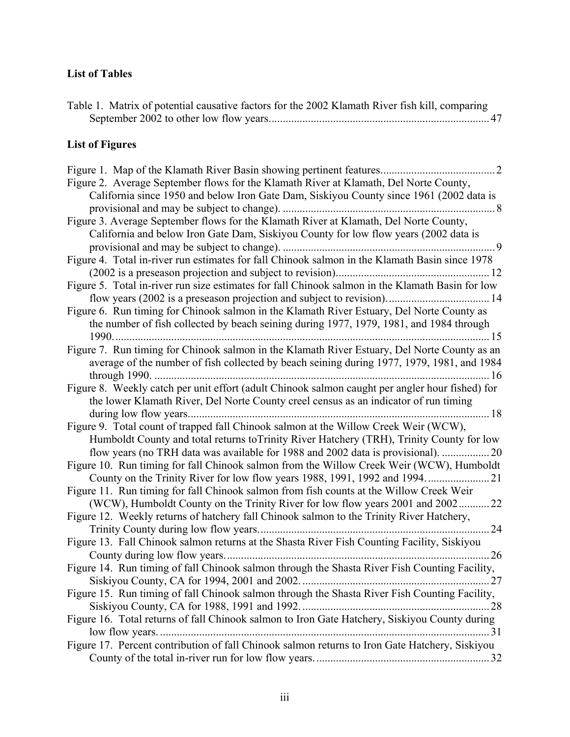## List of Tables

Table 1. Matrix of potential causative factors for the 2002 Klamath River fish kill, comparing September 2002 to other low flow years. 47

## List of Figures

Figure 1. Map of the Klamath River Basin showing pertinent features. 2

Figure 2. Average September flows for the Klamath River at Klamath, Del Norte County, California since 1950 and below Iron Gate Dam, Siskiyou County since 1961 (2002 data is provisional and may be subject to change). 8

Figure 3. Average September flows for the Klamath River at Klamath, Del Norte County, California and below Iron Gate Dam, Siskiyou County for low flow years (2002 data is provisional and may be subject to change). 9

Figure 4. Total in-river run estimates for fall Chinook salmon in the Klamath Basin since 1978 (2002 is a preseason projection and subject to revision). 12

Figure 5. Total in-river run size estimates for fall Chinook salmon in the Klamath Basin for low flow years (2002 is a preseason projection and subject to revision). 14

Figure 6. Run timing for Chinook salmon in the Klamath River Estuary, Del Norte County as the number of fish collected by beach seining during 1977, 1979, 1981, and 1984 through 1990. 15

Figure 7. Run timing for Chinook salmon in the Klamath River Estuary, Del Norte County as an average of the number of fish collected by beach seining during 1977, 1979, 1981, and 1984 through 1990. 16

Figure 8. Weekly catch per unit effort (adult Chinook salmon caught per angler hour fished) for the lower Klamath River, Del Norte County creel census as an indicator of run timing during low flow years. 18

Figure 9. Total count of trapped fall Chinook salmon at the Willow Creek Weir (WCW), Humboldt County and total returns toTrinity River Hatchery (TRH), Trinity County for low flow years (no TRH data was available for 1988 and 2002 data is provisional). 20

Figure 10. Run timing for fall Chinook salmon from the Willow Creek Weir (WCW), Humboldt County on the Trinity River for low flow years 1988, 1991, 1992 and 1994. 21

Figure 11. Run timing for fall Chinook salmon from fish counts at the Willow Creek Weir (WCW), Humboldt County on the Trinity River for low flow years 2001 and 2002. 22

Figure 12. Weekly returns of hatchery fall Chinook salmon to the Trinity River Hatchery, Trinity County during low flow years. 24

Figure 13. Fall Chinook salmon returns at the Shasta River Fish Counting Facility, Siskiyou County during low flow years. 26

Figure 14. Run timing of fall Chinook salmon through the Shasta River Fish Counting Facility, Siskiyou County, CA for 1994, 2001 and 2002. 27

Figure 15. Run timing of fall Chinook salmon through the Shasta River Fish Counting Facility, Siskiyou County, CA for 1988, 1991 and 1992. 28

Figure 16. Total returns of fall Chinook salmon to Iron Gate Hatchery, Siskiyou County during low flow years. 31

Figure 17. Percent contribution of fall Chinook salmon returns to Iron Gate Hatchery, Siskiyou County of the total in-river run for low flow years. 32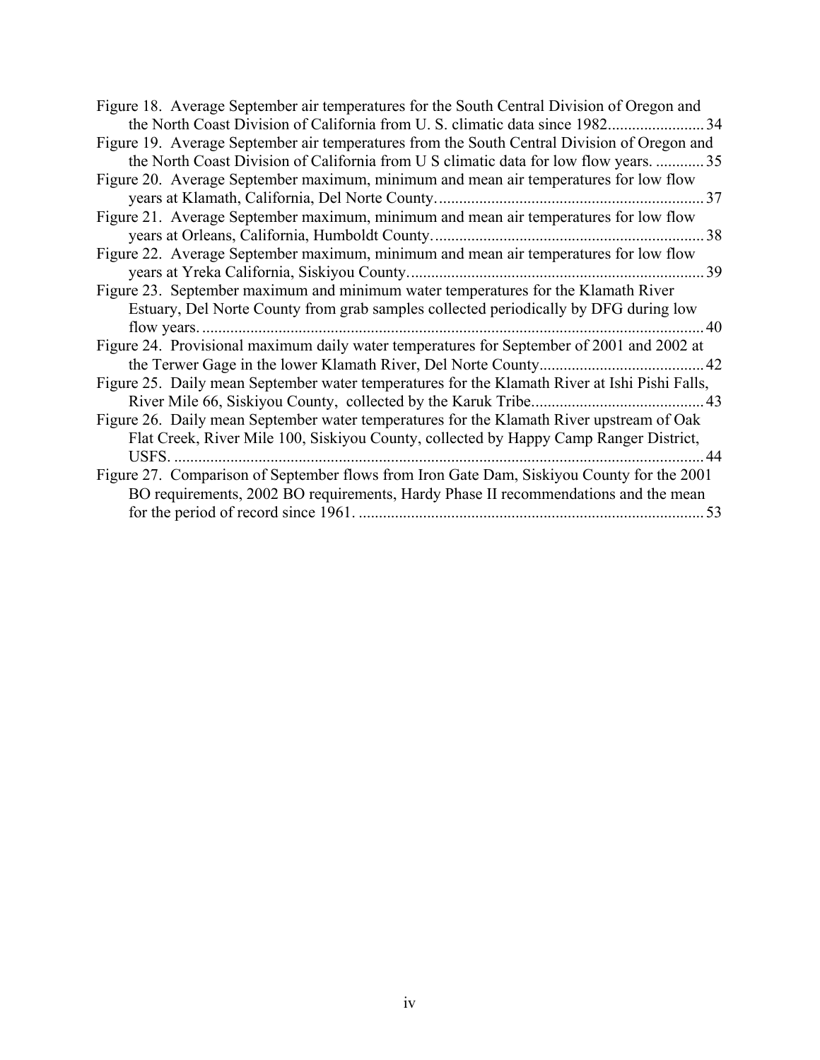Figure 18. Average September air temperatures for the South Central Division of Oregon and the North Coast Division of California from U. S. climatic data since 1982........................ 34

Figure 19. Average September air temperatures from the South Central Division of Oregon and the North Coast Division of California from U S climatic data for low flow years. ............ 35

Figure 20. Average September maximum, minimum and mean air temperatures for low flow years at Klamath, California, Del Norte County................................................................... 37

Figure 21. Average September maximum, minimum and mean air temperatures for low flow years at Orleans, California, Humboldt County................................................................... 38

Figure 22. Average September maximum, minimum and mean air temperatures for low flow years at Yreka California, Siskiyou County......................................................................... 39

Figure 23. September maximum and minimum water temperatures for the Klamath River Estuary, Del Norte County from grab samples collected periodically by DFG during low flow years. ............................................................................................................................ 40

Figure 24. Provisional maximum daily water temperatures for September of 2001 and 2002 at the Terwer Gage in the lower Klamath River, Del Norte County......................................... 42

Figure 25. Daily mean September water temperatures for the Klamath River at Ishi Pishi Falls, River Mile 66, Siskiyou County, collected by the Karuk Tribe........................................... 43

Figure 26. Daily mean September water temperatures for the Klamath River upstream of Oak Flat Creek, River Mile 100, Siskiyou County, collected by Happy Camp Ranger District, USFS. ................................................................................................................................... 44

Figure 27. Comparison of September flows from Iron Gate Dam, Siskiyou County for the 2001 BO requirements, 2002 BO requirements, Hardy Phase II recommendations and the mean for the period of record since 1961. ...................................................................................... 53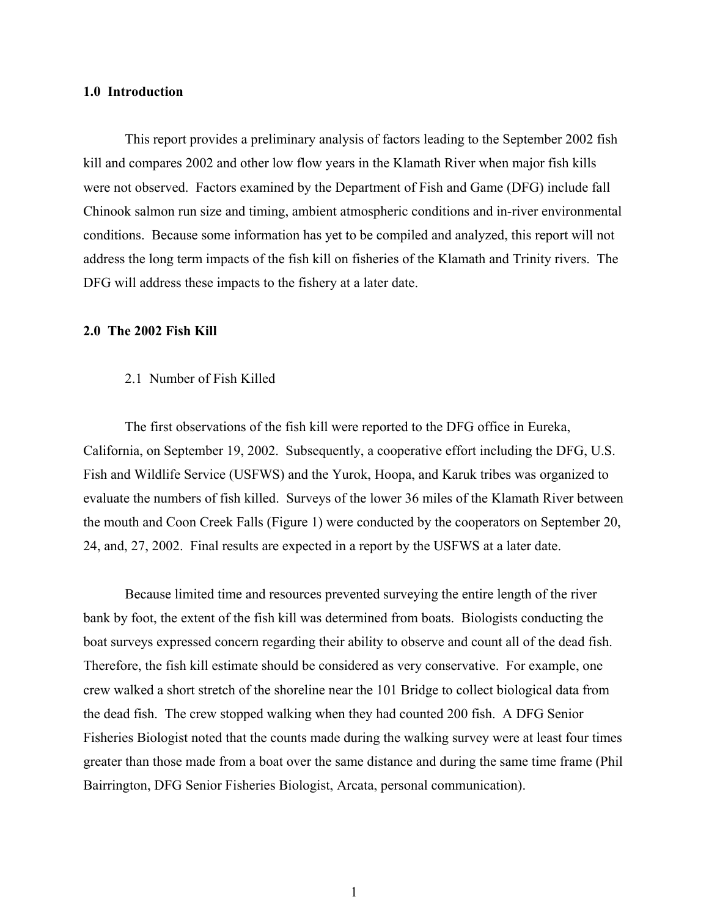## 1.0 Introduction

This report provides a preliminary analysis of factors leading to the September 2002 fish kill and compares 2002 and other low flow years in the Klamath River when major fish kills were not observed. Factors examined by the Department of Fish and Game (DFG) include fall Chinook salmon run size and timing, ambient atmospheric conditions and in-river environmental conditions. Because some information has yet to be compiled and analyzed, this report will not address the long term impacts of the fish kill on fisheries of the Klamath and Trinity rivers. The DFG will address these impacts to the fishery at a later date.

## 2.0 The 2002 Fish Kill

### 2.1 Number of Fish Killed

The first observations of the fish kill were reported to the DFG office in Eureka, California, on September 19, 2002. Subsequently, a cooperative effort including the DFG, U.S. Fish and Wildlife Service (USFWS) and the Yurok, Hoopa, and Karuk tribes was organized to evaluate the numbers of fish killed. Surveys of the lower 36 miles of the Klamath River between the mouth and Coon Creek Falls (Figure 1) were conducted by the cooperators on September 20, 24, and, 27, 2002. Final results are expected in a report by the USFWS at a later date.

Because limited time and resources prevented surveying the entire length of the river bank by foot, the extent of the fish kill was determined from boats. Biologists conducting the boat surveys expressed concern regarding their ability to observe and count all of the dead fish. Therefore, the fish kill estimate should be considered as very conservative. For example, one crew walked a short stretch of the shoreline near the 101 Bridge to collect biological data from the dead fish. The crew stopped walking when they had counted 200 fish. A DFG Senior Fisheries Biologist noted that the counts made during the walking survey were at least four times greater than those made from a boat over the same distance and during the same time frame (Phil Bairrington, DFG Senior Fisheries Biologist, Arcata, personal communication).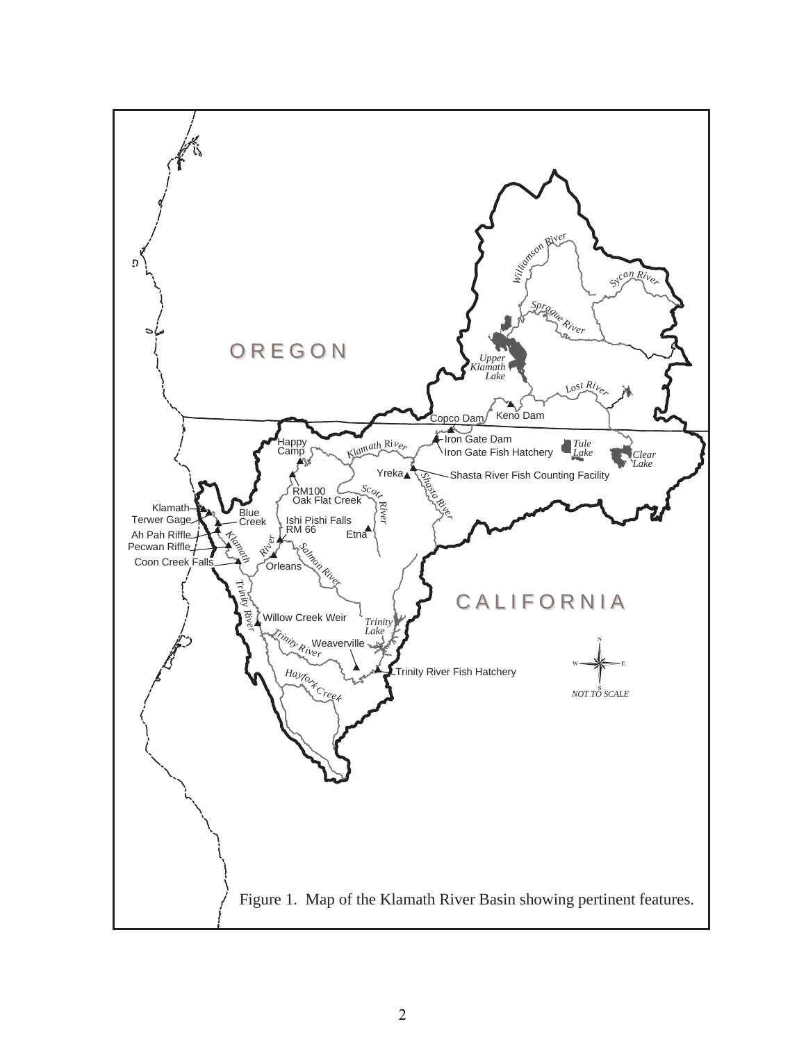Figure 1. Map of the Klamath River Basin showing pertinent features.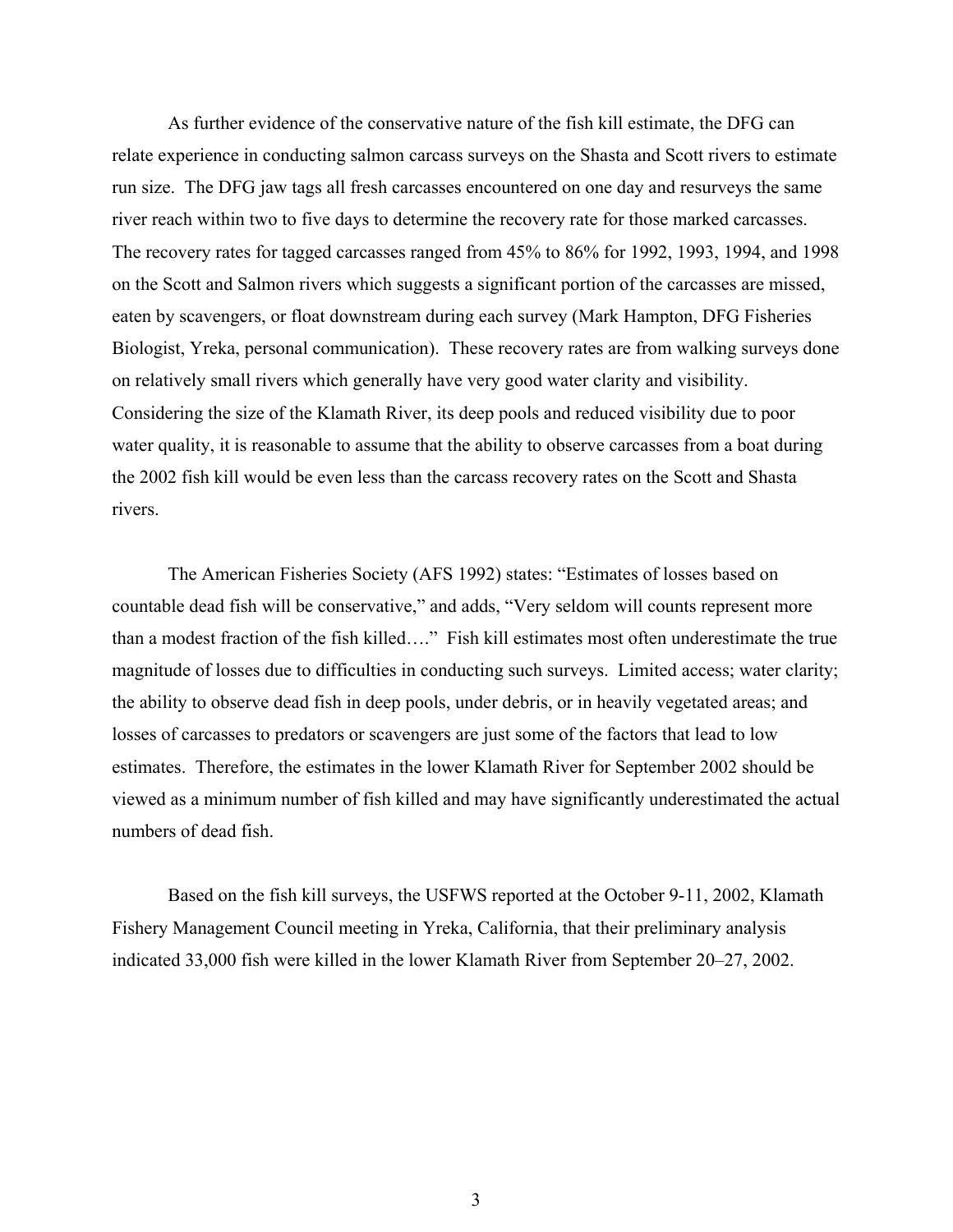As further evidence of the conservative nature of the fish kill estimate, the DFG can relate experience in conducting salmon carcass surveys on the Shasta and Scott rivers to estimate run size. The DFG jaw tags all fresh carcasses encountered on one day and resurveys the same river reach within two to five days to determine the recovery rate for those marked carcasses. The recovery rates for tagged carcasses ranged from 45% to 86% for 1992, 1993, 1994, and 1998 on the Scott and Salmon rivers which suggests a significant portion of the carcasses are missed, eaten by scavengers, or float downstream during each survey (Mark Hampton, DFG Fisheries Biologist, Yreka, personal communication). These recovery rates are from walking surveys done on relatively small rivers which generally have very good water clarity and visibility. Considering the size of the Klamath River, its deep pools and reduced visibility due to poor water quality, it is reasonable to assume that the ability to observe carcasses from a boat during the 2002 fish kill would be even less than the carcass recovery rates on the Scott and Shasta rivers.

The American Fisheries Society (AFS 1992) states: "Estimates of losses based on countable dead fish will be conservative," and adds, "Very seldom will counts represent more than a modest fraction of the fish killed…." Fish kill estimates most often underestimate the true magnitude of losses due to difficulties in conducting such surveys. Limited access; water clarity; the ability to observe dead fish in deep pools, under debris, or in heavily vegetated areas; and losses of carcasses to predators or scavengers are just some of the factors that lead to low estimates. Therefore, the estimates in the lower Klamath River for September 2002 should be viewed as a minimum number of fish killed and may have significantly underestimated the actual numbers of dead fish.

Based on the fish kill surveys, the USFWS reported at the October 9-11, 2002, Klamath Fishery Management Council meeting in Yreka, California, that their preliminary analysis indicated 33,000 fish were killed in the lower Klamath River from September 20–27, 2002.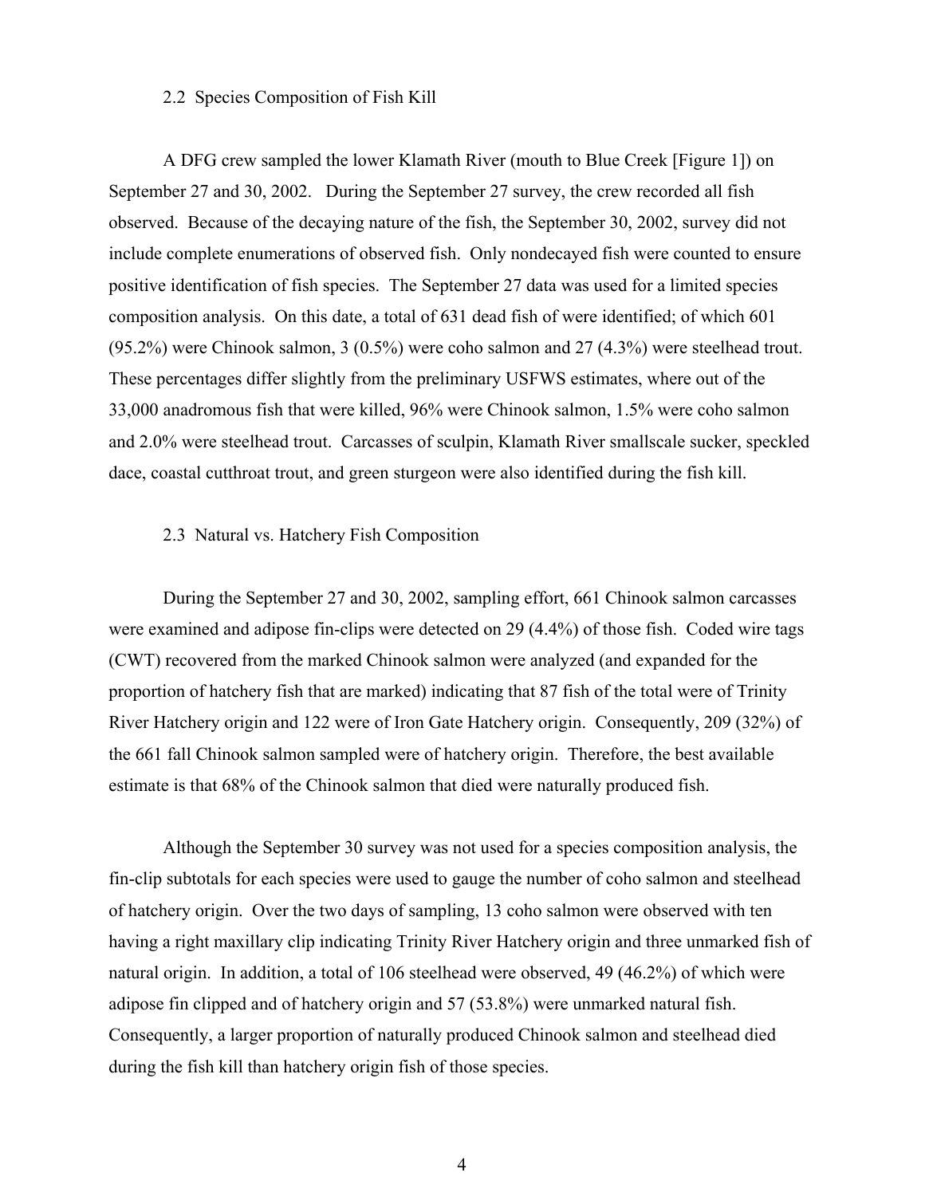### 2.2 Species Composition of Fish Kill

A DFG crew sampled the lower Klamath River (mouth to Blue Creek [Figure 1]) on September 27 and 30, 2002. During the September 27 survey, the crew recorded all fish observed. Because of the decaying nature of the fish, the September 30, 2002, survey did not include complete enumerations of observed fish. Only nondecayed fish were counted to ensure positive identification of fish species. The September 27 data was used for a limited species composition analysis. On this date, a total of 631 dead fish of were identified; of which 601 (95.2%) were Chinook salmon, 3 (0.5%) were coho salmon and 27 (4.3%) were steelhead trout. These percentages differ slightly from the preliminary USFWS estimates, where out of the 33,000 anadromous fish that were killed, 96% were Chinook salmon, 1.5% were coho salmon and 2.0% were steelhead trout. Carcasses of sculpin, Klamath River smallscale sucker, speckled dace, coastal cutthroat trout, and green sturgeon were also identified during the fish kill.

### 2.3 Natural vs. Hatchery Fish Composition

During the September 27 and 30, 2002, sampling effort, 661 Chinook salmon carcasses were examined and adipose fin-clips were detected on 29 (4.4%) of those fish. Coded wire tags (CWT) recovered from the marked Chinook salmon were analyzed (and expanded for the proportion of hatchery fish that are marked) indicating that 87 fish of the total were of Trinity River Hatchery origin and 122 were of Iron Gate Hatchery origin. Consequently, 209 (32%) of the 661 fall Chinook salmon sampled were of hatchery origin. Therefore, the best available estimate is that 68% of the Chinook salmon that died were naturally produced fish.

Although the September 30 survey was not used for a species composition analysis, the fin-clip subtotals for each species were used to gauge the number of coho salmon and steelhead of hatchery origin. Over the two days of sampling, 13 coho salmon were observed with ten having a right maxillary clip indicating Trinity River Hatchery origin and three unmarked fish of natural origin. In addition, a total of 106 steelhead were observed, 49 (46.2%) of which were adipose fin clipped and of hatchery origin and 57 (53.8%) were unmarked natural fish. Consequently, a larger proportion of naturally produced Chinook salmon and steelhead died during the fish kill than hatchery origin fish of those species.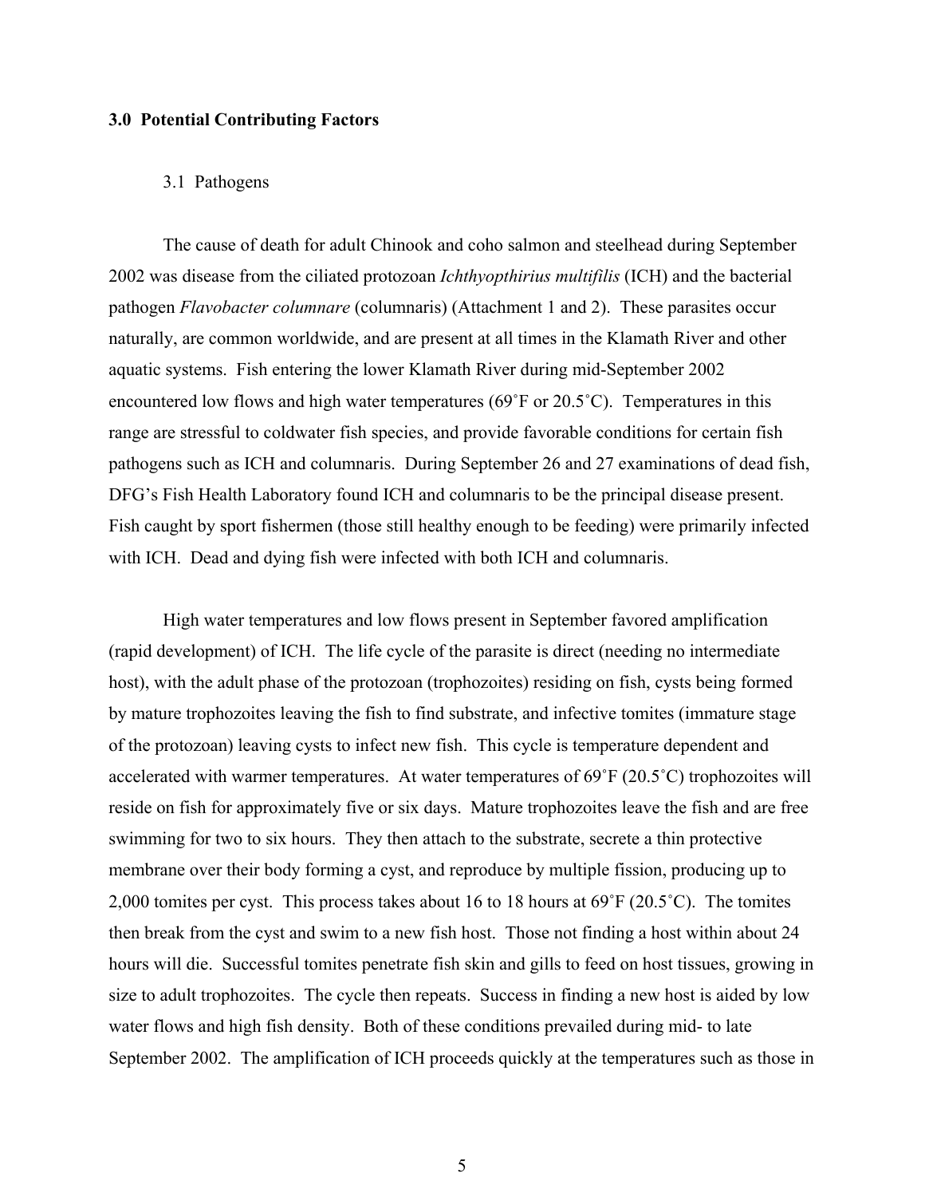## 3.0 Potential Contributing Factors

### 3.1 Pathogens

The cause of death for adult Chinook and coho salmon and steelhead during September 2002 was disease from the ciliated protozoan *Ichthyopthirius multifilis* (ICH) and the bacterial pathogen *Flavobacter columnare* (columnaris) (Attachment 1 and 2). These parasites occur naturally, are common worldwide, and are present at all times in the Klamath River and other aquatic systems. Fish entering the lower Klamath River during mid-September 2002 encountered low flows and high water temperatures (69˚F or 20.5˚C). Temperatures in this range are stressful to coldwater fish species, and provide favorable conditions for certain fish pathogens such as ICH and columnaris. During September 26 and 27 examinations of dead fish, DFG's Fish Health Laboratory found ICH and columnaris to be the principal disease present. Fish caught by sport fishermen (those still healthy enough to be feeding) were primarily infected with ICH. Dead and dying fish were infected with both ICH and columnaris.

High water temperatures and low flows present in September favored amplification (rapid development) of ICH. The life cycle of the parasite is direct (needing no intermediate host), with the adult phase of the protozoan (trophozoites) residing on fish, cysts being formed by mature trophozoites leaving the fish to find substrate, and infective tomites (immature stage of the protozoan) leaving cysts to infect new fish. This cycle is temperature dependent and accelerated with warmer temperatures. At water temperatures of 69˚F (20.5˚C) trophozoites will reside on fish for approximately five or six days. Mature trophozoites leave the fish and are free swimming for two to six hours. They then attach to the substrate, secrete a thin protective membrane over their body forming a cyst, and reproduce by multiple fission, producing up to 2,000 tomites per cyst. This process takes about 16 to 18 hours at 69˚F (20.5˚C). The tomites then break from the cyst and swim to a new fish host. Those not finding a host within about 24 hours will die. Successful tomites penetrate fish skin and gills to feed on host tissues, growing in size to adult trophozoites. The cycle then repeats. Success in finding a new host is aided by low water flows and high fish density. Both of these conditions prevailed during mid- to late September 2002. The amplification of ICH proceeds quickly at the temperatures such as those in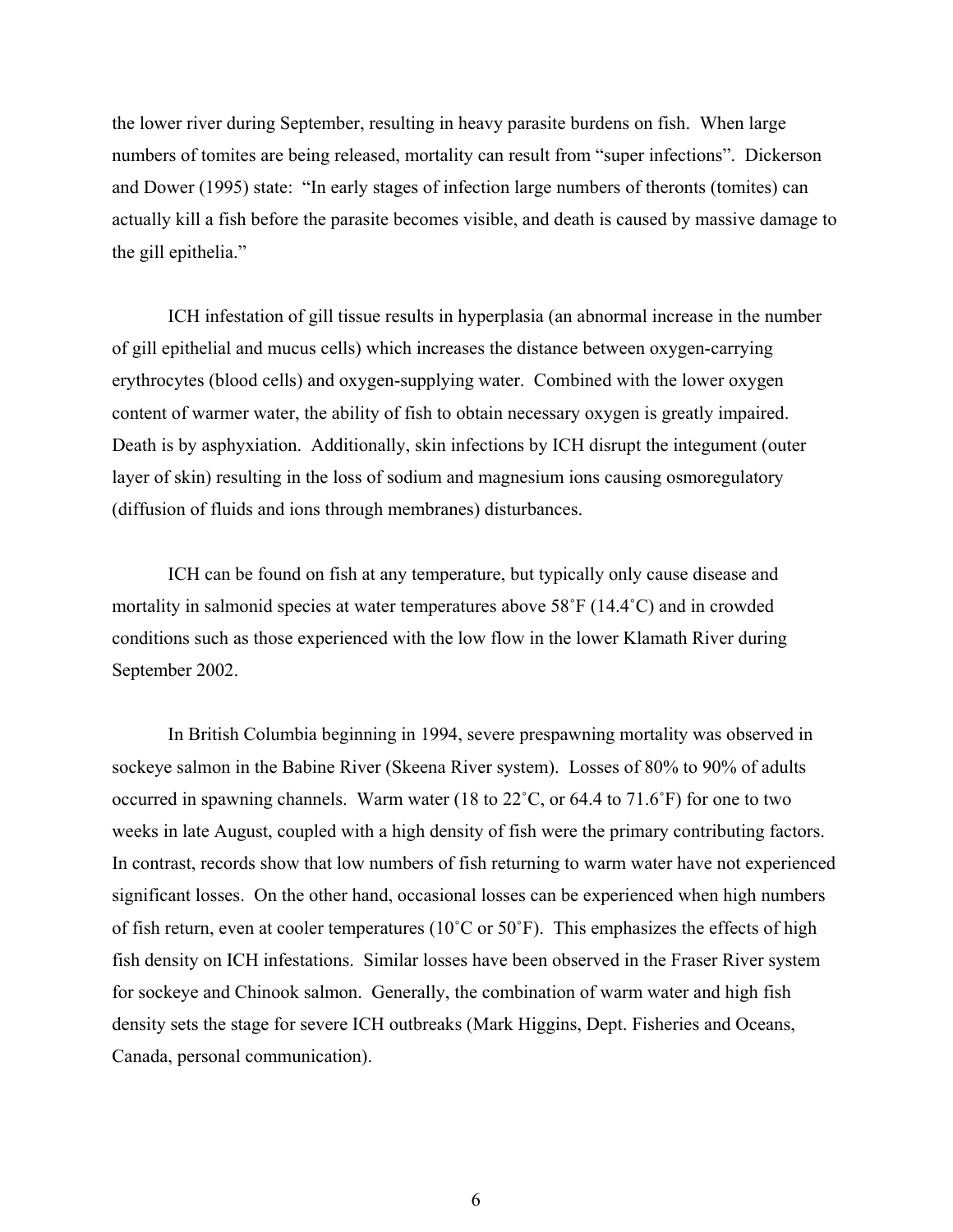the lower river during September, resulting in heavy parasite burdens on fish. When large numbers of tomites are being released, mortality can result from "super infections". Dickerson and Dower (1995) state: "In early stages of infection large numbers of theronts (tomites) can actually kill a fish before the parasite becomes visible, and death is caused by massive damage to the gill epithelia."

ICH infestation of gill tissue results in hyperplasia (an abnormal increase in the number of gill epithelial and mucus cells) which increases the distance between oxygen-carrying erythrocytes (blood cells) and oxygen-supplying water. Combined with the lower oxygen content of warmer water, the ability of fish to obtain necessary oxygen is greatly impaired. Death is by asphyxiation. Additionally, skin infections by ICH disrupt the integument (outer layer of skin) resulting in the loss of sodium and magnesium ions causing osmoregulatory (diffusion of fluids and ions through membranes) disturbances.

ICH can be found on fish at any temperature, but typically only cause disease and mortality in salmonid species at water temperatures above 58˚F (14.4˚C) and in crowded conditions such as those experienced with the low flow in the lower Klamath River during September 2002.

In British Columbia beginning in 1994, severe prespawning mortality was observed in sockeye salmon in the Babine River (Skeena River system). Losses of 80% to 90% of adults occurred in spawning channels. Warm water (18 to 22˚C, or 64.4 to 71.6˚F) for one to two weeks in late August, coupled with a high density of fish were the primary contributing factors. In contrast, records show that low numbers of fish returning to warm water have not experienced significant losses. On the other hand, occasional losses can be experienced when high numbers of fish return, even at cooler temperatures (10˚C or 50˚F). This emphasizes the effects of high fish density on ICH infestations. Similar losses have been observed in the Fraser River system for sockeye and Chinook salmon. Generally, the combination of warm water and high fish density sets the stage for severe ICH outbreaks (Mark Higgins, Dept. Fisheries and Oceans, Canada, personal communication).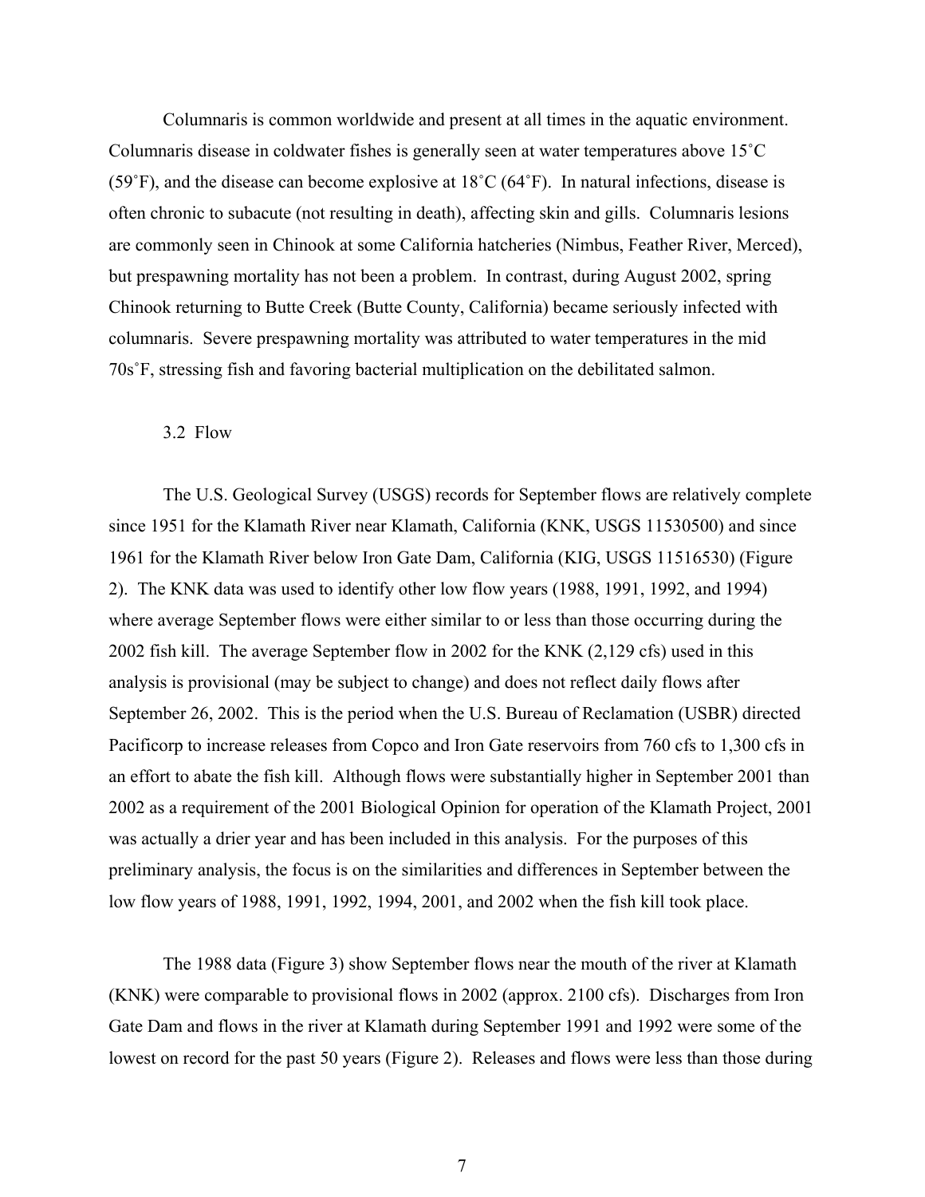Columnaris is common worldwide and present at all times in the aquatic environment. Columnaris disease in coldwater fishes is generally seen at water temperatures above 15˚C (59˚F), and the disease can become explosive at 18˚C (64˚F). In natural infections, disease is often chronic to subacute (not resulting in death), affecting skin and gills. Columnaris lesions are commonly seen in Chinook at some California hatcheries (Nimbus, Feather River, Merced), but prespawning mortality has not been a problem. In contrast, during August 2002, spring Chinook returning to Butte Creek (Butte County, California) became seriously infected with columnaris. Severe prespawning mortality was attributed to water temperatures in the mid 70s˚F, stressing fish and favoring bacterial multiplication on the debilitated salmon.

### 3.2 Flow

The U.S. Geological Survey (USGS) records for September flows are relatively complete since 1951 for the Klamath River near Klamath, California (KNK, USGS 11530500) and since 1961 for the Klamath River below Iron Gate Dam, California (KIG, USGS 11516530) (Figure 2). The KNK data was used to identify other low flow years (1988, 1991, 1992, and 1994) where average September flows were either similar to or less than those occurring during the 2002 fish kill. The average September flow in 2002 for the KNK (2,129 cfs) used in this analysis is provisional (may be subject to change) and does not reflect daily flows after September 26, 2002. This is the period when the U.S. Bureau of Reclamation (USBR) directed Pacificorp to increase releases from Copco and Iron Gate reservoirs from 760 cfs to 1,300 cfs in an effort to abate the fish kill. Although flows were substantially higher in September 2001 than 2002 as a requirement of the 2001 Biological Opinion for operation of the Klamath Project, 2001 was actually a drier year and has been included in this analysis. For the purposes of this preliminary analysis, the focus is on the similarities and differences in September between the low flow years of 1988, 1991, 1992, 1994, 2001, and 2002 when the fish kill took place.

The 1988 data (Figure 3) show September flows near the mouth of the river at Klamath (KNK) were comparable to provisional flows in 2002 (approx. 2100 cfs). Discharges from Iron Gate Dam and flows in the river at Klamath during September 1991 and 1992 were some of the lowest on record for the past 50 years (Figure 2). Releases and flows were less than those during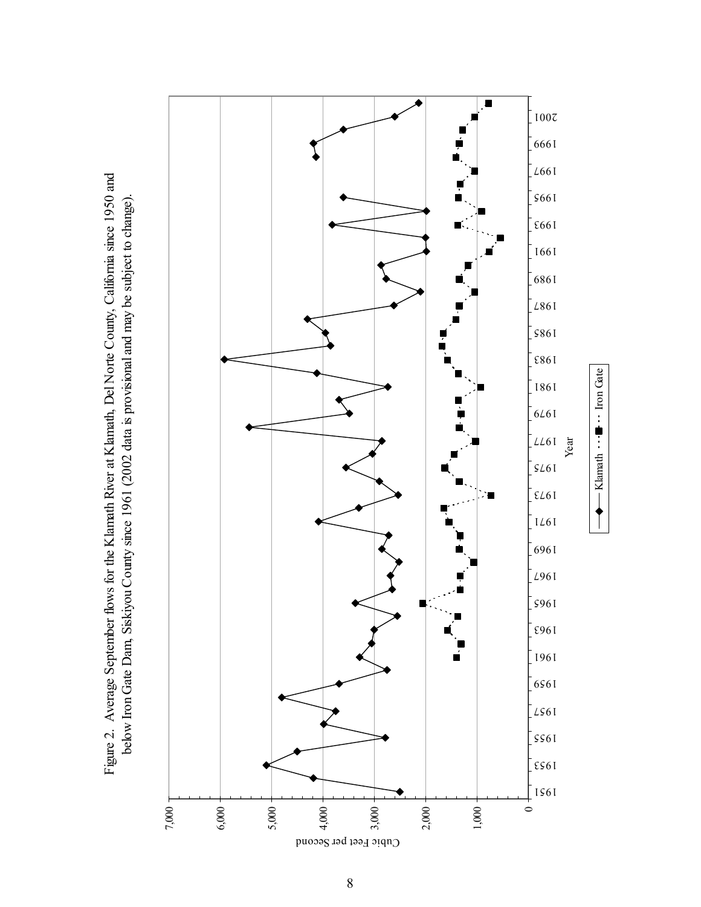Figure 2. Average September flows for the Klamath River at Klamath, Del Norte County, California since 1950 and below Iron Gate Dam, Siskiyou County since 1961 (2002 data is provisional and may be subject to change).

Cubic Feet per Second

Year

Klamath — Iron Gate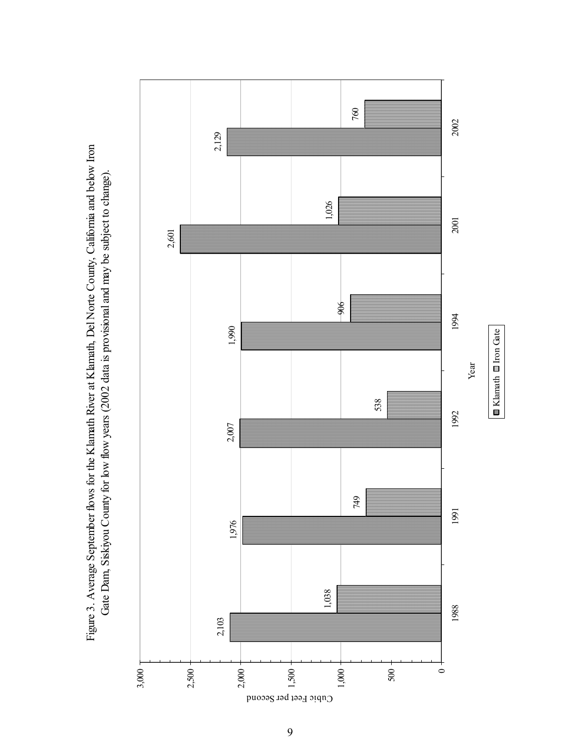Figure 3. Average September flows for the Klamath River at Klamath, Del Norte County, California and below Iron Gate Dam, Siskiyou County for low flow years (2002 data is provisional and may be subject to change).

| Year | Klamath (Cubic Feet per Second) | Iron Gate (Cubic Feet per Second) |
|---|---|---|
| 1988 | 2,103 | 1,038 |
| 1991 | 1,976 | 749 |
| 1992 | 2,007 | 538 |
| 1994 | 1,990 | 906 |
| 2001 | 2,601 | 1,026 |
| 2002 | 2,129 | 760 |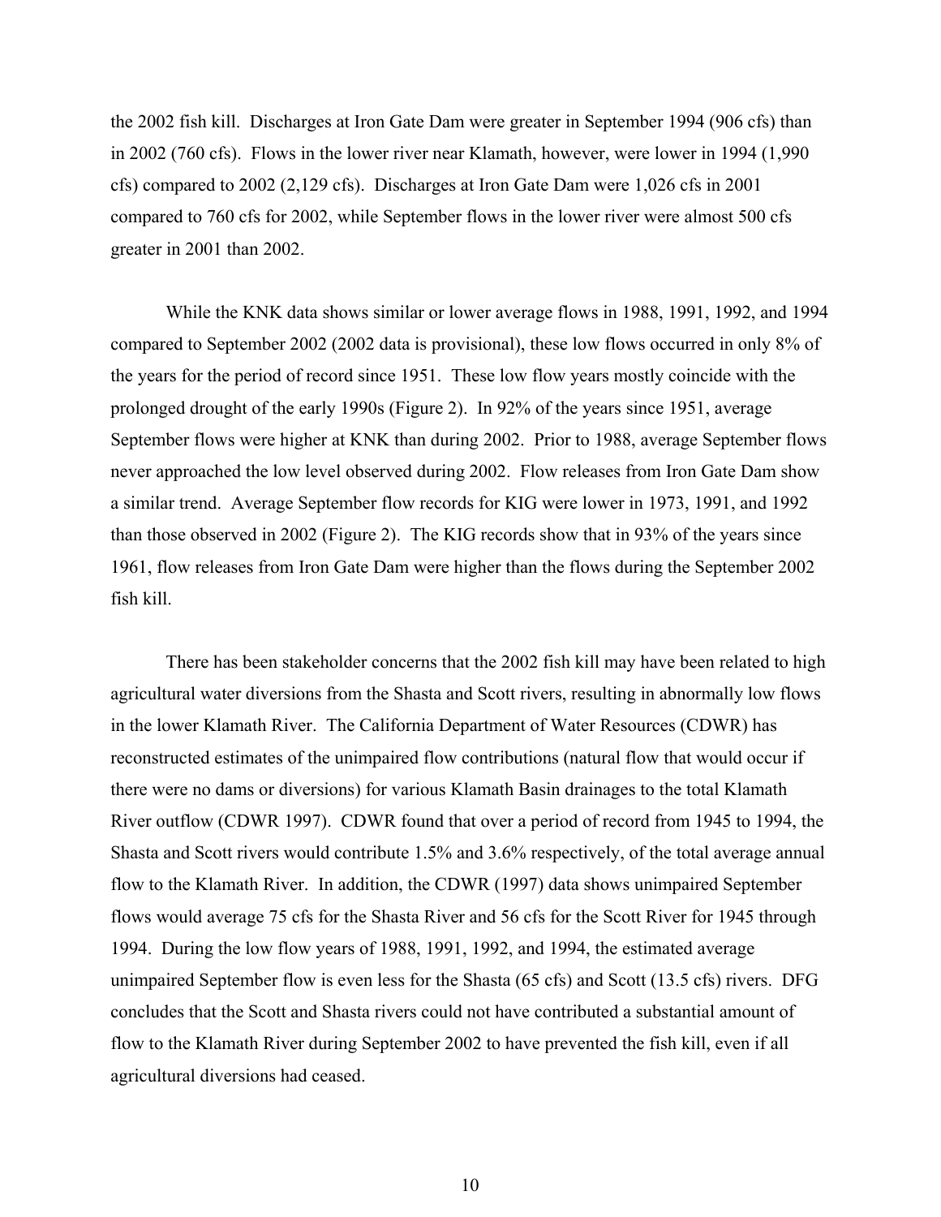the 2002 fish kill. Discharges at Iron Gate Dam were greater in September 1994 (906 cfs) than in 2002 (760 cfs). Flows in the lower river near Klamath, however, were lower in 1994 (1,990 cfs) compared to 2002 (2,129 cfs). Discharges at Iron Gate Dam were 1,026 cfs in 2001 compared to 760 cfs for 2002, while September flows in the lower river were almost 500 cfs greater in 2001 than 2002.

While the KNK data shows similar or lower average flows in 1988, 1991, 1992, and 1994 compared to September 2002 (2002 data is provisional), these low flows occurred in only 8% of the years for the period of record since 1951. These low flow years mostly coincide with the prolonged drought of the early 1990s (Figure 2). In 92% of the years since 1951, average September flows were higher at KNK than during 2002. Prior to 1988, average September flows never approached the low level observed during 2002. Flow releases from Iron Gate Dam show a similar trend. Average September flow records for KIG were lower in 1973, 1991, and 1992 than those observed in 2002 (Figure 2). The KIG records show that in 93% of the years since 1961, flow releases from Iron Gate Dam were higher than the flows during the September 2002 fish kill.

There has been stakeholder concerns that the 2002 fish kill may have been related to high agricultural water diversions from the Shasta and Scott rivers, resulting in abnormally low flows in the lower Klamath River. The California Department of Water Resources (CDWR) has reconstructed estimates of the unimpaired flow contributions (natural flow that would occur if there were no dams or diversions) for various Klamath Basin drainages to the total Klamath River outflow (CDWR 1997). CDWR found that over a period of record from 1945 to 1994, the Shasta and Scott rivers would contribute 1.5% and 3.6% respectively, of the total average annual flow to the Klamath River. In addition, the CDWR (1997) data shows unimpaired September flows would average 75 cfs for the Shasta River and 56 cfs for the Scott River for 1945 through 1994. During the low flow years of 1988, 1991, 1992, and 1994, the estimated average unimpaired September flow is even less for the Shasta (65 cfs) and Scott (13.5 cfs) rivers. DFG concludes that the Scott and Shasta rivers could not have contributed a substantial amount of flow to the Klamath River during September 2002 to have prevented the fish kill, even if all agricultural diversions had ceased.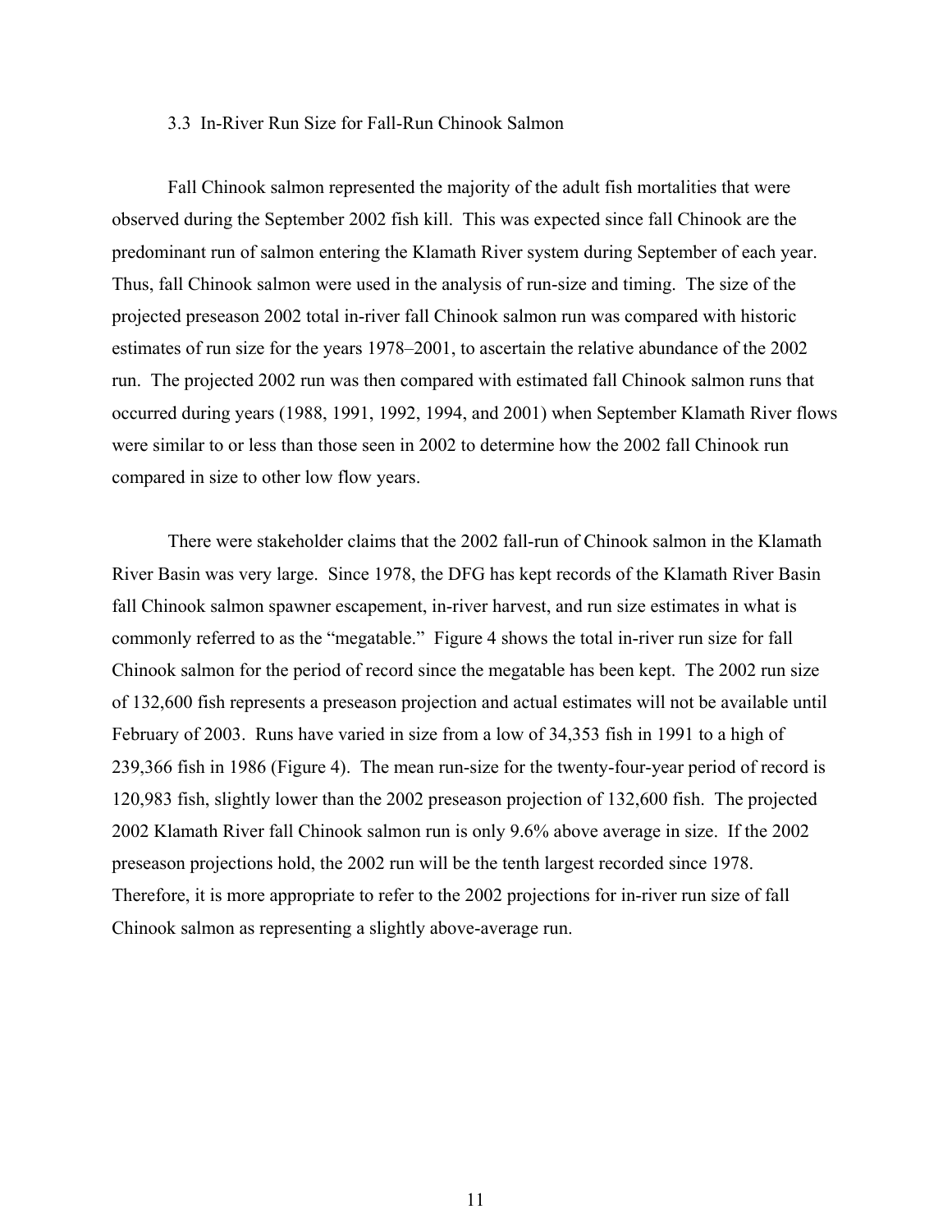### 3.3 In-River Run Size for Fall-Run Chinook Salmon

Fall Chinook salmon represented the majority of the adult fish mortalities that were observed during the September 2002 fish kill. This was expected since fall Chinook are the predominant run of salmon entering the Klamath River system during September of each year. Thus, fall Chinook salmon were used in the analysis of run-size and timing. The size of the projected preseason 2002 total in-river fall Chinook salmon run was compared with historic estimates of run size for the years 1978–2001, to ascertain the relative abundance of the 2002 run. The projected 2002 run was then compared with estimated fall Chinook salmon runs that occurred during years (1988, 1991, 1992, 1994, and 2001) when September Klamath River flows were similar to or less than those seen in 2002 to determine how the 2002 fall Chinook run compared in size to other low flow years.

There were stakeholder claims that the 2002 fall-run of Chinook salmon in the Klamath River Basin was very large. Since 1978, the DFG has kept records of the Klamath River Basin fall Chinook salmon spawner escapement, in-river harvest, and run size estimates in what is commonly referred to as the "megatable." Figure 4 shows the total in-river run size for fall Chinook salmon for the period of record since the megatable has been kept. The 2002 run size of 132,600 fish represents a preseason projection and actual estimates will not be available until February of 2003. Runs have varied in size from a low of 34,353 fish in 1991 to a high of 239,366 fish in 1986 (Figure 4). The mean run-size for the twenty-four-year period of record is 120,983 fish, slightly lower than the 2002 preseason projection of 132,600 fish. The projected 2002 Klamath River fall Chinook salmon run is only 9.6% above average in size. If the 2002 preseason projections hold, the 2002 run will be the tenth largest recorded since 1978. Therefore, it is more appropriate to refer to the 2002 projections for in-river run size of fall Chinook salmon as representing a slightly above-average run.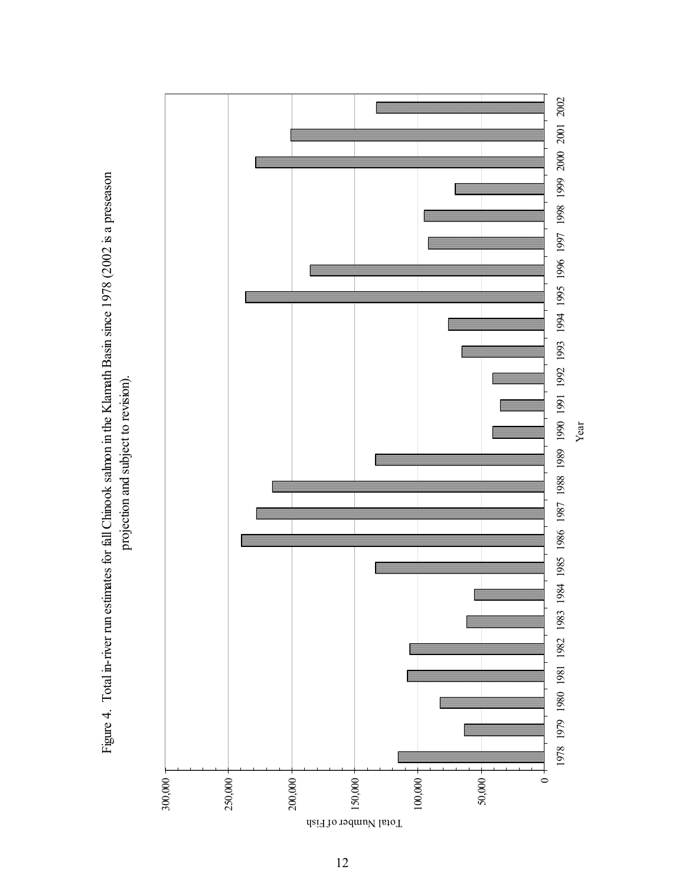Figure 4. Total in-river run estimates for fall Chinook salmon in the Klamath Basin since 1978 (2002 is a preseason projection and subject to revision).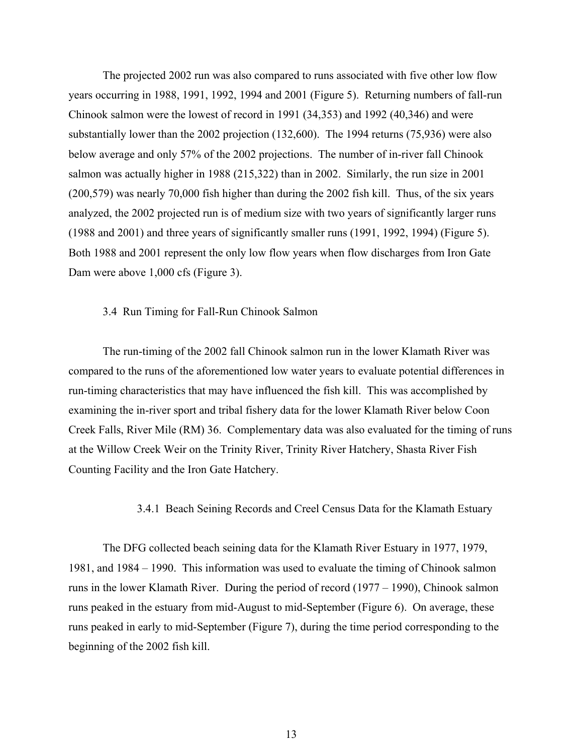The projected 2002 run was also compared to runs associated with five other low flow years occurring in 1988, 1991, 1992, 1994 and 2001 (Figure 5). Returning numbers of fall-run Chinook salmon were the lowest of record in 1991 (34,353) and 1992 (40,346) and were substantially lower than the 2002 projection (132,600). The 1994 returns (75,936) were also below average and only 57% of the 2002 projections. The number of in-river fall Chinook salmon was actually higher in 1988 (215,322) than in 2002. Similarly, the run size in 2001 (200,579) was nearly 70,000 fish higher than during the 2002 fish kill. Thus, of the six years analyzed, the 2002 projected run is of medium size with two years of significantly larger runs (1988 and 2001) and three years of significantly smaller runs (1991, 1992, 1994) (Figure 5). Both 1988 and 2001 represent the only low flow years when flow discharges from Iron Gate Dam were above 1,000 cfs (Figure 3).

## 3.4 Run Timing for Fall-Run Chinook Salmon

The run-timing of the 2002 fall Chinook salmon run in the lower Klamath River was compared to the runs of the aforementioned low water years to evaluate potential differences in run-timing characteristics that may have influenced the fish kill. This was accomplished by examining the in-river sport and tribal fishery data for the lower Klamath River below Coon Creek Falls, River Mile (RM) 36. Complementary data was also evaluated for the timing of runs at the Willow Creek Weir on the Trinity River, Trinity River Hatchery, Shasta River Fish Counting Facility and the Iron Gate Hatchery.

### 3.4.1 Beach Seining Records and Creel Census Data for the Klamath Estuary

The DFG collected beach seining data for the Klamath River Estuary in 1977, 1979, 1981, and 1984 – 1990. This information was used to evaluate the timing of Chinook salmon runs in the lower Klamath River. During the period of record (1977 – 1990), Chinook salmon runs peaked in the estuary from mid-August to mid-September (Figure 6). On average, these runs peaked in early to mid-September (Figure 7), during the time period corresponding to the beginning of the 2002 fish kill.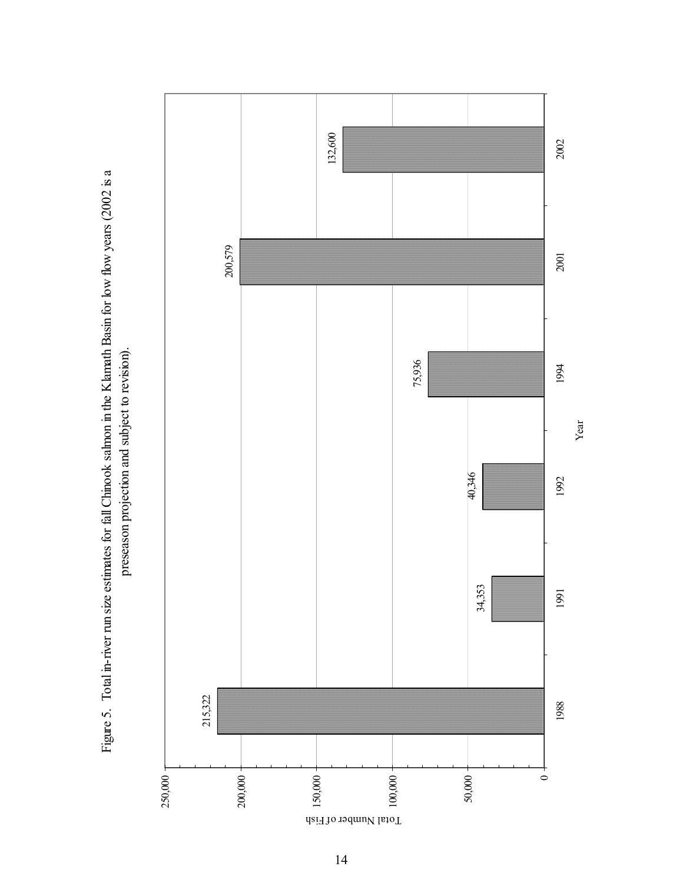Figure 5. Total in-river run size estimates for fall Chinook salmon in the Klamath Basin for low flow years (2002 is a preseason projection and subject to revision).

| Year | Total Number of Fish |
| --- | --- |
| 1988 | 215,322 |
| 1991 | 34,353 |
| 1992 | 40,346 |
| 1994 | 75,936 |
| 2001 | 200,579 |
| 2002 | 132,600 |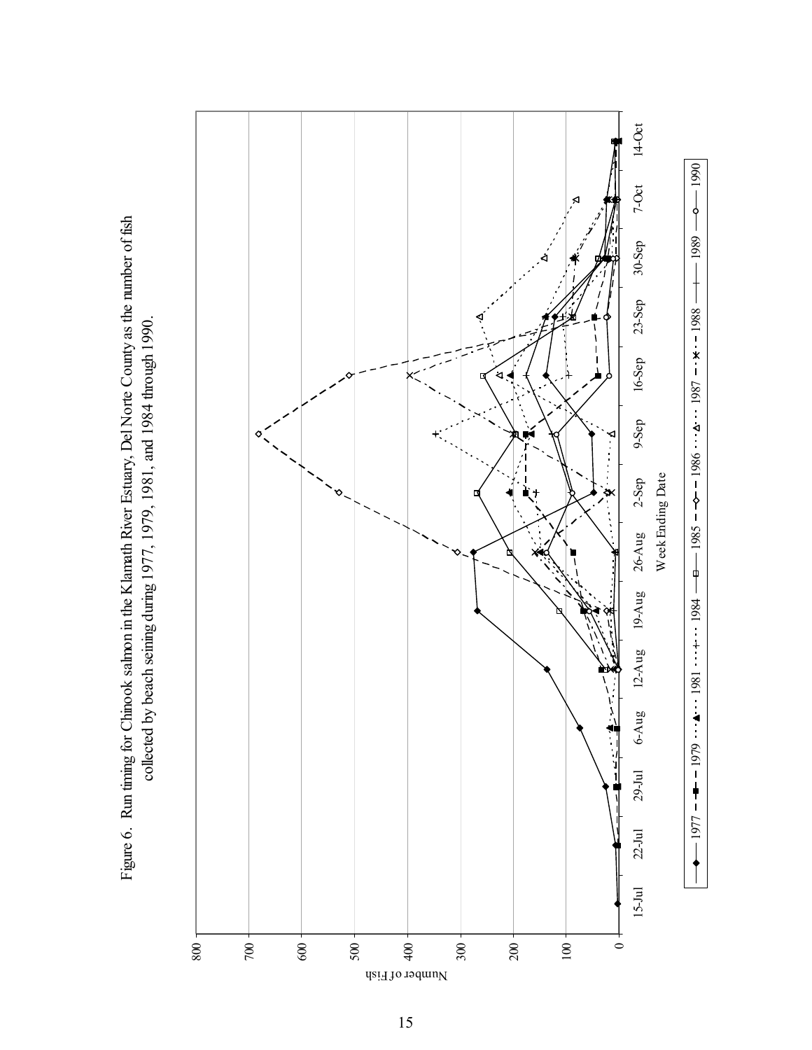Figure 6. Run timing for Chinook salmon in the Klamath River Estuary, Del Norte County as the number of fish collected by beach seining during 1977, 1979, 1981, and 1984 through 1990.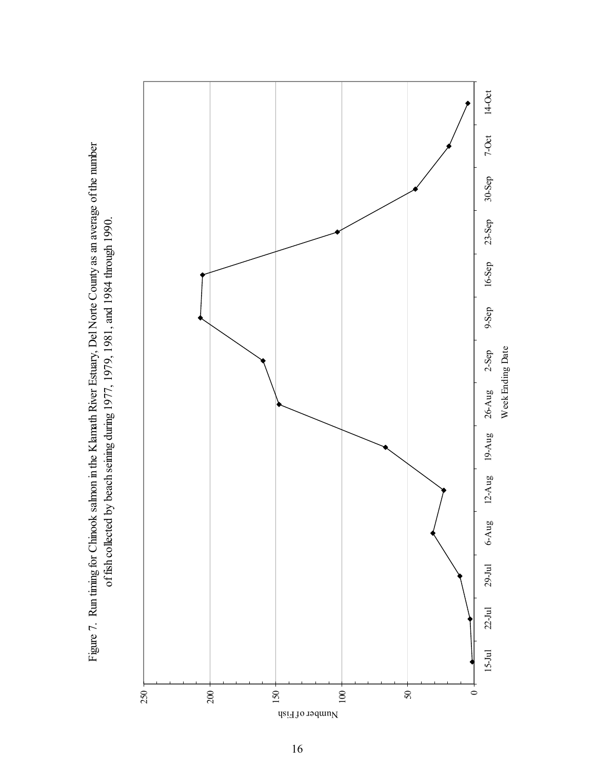Figure 7. Run timing for Chinook salmon in the Klamath River Estuary, Del Norte County as an average of the number of fish collected by beach seining during 1977, 1979, 1981, and 1984 through 1990.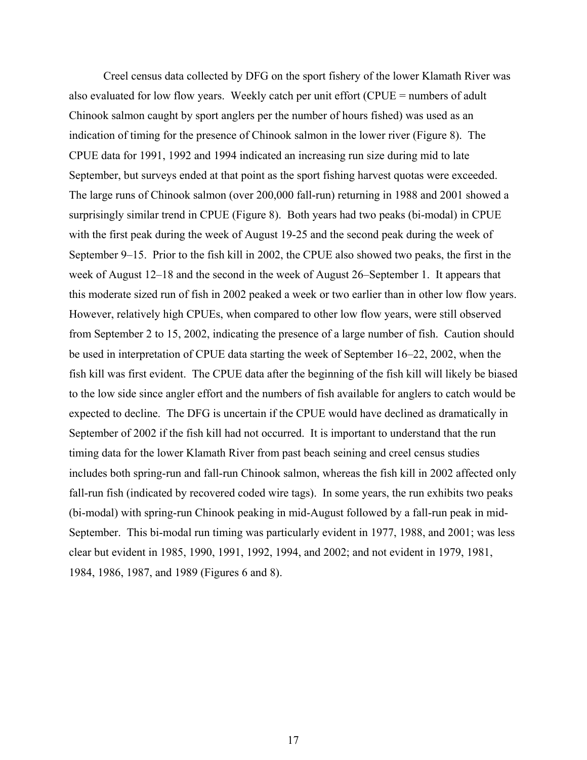Creel census data collected by DFG on the sport fishery of the lower Klamath River was also evaluated for low flow years. Weekly catch per unit effort (CPUE = numbers of adult Chinook salmon caught by sport anglers per the number of hours fished) was used as an indication of timing for the presence of Chinook salmon in the lower river (Figure 8). The CPUE data for 1991, 1992 and 1994 indicated an increasing run size during mid to late September, but surveys ended at that point as the sport fishing harvest quotas were exceeded. The large runs of Chinook salmon (over 200,000 fall-run) returning in 1988 and 2001 showed a surprisingly similar trend in CPUE (Figure 8). Both years had two peaks (bi-modal) in CPUE with the first peak during the week of August 19-25 and the second peak during the week of September 9–15. Prior to the fish kill in 2002, the CPUE also showed two peaks, the first in the week of August 12–18 and the second in the week of August 26–September 1. It appears that this moderate sized run of fish in 2002 peaked a week or two earlier than in other low flow years. However, relatively high CPUEs, when compared to other low flow years, were still observed from September 2 to 15, 2002, indicating the presence of a large number of fish. Caution should be used in interpretation of CPUE data starting the week of September 16–22, 2002, when the fish kill was first evident. The CPUE data after the beginning of the fish kill will likely be biased to the low side since angler effort and the numbers of fish available for anglers to catch would be expected to decline. The DFG is uncertain if the CPUE would have declined as dramatically in September of 2002 if the fish kill had not occurred. It is important to understand that the run timing data for the lower Klamath River from past beach seining and creel census studies includes both spring-run and fall-run Chinook salmon, whereas the fish kill in 2002 affected only fall-run fish (indicated by recovered coded wire tags). In some years, the run exhibits two peaks (bi-modal) with spring-run Chinook peaking in mid-August followed by a fall-run peak in mid-September. This bi-modal run timing was particularly evident in 1977, 1988, and 2001; was less clear but evident in 1985, 1990, 1991, 1992, 1994, and 2002; and not evident in 1979, 1981, 1984, 1986, 1987, and 1989 (Figures 6 and 8).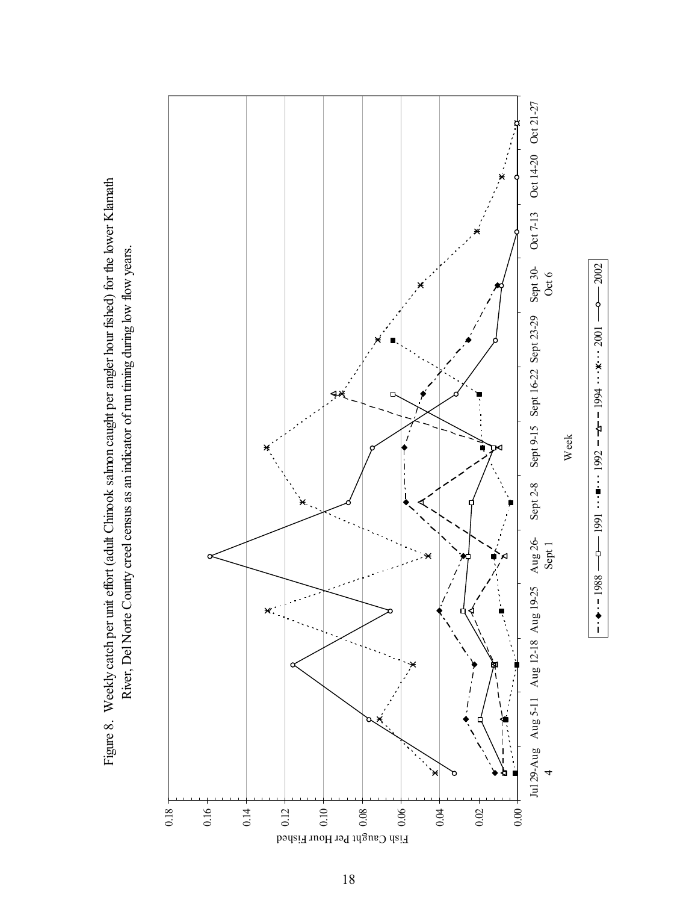Figure 8. Weekly catch per unit effort (adult Chinook salmon caught per angler hour fished) for the lower Klamath River, Del Norte County creel census as an indicator of run timing during low flow years.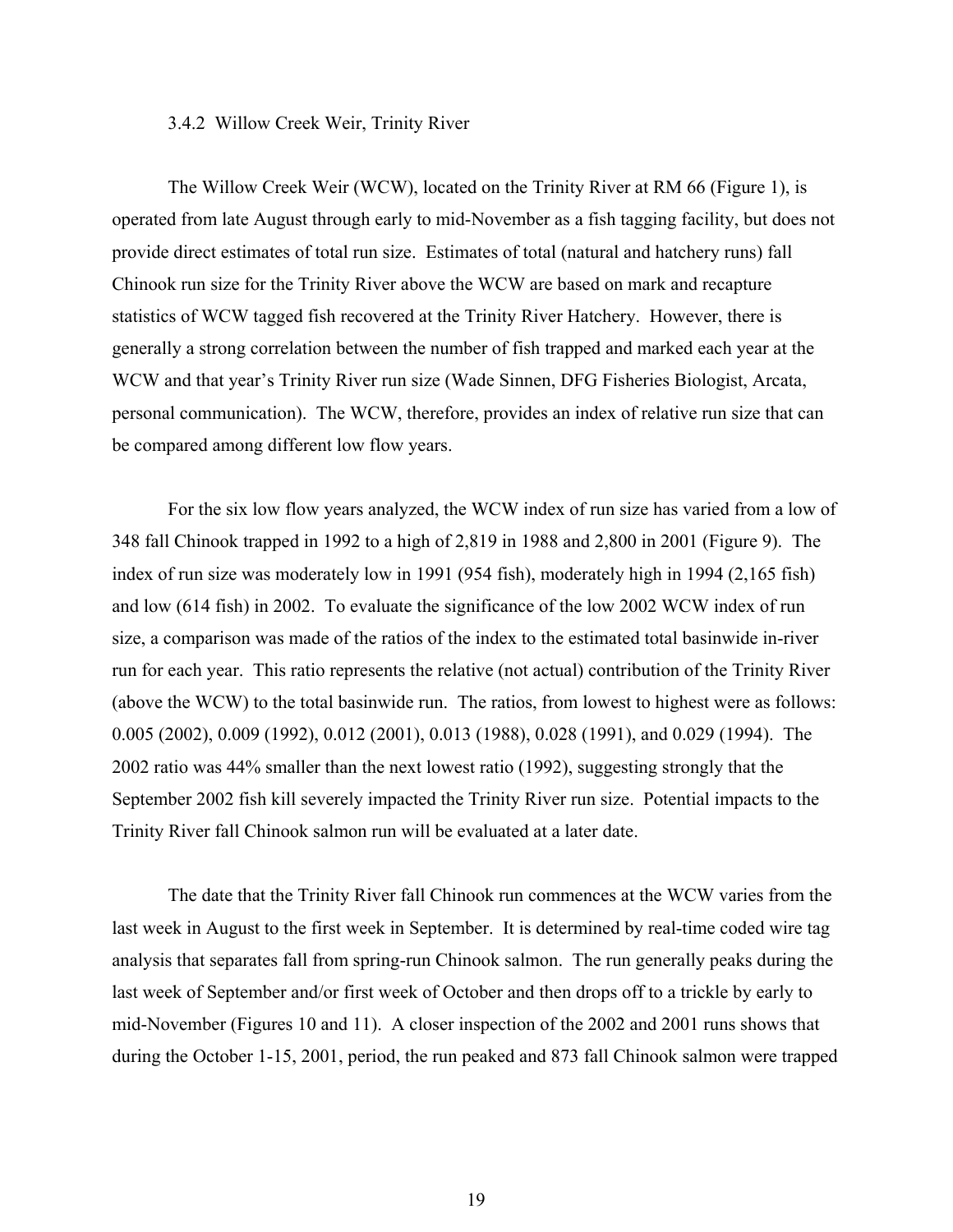### 3.4.2 Willow Creek Weir, Trinity River

The Willow Creek Weir (WCW), located on the Trinity River at RM 66 (Figure 1), is operated from late August through early to mid-November as a fish tagging facility, but does not provide direct estimates of total run size. Estimates of total (natural and hatchery runs) fall Chinook run size for the Trinity River above the WCW are based on mark and recapture statistics of WCW tagged fish recovered at the Trinity River Hatchery. However, there is generally a strong correlation between the number of fish trapped and marked each year at the WCW and that year's Trinity River run size (Wade Sinnen, DFG Fisheries Biologist, Arcata, personal communication). The WCW, therefore, provides an index of relative run size that can be compared among different low flow years.

For the six low flow years analyzed, the WCW index of run size has varied from a low of 348 fall Chinook trapped in 1992 to a high of 2,819 in 1988 and 2,800 in 2001 (Figure 9). The index of run size was moderately low in 1991 (954 fish), moderately high in 1994 (2,165 fish) and low (614 fish) in 2002. To evaluate the significance of the low 2002 WCW index of run size, a comparison was made of the ratios of the index to the estimated total basinwide in-river run for each year. This ratio represents the relative (not actual) contribution of the Trinity River (above the WCW) to the total basinwide run. The ratios, from lowest to highest were as follows: 0.005 (2002), 0.009 (1992), 0.012 (2001), 0.013 (1988), 0.028 (1991), and 0.029 (1994). The 2002 ratio was 44% smaller than the next lowest ratio (1992), suggesting strongly that the September 2002 fish kill severely impacted the Trinity River run size. Potential impacts to the Trinity River fall Chinook salmon run will be evaluated at a later date.

The date that the Trinity River fall Chinook run commences at the WCW varies from the last week in August to the first week in September. It is determined by real-time coded wire tag analysis that separates fall from spring-run Chinook salmon. The run generally peaks during the last week of September and/or first week of October and then drops off to a trickle by early to mid-November (Figures 10 and 11). A closer inspection of the 2002 and 2001 runs shows that during the October 1-15, 2001, period, the run peaked and 873 fall Chinook salmon were trapped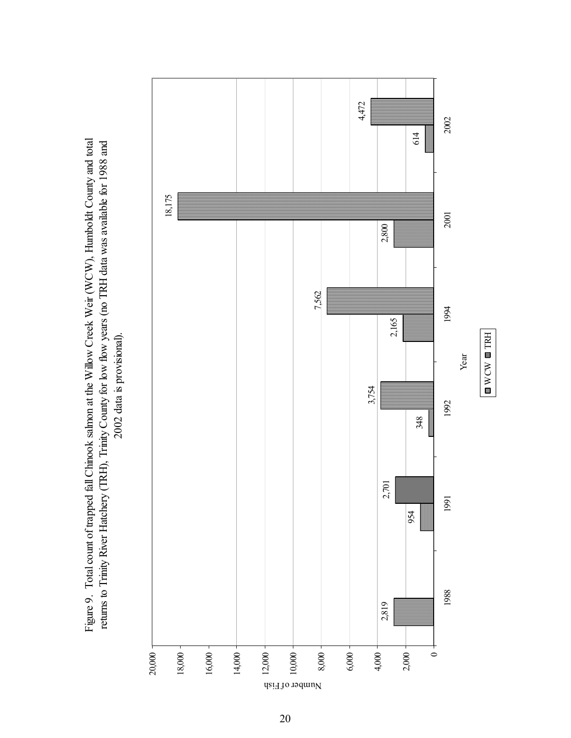Figure 9. Total count of trapped fall Chinook salmon at the Willow Creek Weir (WCW), Humboldt County and total returns to Trinity River Hatchery (TRH), Trinity County for low flow years (no TRH data was available for 1988 and 2002 data is provisional).

| Year | WCW | TRH |
|---|---|---|
| 1988 | 2,819 | |
| 1991 | 954 | 2,701 |
| 1992 | 348 | 3,754 |
| 1994 | 2,165 | 7,562 |
| 2001 | 2,800 | 18,175 |
| 2002 | 614 | 4,472 |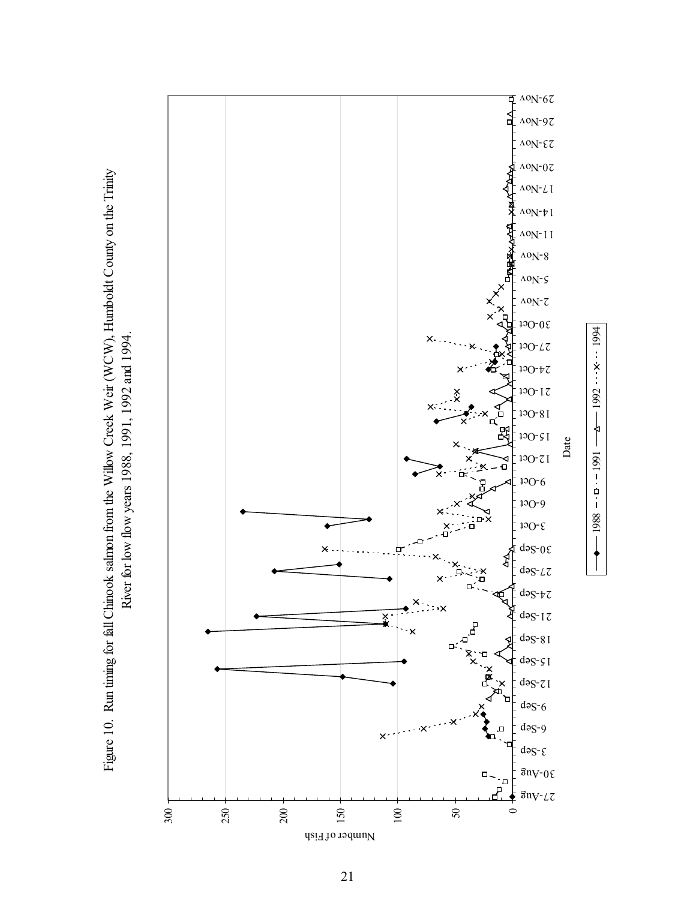Figure 10. Run timing for fall Chinook salmon from the Willow Creek Weir (WCW), Humboldt County on the Trinity River for low flow years 1988, 1991, 1992 and 1994.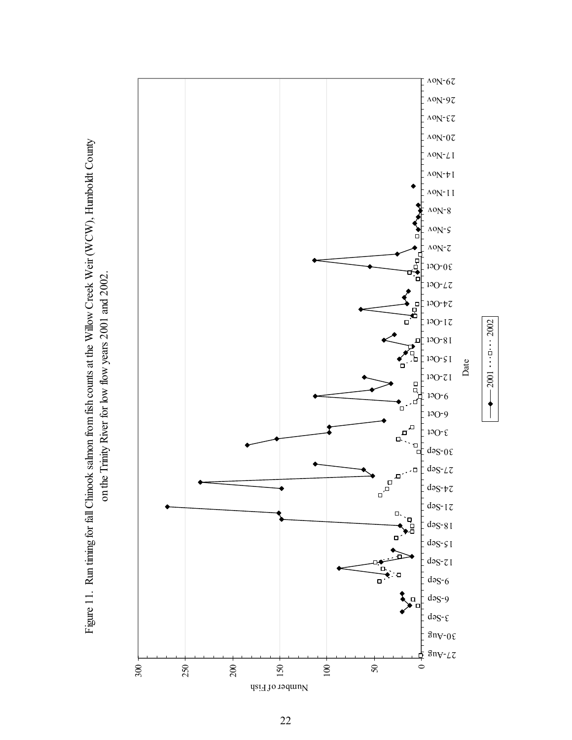Figure 11. Run timing for fall Chinook salmon from fish counts at the Willow Creek Weir (WCW), Humboldt County on the Trinity River for low flow years 2001 and 2002.

Number of Fish

Date

2001 — 2002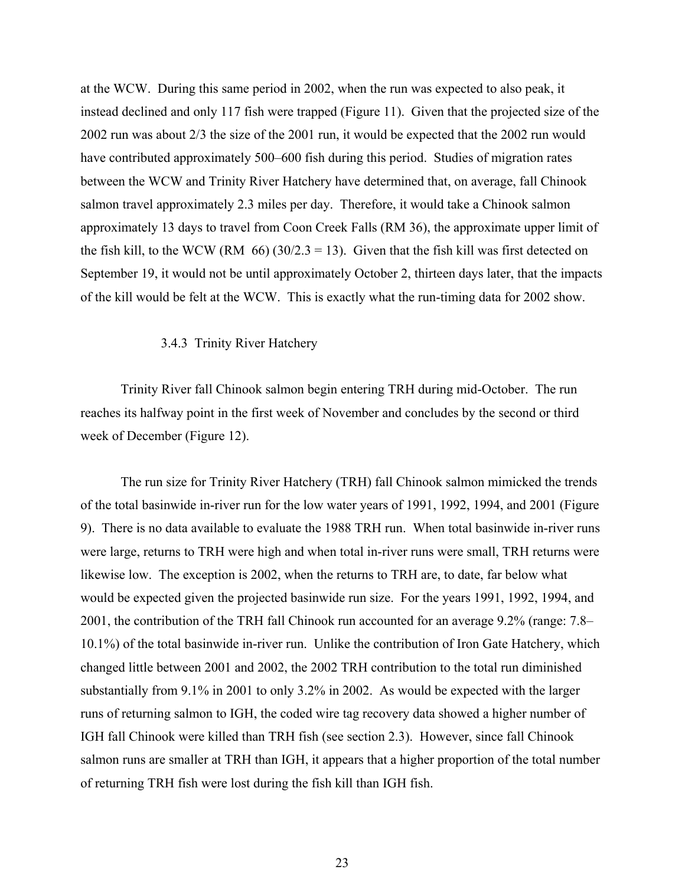at the WCW. During this same period in 2002, when the run was expected to also peak, it instead declined and only 117 fish were trapped (Figure 11). Given that the projected size of the 2002 run was about 2/3 the size of the 2001 run, it would be expected that the 2002 run would have contributed approximately 500–600 fish during this period. Studies of migration rates between the WCW and Trinity River Hatchery have determined that, on average, fall Chinook salmon travel approximately 2.3 miles per day. Therefore, it would take a Chinook salmon approximately 13 days to travel from Coon Creek Falls (RM 36), the approximate upper limit of the fish kill, to the WCW (RM 66) (30/2.3 = 13). Given that the fish kill was first detected on September 19, it would not be until approximately October 2, thirteen days later, that the impacts of the kill would be felt at the WCW. This is exactly what the run-timing data for 2002 show.

### 3.4.3 Trinity River Hatchery

Trinity River fall Chinook salmon begin entering TRH during mid-October. The run reaches its halfway point in the first week of November and concludes by the second or third week of December (Figure 12).

The run size for Trinity River Hatchery (TRH) fall Chinook salmon mimicked the trends of the total basinwide in-river run for the low water years of 1991, 1992, 1994, and 2001 (Figure 9). There is no data available to evaluate the 1988 TRH run. When total basinwide in-river runs were large, returns to TRH were high and when total in-river runs were small, TRH returns were likewise low. The exception is 2002, when the returns to TRH are, to date, far below what would be expected given the projected basinwide run size. For the years 1991, 1992, 1994, and 2001, the contribution of the TRH fall Chinook run accounted for an average 9.2% (range: 7.8–10.1%) of the total basinwide in-river run. Unlike the contribution of Iron Gate Hatchery, which changed little between 2001 and 2002, the 2002 TRH contribution to the total run diminished substantially from 9.1% in 2001 to only 3.2% in 2002. As would be expected with the larger runs of returning salmon to IGH, the coded wire tag recovery data showed a higher number of IGH fall Chinook were killed than TRH fish (see section 2.3). However, since fall Chinook salmon runs are smaller at TRH than IGH, it appears that a higher proportion of the total number of returning TRH fish were lost during the fish kill than IGH fish.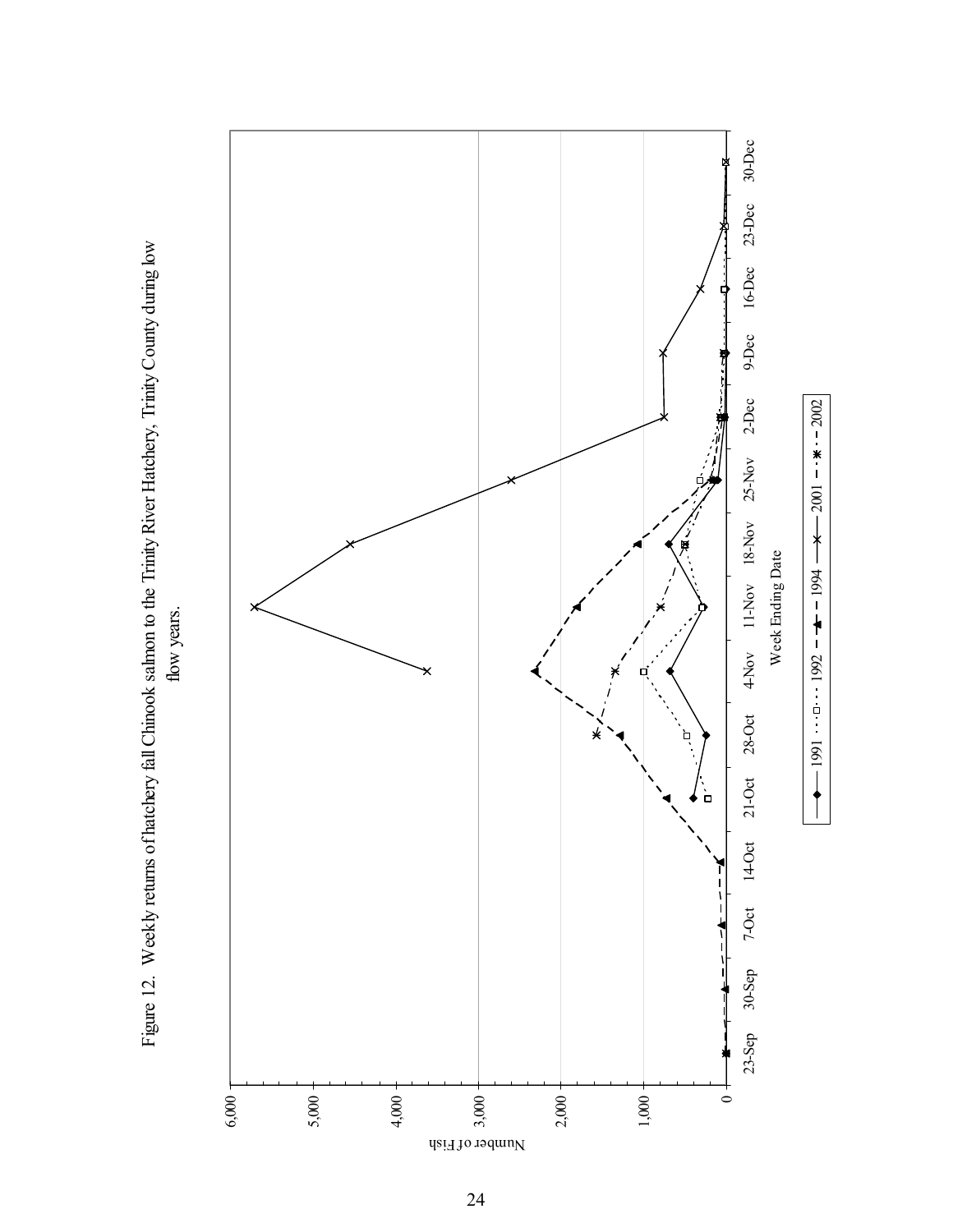Figure 12. Weekly returns of hatchery fall Chinook salmon to the Trinity River Hatchery, Trinity County during low flow years.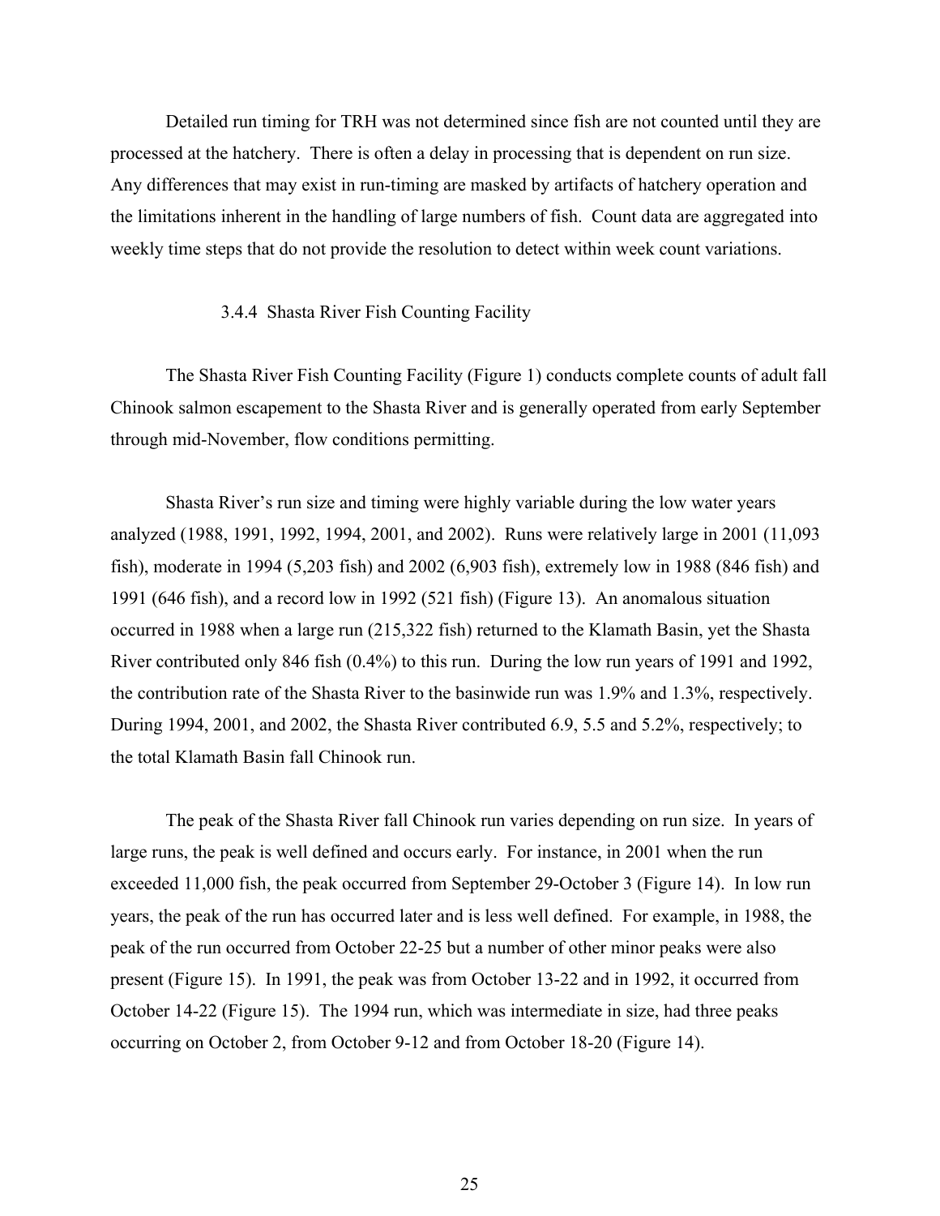Detailed run timing for TRH was not determined since fish are not counted until they are processed at the hatchery. There is often a delay in processing that is dependent on run size. Any differences that may exist in run-timing are masked by artifacts of hatchery operation and the limitations inherent in the handling of large numbers of fish. Count data are aggregated into weekly time steps that do not provide the resolution to detect within week count variations.

### 3.4.4 Shasta River Fish Counting Facility

The Shasta River Fish Counting Facility (Figure 1) conducts complete counts of adult fall Chinook salmon escapement to the Shasta River and is generally operated from early September through mid-November, flow conditions permitting.

Shasta River's run size and timing were highly variable during the low water years analyzed (1988, 1991, 1992, 1994, 2001, and 2002). Runs were relatively large in 2001 (11,093 fish), moderate in 1994 (5,203 fish) and 2002 (6,903 fish), extremely low in 1988 (846 fish) and 1991 (646 fish), and a record low in 1992 (521 fish) (Figure 13). An anomalous situation occurred in 1988 when a large run (215,322 fish) returned to the Klamath Basin, yet the Shasta River contributed only 846 fish (0.4%) to this run. During the low run years of 1991 and 1992, the contribution rate of the Shasta River to the basinwide run was 1.9% and 1.3%, respectively. During 1994, 2001, and 2002, the Shasta River contributed 6.9, 5.5 and 5.2%, respectively; to the total Klamath Basin fall Chinook run.

The peak of the Shasta River fall Chinook run varies depending on run size. In years of large runs, the peak is well defined and occurs early. For instance, in 2001 when the run exceeded 11,000 fish, the peak occurred from September 29-October 3 (Figure 14). In low run years, the peak of the run has occurred later and is less well defined. For example, in 1988, the peak of the run occurred from October 22-25 but a number of other minor peaks were also present (Figure 15). In 1991, the peak was from October 13-22 and in 1992, it occurred from October 14-22 (Figure 15). The 1994 run, which was intermediate in size, had three peaks occurring on October 2, from October 9-12 and from October 18-20 (Figure 14).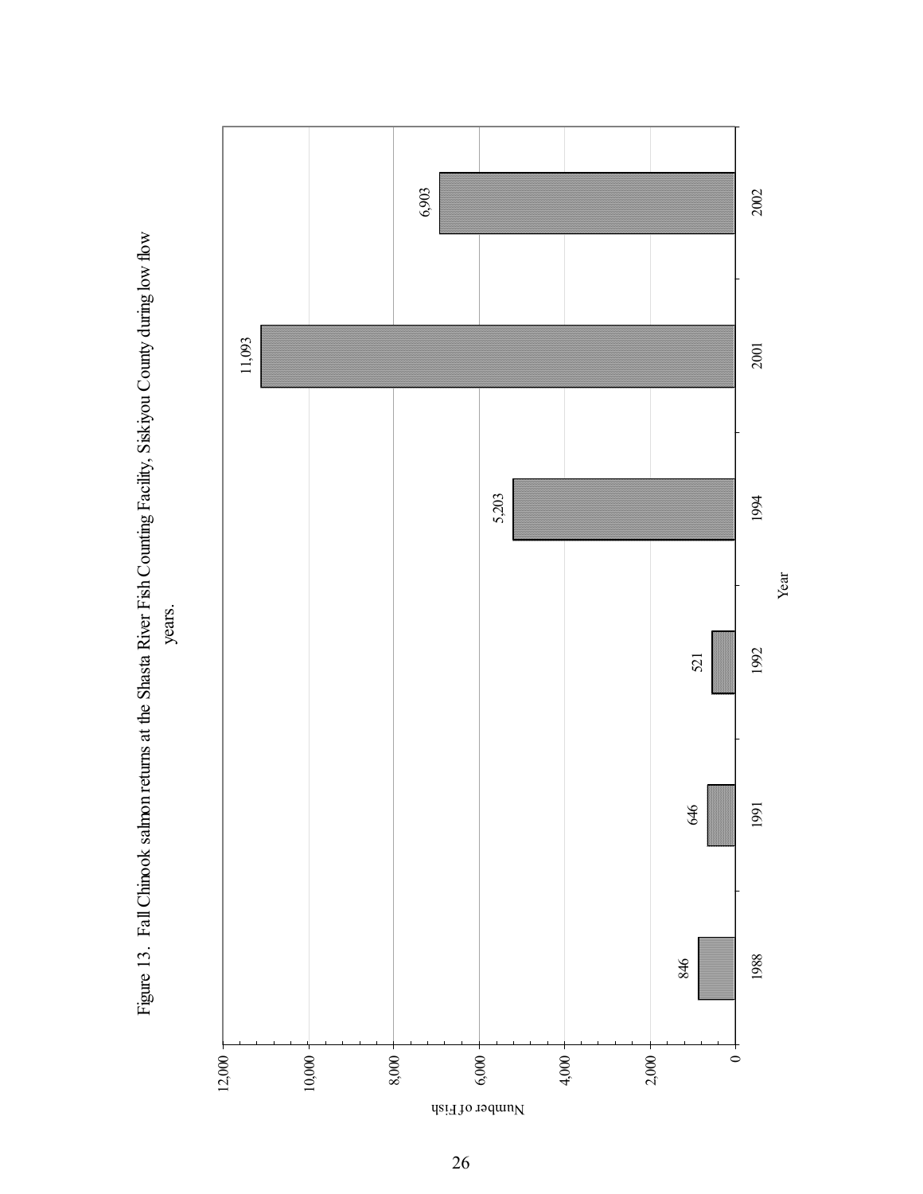Figure 13. Fall Chinook salmon returns at the Shasta River Fish Counting Facility, Siskiyou County during low flow years.

| Year | Number of Fish |
| --- | --- |
| 1988 | 846 |
| 1991 | 646 |
| 1992 | 521 |
| 1994 | 5,203 |
| 2001 | 11,093 |
| 2002 | 6,903 |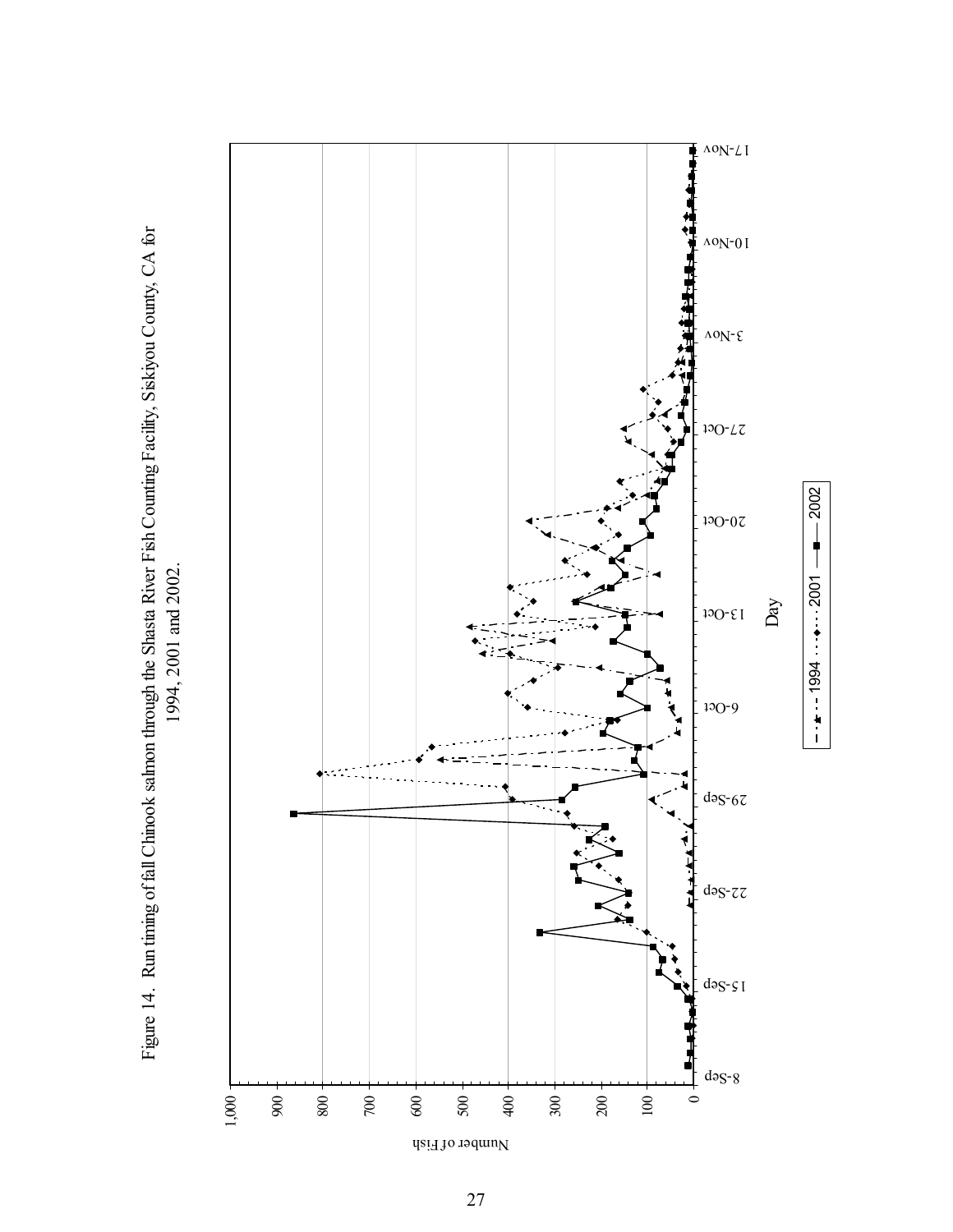Figure 14. Run timing of fall Chinook salmon through the Shasta River Fish Counting Facility, Siskiyou County, CA for 1994, 2001 and 2002.

Number of Fish

1,000
900
800
700
600
500
400
300
200
100
0

8-Sep
15-Sep
22-Sep
29-Sep
6-Oct
13-Oct
20-Oct
27-Oct
3-Nov
10-Nov
17-Nov

Day

1994 2001 2002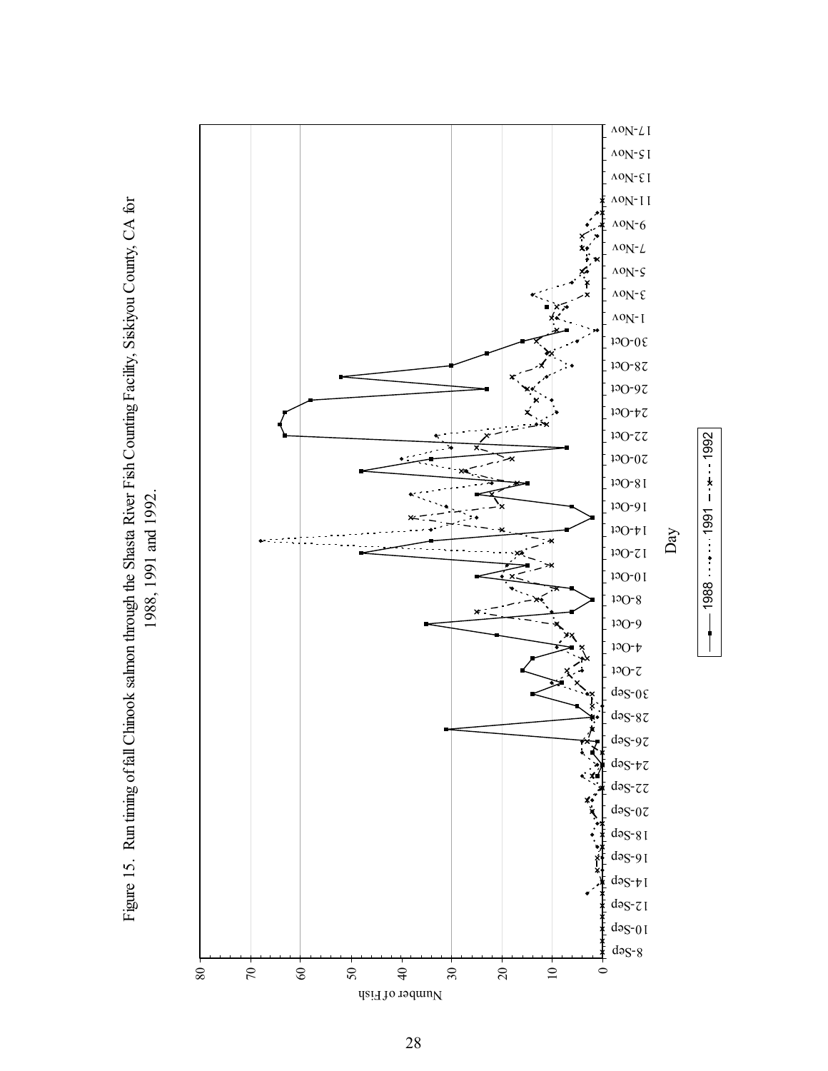Figure 15. Run timing of fall Chinook salmon through the Shasta River Fish Counting Facility, Siskiyou County, CA for 1988, 1991 and 1992.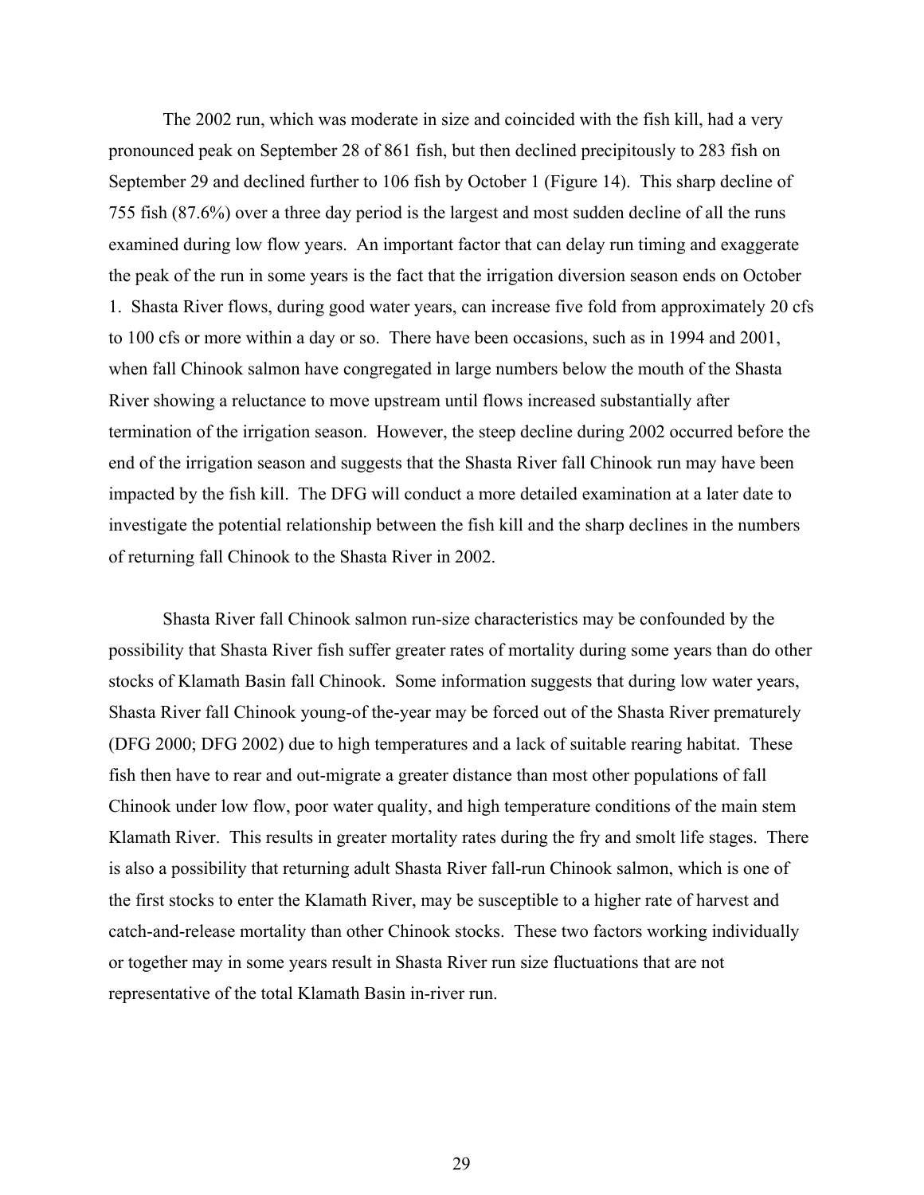The 2002 run, which was moderate in size and coincided with the fish kill, had a very pronounced peak on September 28 of 861 fish, but then declined precipitously to 283 fish on September 29 and declined further to 106 fish by October 1 (Figure 14). This sharp decline of 755 fish (87.6%) over a three day period is the largest and most sudden decline of all the runs examined during low flow years. An important factor that can delay run timing and exaggerate the peak of the run in some years is the fact that the irrigation diversion season ends on October 1. Shasta River flows, during good water years, can increase five fold from approximately 20 cfs to 100 cfs or more within a day or so. There have been occasions, such as in 1994 and 2001, when fall Chinook salmon have congregated in large numbers below the mouth of the Shasta River showing a reluctance to move upstream until flows increased substantially after termination of the irrigation season. However, the steep decline during 2002 occurred before the end of the irrigation season and suggests that the Shasta River fall Chinook run may have been impacted by the fish kill. The DFG will conduct a more detailed examination at a later date to investigate the potential relationship between the fish kill and the sharp declines in the numbers of returning fall Chinook to the Shasta River in 2002.

Shasta River fall Chinook salmon run-size characteristics may be confounded by the possibility that Shasta River fish suffer greater rates of mortality during some years than do other stocks of Klamath Basin fall Chinook. Some information suggests that during low water years, Shasta River fall Chinook young-of the-year may be forced out of the Shasta River prematurely (DFG 2000; DFG 2002) due to high temperatures and a lack of suitable rearing habitat. These fish then have to rear and out-migrate a greater distance than most other populations of fall Chinook under low flow, poor water quality, and high temperature conditions of the main stem Klamath River. This results in greater mortality rates during the fry and smolt life stages. There is also a possibility that returning adult Shasta River fall-run Chinook salmon, which is one of the first stocks to enter the Klamath River, may be susceptible to a higher rate of harvest and catch-and-release mortality than other Chinook stocks. These two factors working individually or together may in some years result in Shasta River run size fluctuations that are not representative of the total Klamath Basin in-river run.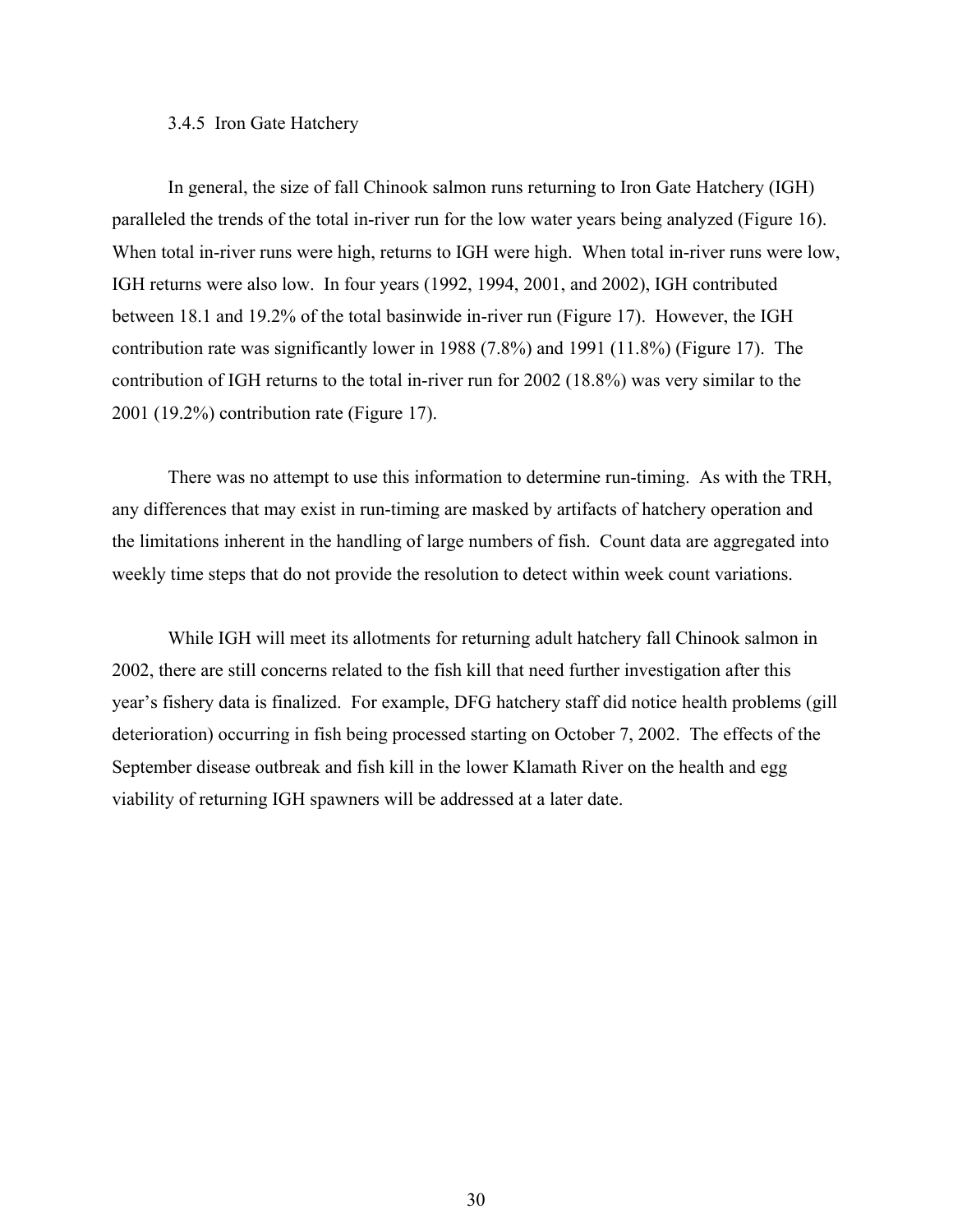### 3.4.5 Iron Gate Hatchery

In general, the size of fall Chinook salmon runs returning to Iron Gate Hatchery (IGH) paralleled the trends of the total in-river run for the low water years being analyzed (Figure 16). When total in-river runs were high, returns to IGH were high. When total in-river runs were low, IGH returns were also low. In four years (1992, 1994, 2001, and 2002), IGH contributed between 18.1 and 19.2% of the total basinwide in-river run (Figure 17). However, the IGH contribution rate was significantly lower in 1988 (7.8%) and 1991 (11.8%) (Figure 17). The contribution of IGH returns to the total in-river run for 2002 (18.8%) was very similar to the 2001 (19.2%) contribution rate (Figure 17).

There was no attempt to use this information to determine run-timing. As with the TRH, any differences that may exist in run-timing are masked by artifacts of hatchery operation and the limitations inherent in the handling of large numbers of fish. Count data are aggregated into weekly time steps that do not provide the resolution to detect within week count variations.

While IGH will meet its allotments for returning adult hatchery fall Chinook salmon in 2002, there are still concerns related to the fish kill that need further investigation after this year's fishery data is finalized. For example, DFG hatchery staff did notice health problems (gill deterioration) occurring in fish being processed starting on October 7, 2002. The effects of the September disease outbreak and fish kill in the lower Klamath River on the health and egg viability of returning IGH spawners will be addressed at a later date.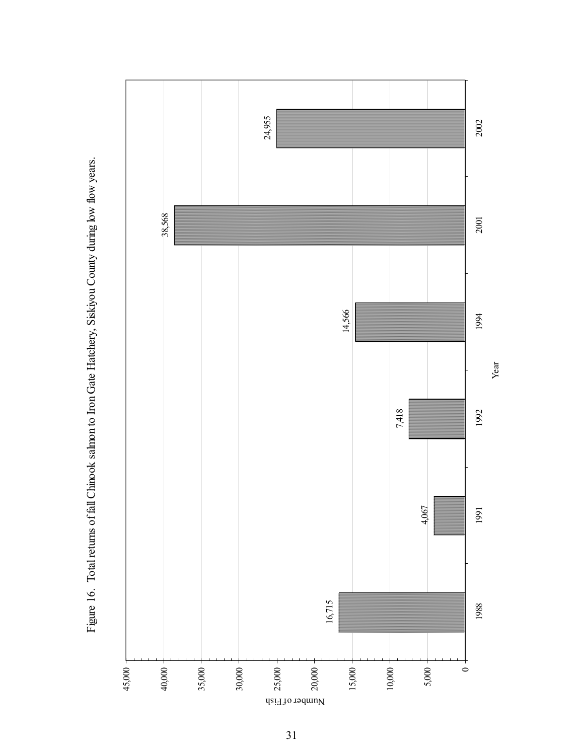Figure 16. Total returns of fall Chinook salmon to Iron Gate Hatchery, Siskiyou County during low flow years.

| Year | Number of Fish |
| --- | --- |
| 1988 | 16,715 |
| 1991 | 4,067 |
| 1992 | 7,418 |
| 1994 | 14,566 |
| 2001 | 38,568 |
| 2002 | 24,955 |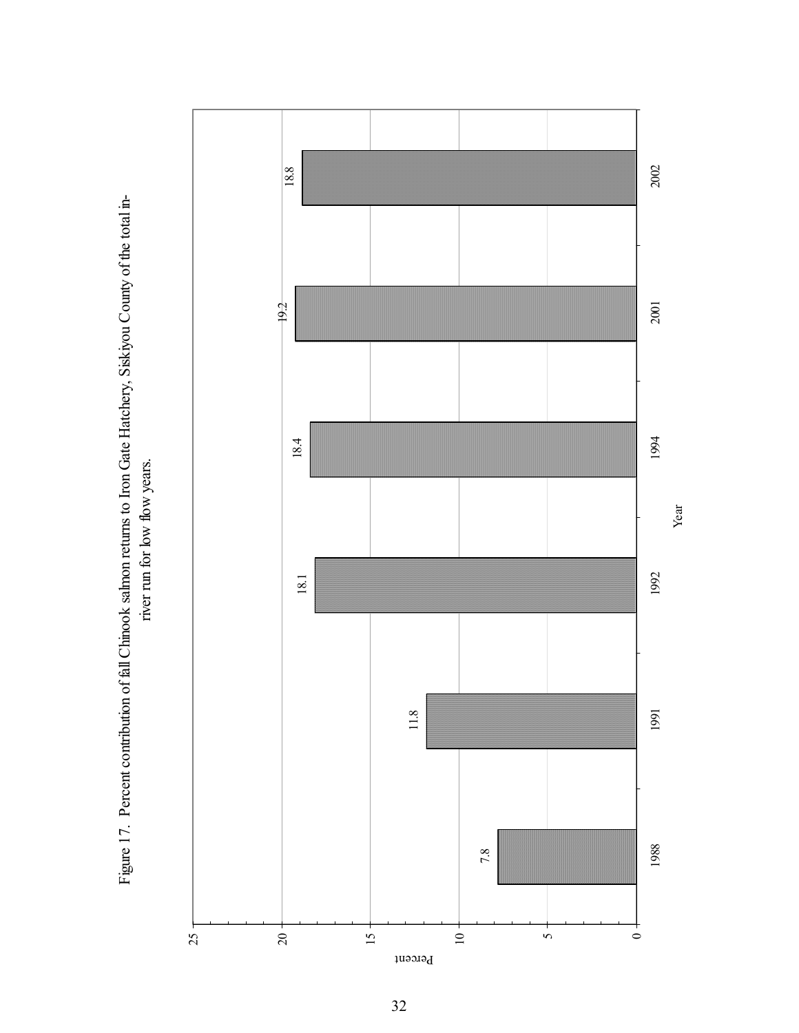Figure 17. Percent contribution of fall Chinook salmon returns to Iron Gate Hatchery, Siskiyou County of the total in-river run for low flow years.

| Year | Percent |
| --- | --- |
| 1988 | 7.8 |
| 1991 | 11.8 |
| 1992 | 18.1 |
| 1994 | 18.4 |
| 2001 | 19.2 |
| 2002 | 18.8 |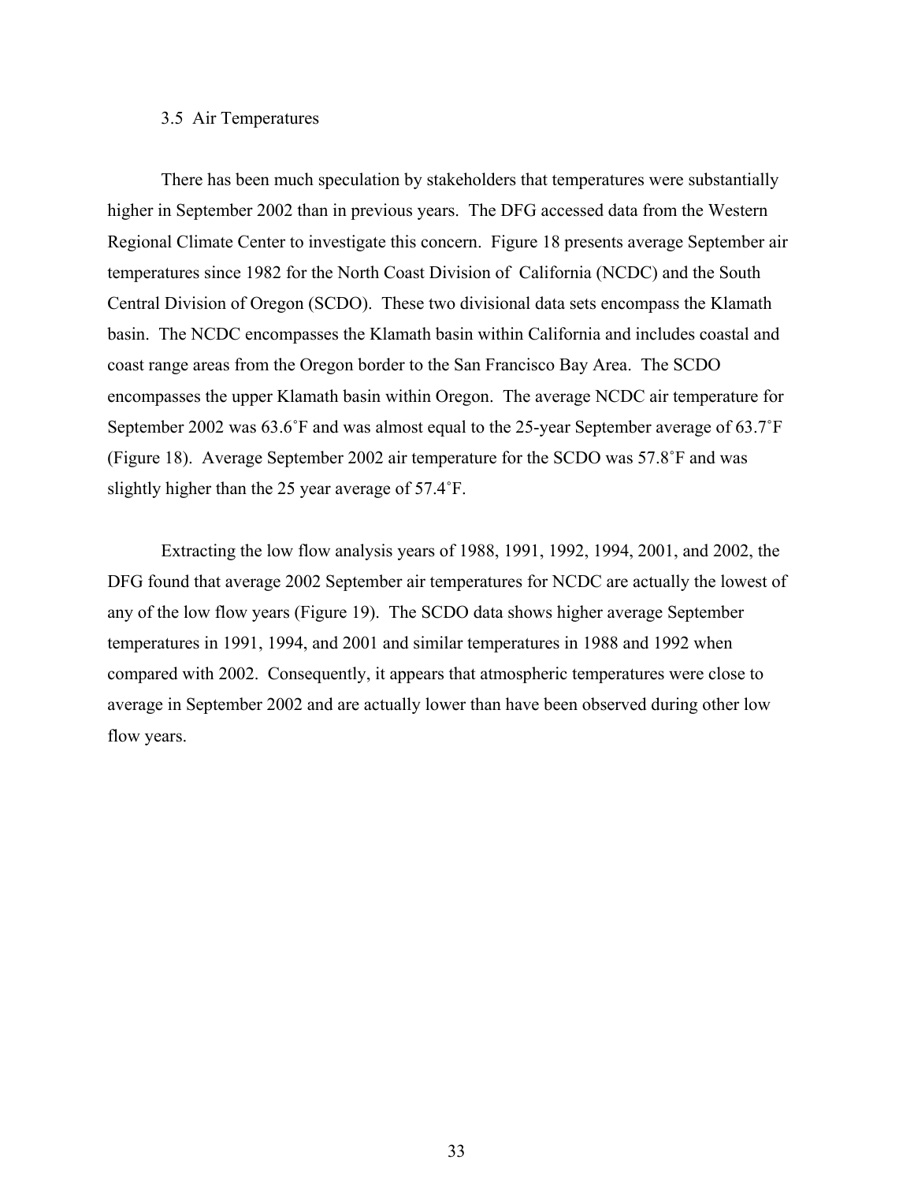### 3.5 Air Temperatures

There has been much speculation by stakeholders that temperatures were substantially higher in September 2002 than in previous years. The DFG accessed data from the Western Regional Climate Center to investigate this concern. Figure 18 presents average September air temperatures since 1982 for the North Coast Division of California (NCDC) and the South Central Division of Oregon (SCDO). These two divisional data sets encompass the Klamath basin. The NCDC encompasses the Klamath basin within California and includes coastal and coast range areas from the Oregon border to the San Francisco Bay Area. The SCDO encompasses the upper Klamath basin within Oregon. The average NCDC air temperature for September 2002 was 63.6˚F and was almost equal to the 25-year September average of 63.7˚F (Figure 18). Average September 2002 air temperature for the SCDO was 57.8˚F and was slightly higher than the 25 year average of 57.4˚F.

Extracting the low flow analysis years of 1988, 1991, 1992, 1994, 2001, and 2002, the DFG found that average 2002 September air temperatures for NCDC are actually the lowest of any of the low flow years (Figure 19). The SCDO data shows higher average September temperatures in 1991, 1994, and 2001 and similar temperatures in 1988 and 1992 when compared with 2002. Consequently, it appears that atmospheric temperatures were close to average in September 2002 and are actually lower than have been observed during other low flow years.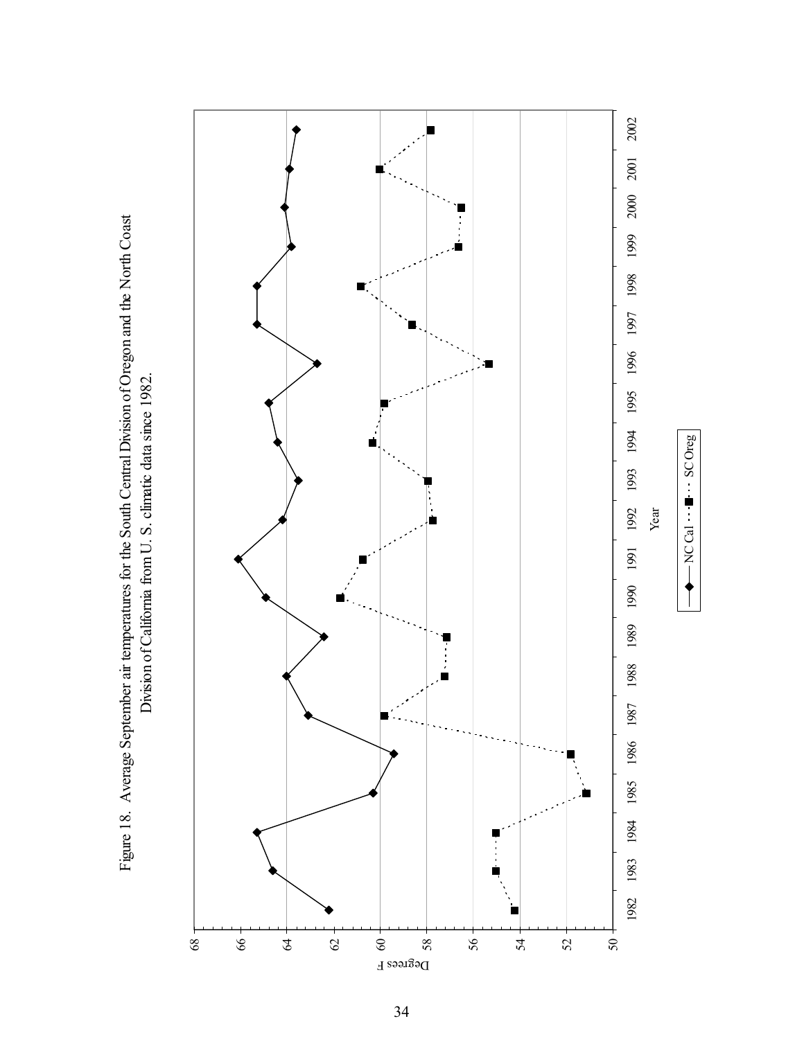Figure 18. Average September air temperatures for the South Central Division of Oregon and the North Coast Division of California from U. S. climatic data since 1982.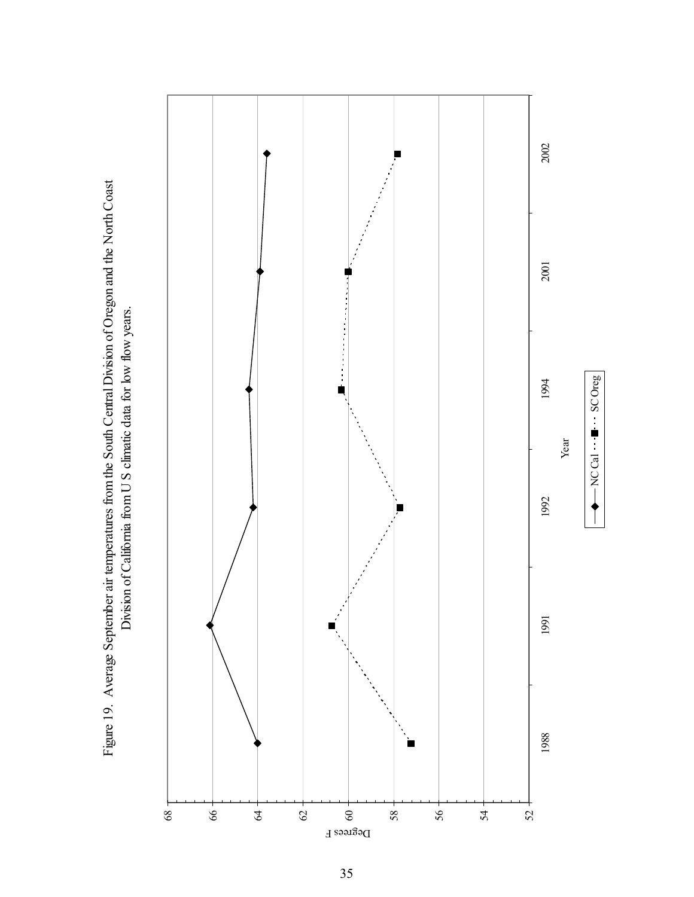Figure 19. Average September air temperatures from the South Central Division of Oregon and the North Coast Division of California from U S climatic data for low flow years.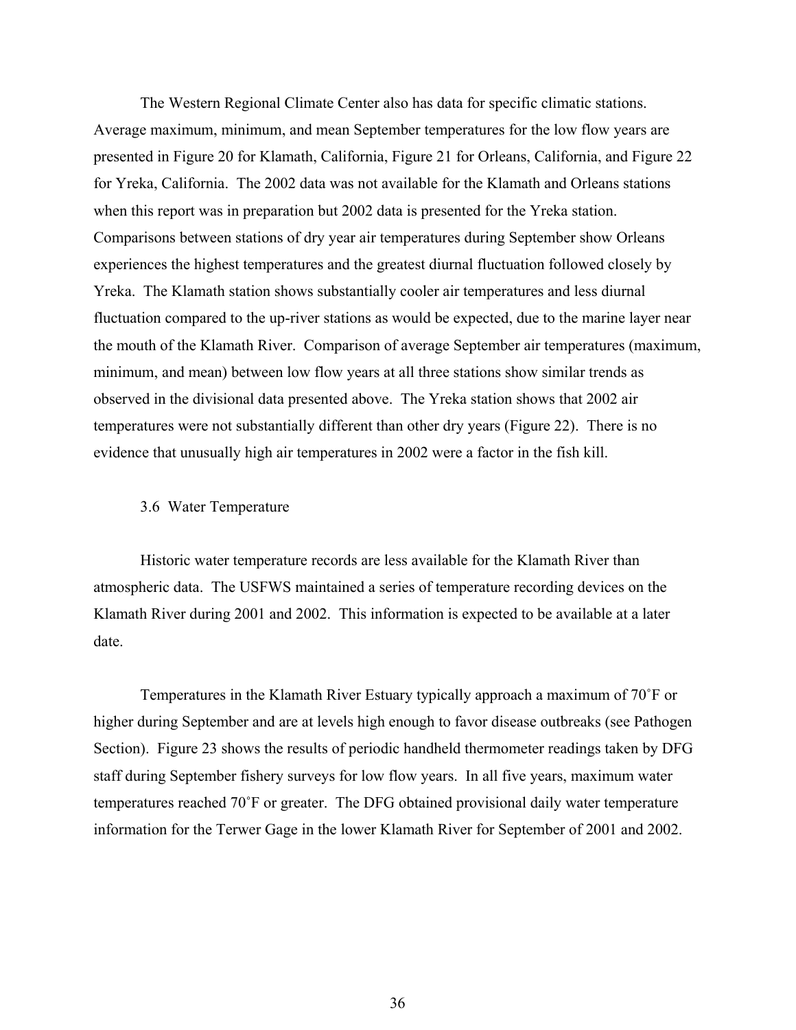The Western Regional Climate Center also has data for specific climatic stations. Average maximum, minimum, and mean September temperatures for the low flow years are presented in Figure 20 for Klamath, California, Figure 21 for Orleans, California, and Figure 22 for Yreka, California. The 2002 data was not available for the Klamath and Orleans stations when this report was in preparation but 2002 data is presented for the Yreka station. Comparisons between stations of dry year air temperatures during September show Orleans experiences the highest temperatures and the greatest diurnal fluctuation followed closely by Yreka. The Klamath station shows substantially cooler air temperatures and less diurnal fluctuation compared to the up-river stations as would be expected, due to the marine layer near the mouth of the Klamath River. Comparison of average September air temperatures (maximum, minimum, and mean) between low flow years at all three stations show similar trends as observed in the divisional data presented above. The Yreka station shows that 2002 air temperatures were not substantially different than other dry years (Figure 22). There is no evidence that unusually high air temperatures in 2002 were a factor in the fish kill.

### 3.6 Water Temperature

Historic water temperature records are less available for the Klamath River than atmospheric data. The USFWS maintained a series of temperature recording devices on the Klamath River during 2001 and 2002. This information is expected to be available at a later date.

Temperatures in the Klamath River Estuary typically approach a maximum of 70˚F or higher during September and are at levels high enough to favor disease outbreaks (see Pathogen Section). Figure 23 shows the results of periodic handheld thermometer readings taken by DFG staff during September fishery surveys for low flow years. In all five years, maximum water temperatures reached 70˚F or greater. The DFG obtained provisional daily water temperature information for the Terwer Gage in the lower Klamath River for September of 2001 and 2002.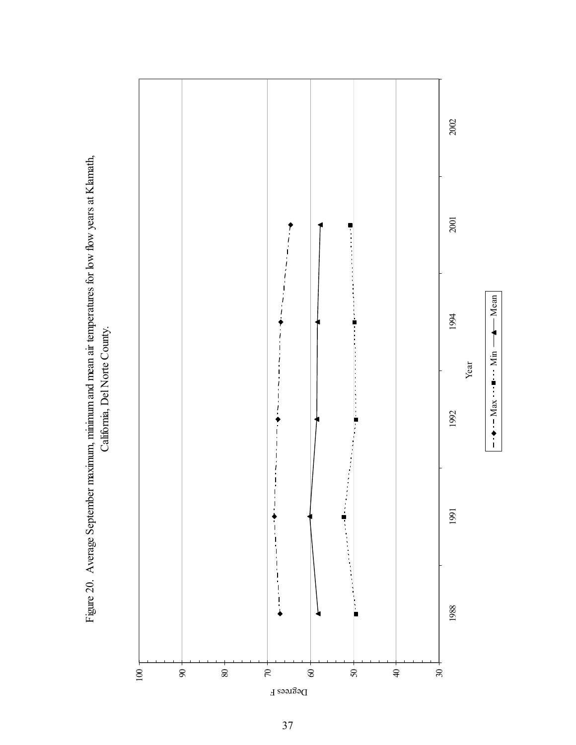Figure 20. Average September maximum, minimum and mean air temperatures for low flow years at Klamath, California, Del Norte County.

Degrees F

Year

Max · Min · Mean

1988, 1991, 1992, 1994, 2001, 2002

30, 40, 50, 60, 70, 80, 90, 100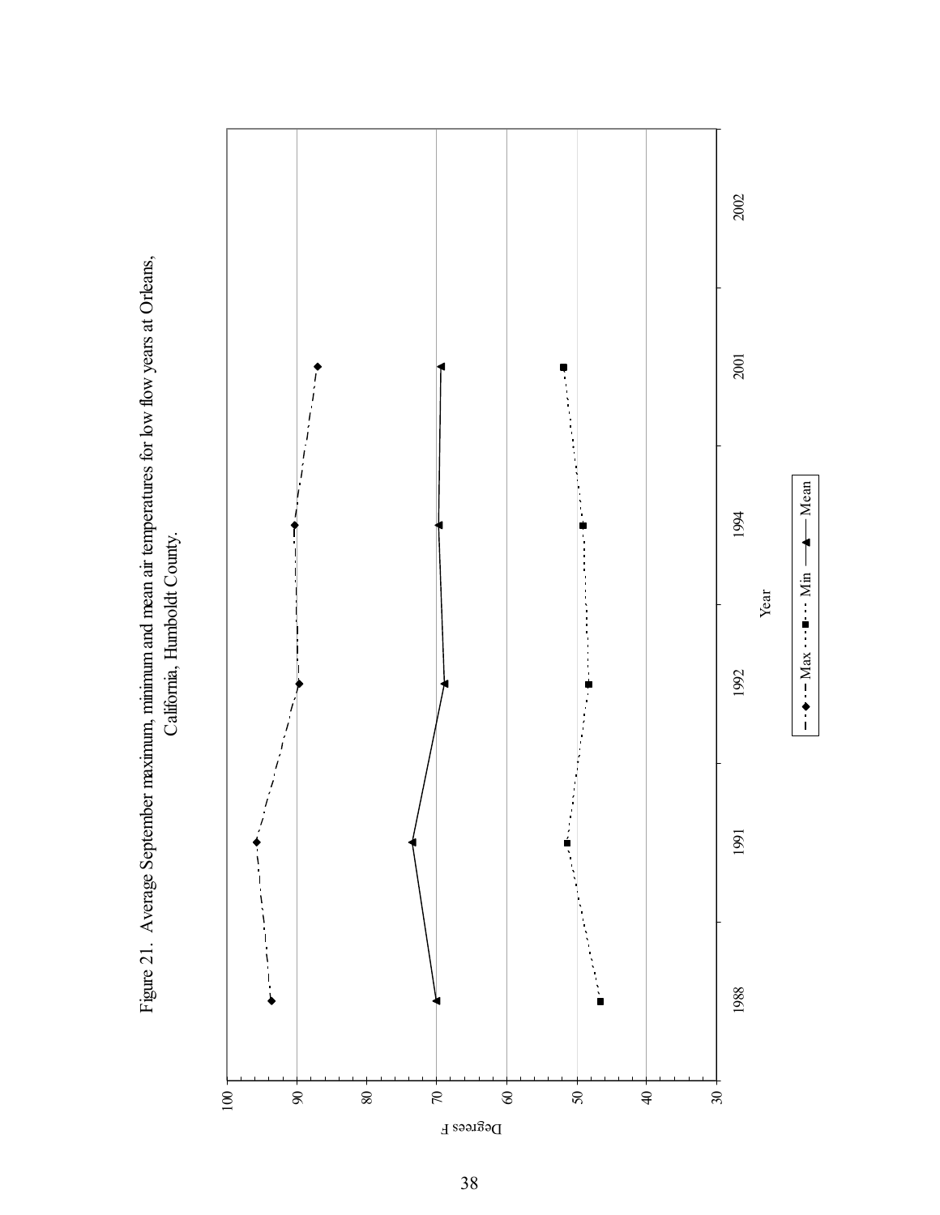Figure 21. Average September maximum, minimum and mean air temperatures for low flow years at Orleans, California, Humboldt County.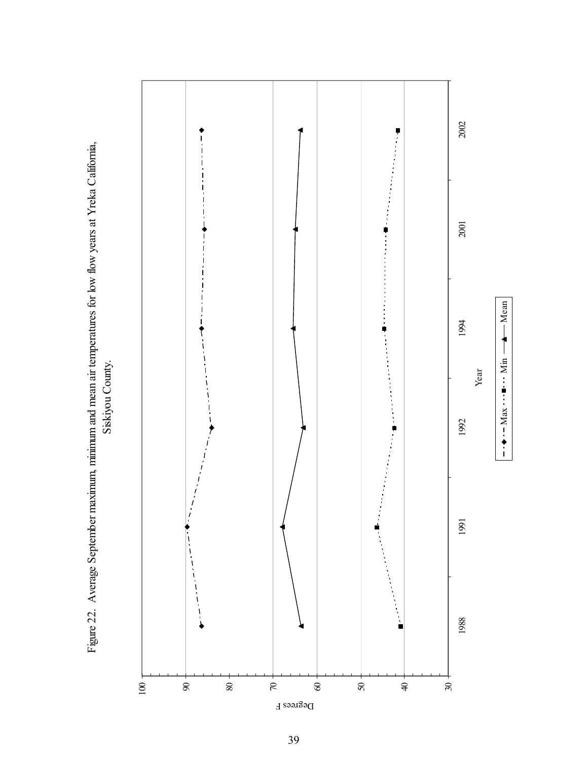Figure 22. Average September maximum, minimum and mean air temperatures for low flow years at Yreka California, Siskiyou County.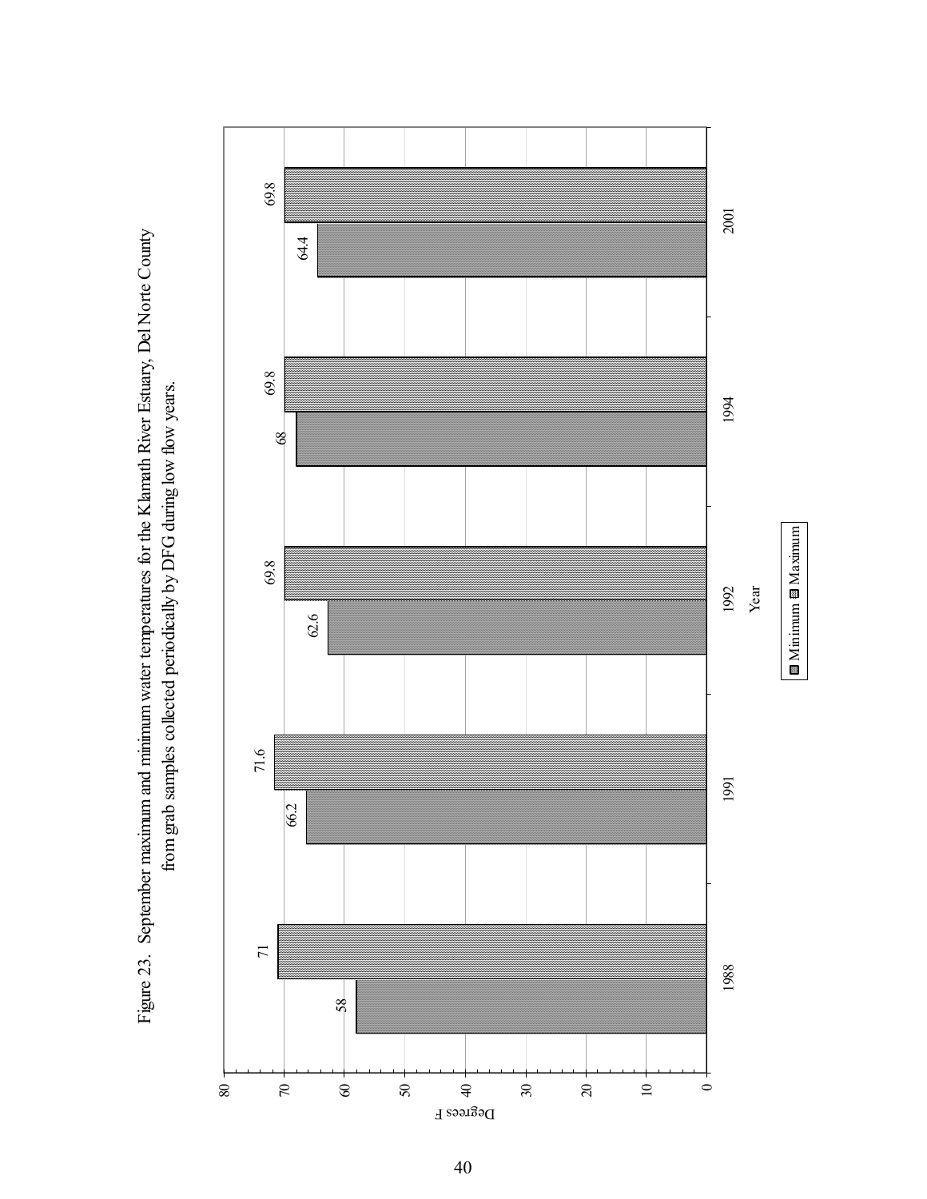Figure 23. September maximum and minimum water temperatures for the Klamath River Estuary, Del Norte County from grab samples collected periodically by DFG during low flow years.

| Year | Minimum (Degrees F) | Maximum (Degrees F) |
|---|---|---|
| 1988 | 58 | 71 |
| 1991 | 66.2 | 71.6 |
| 1992 | 62.6 | 69.8 |
| 1994 | 68 | 69.8 |
| 2001 | 64.4 | 69.8 |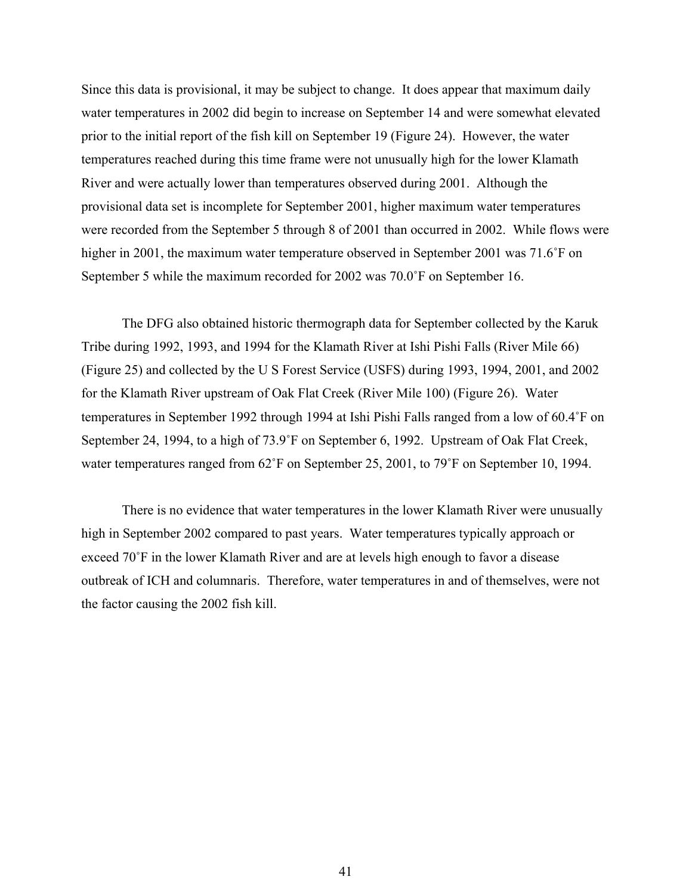Since this data is provisional, it may be subject to change. It does appear that maximum daily water temperatures in 2002 did begin to increase on September 14 and were somewhat elevated prior to the initial report of the fish kill on September 19 (Figure 24). However, the water temperatures reached during this time frame were not unusually high for the lower Klamath River and were actually lower than temperatures observed during 2001. Although the provisional data set is incomplete for September 2001, higher maximum water temperatures were recorded from the September 5 through 8 of 2001 than occurred in 2002. While flows were higher in 2001, the maximum water temperature observed in September 2001 was 71.6˚F on September 5 while the maximum recorded for 2002 was 70.0˚F on September 16.

The DFG also obtained historic thermograph data for September collected by the Karuk Tribe during 1992, 1993, and 1994 for the Klamath River at Ishi Pishi Falls (River Mile 66) (Figure 25) and collected by the U S Forest Service (USFS) during 1993, 1994, 2001, and 2002 for the Klamath River upstream of Oak Flat Creek (River Mile 100) (Figure 26). Water temperatures in September 1992 through 1994 at Ishi Pishi Falls ranged from a low of 60.4˚F on September 24, 1994, to a high of 73.9˚F on September 6, 1992. Upstream of Oak Flat Creek, water temperatures ranged from 62˚F on September 25, 2001, to 79˚F on September 10, 1994.

There is no evidence that water temperatures in the lower Klamath River were unusually high in September 2002 compared to past years. Water temperatures typically approach or exceed 70˚F in the lower Klamath River and are at levels high enough to favor a disease outbreak of ICH and columnaris. Therefore, water temperatures in and of themselves, were not the factor causing the 2002 fish kill.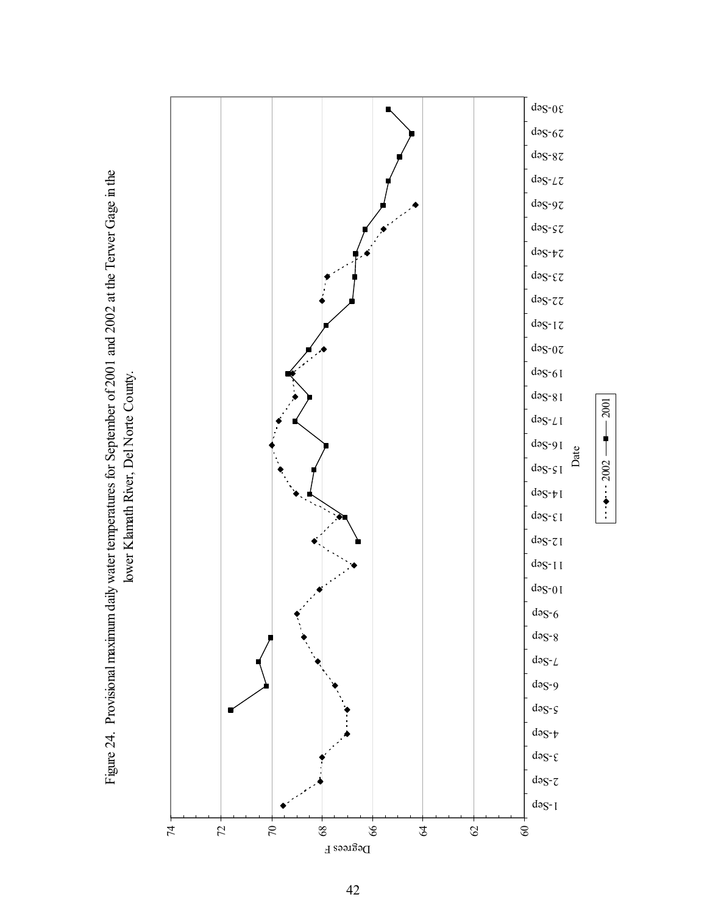Figure 24. Provisional maximum daily water temperatures for September of 2001 and 2002 at the Terwer Gage in the lower Klamath River, Del Norte County.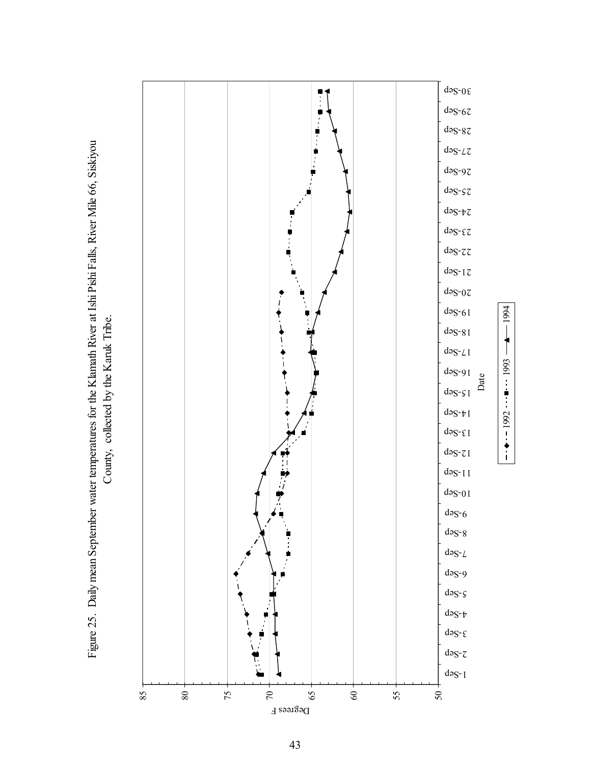Figure 25. Daily mean September water temperatures for the Klamath River at Ishi Pishi Falls, River Mile 66, Siskiyou County, collected by the Karuk Tribe.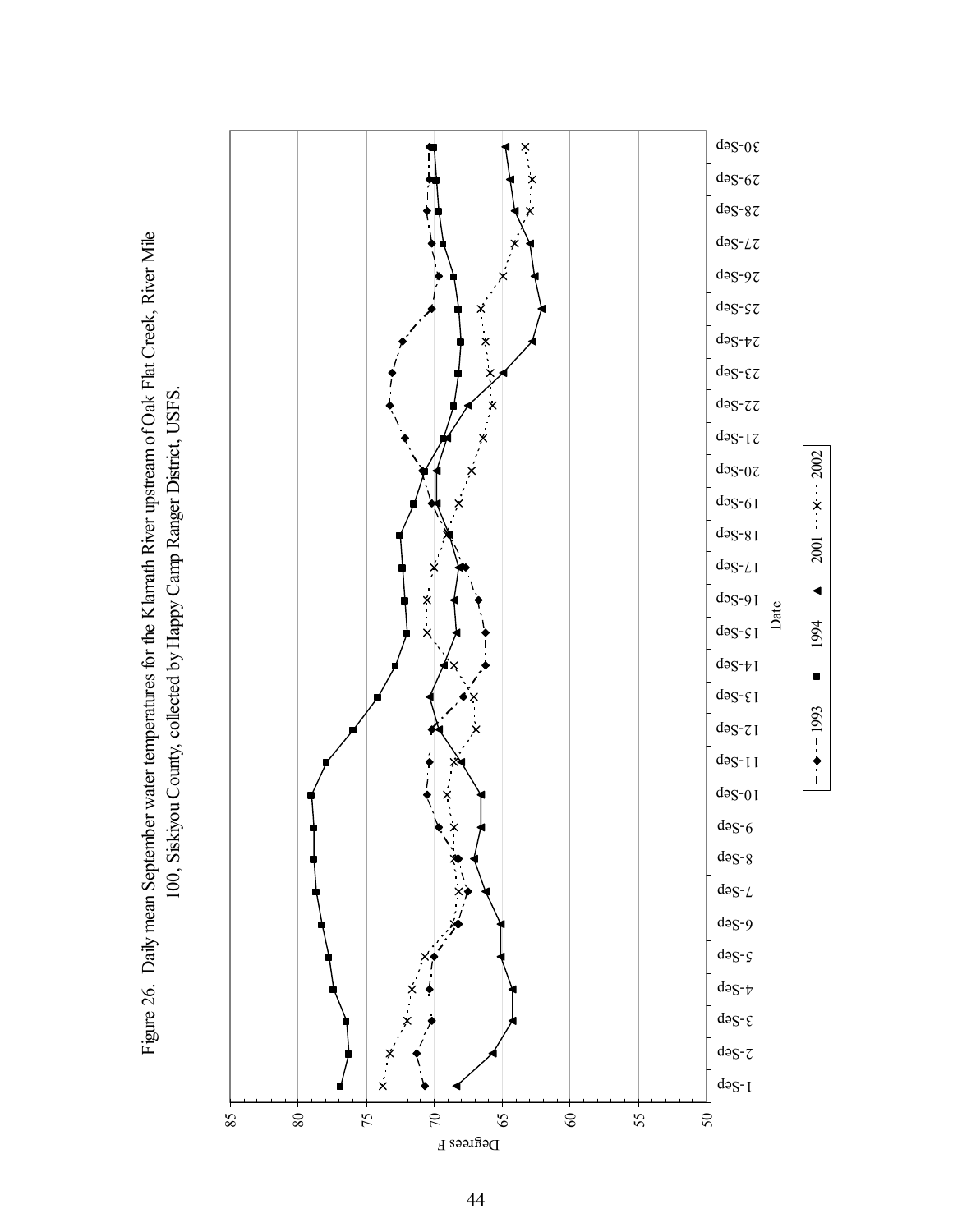Figure 26. Daily mean September water temperatures for the Klamath River upstream of Oak Flat Creek, River Mile 100, Siskiyou County, collected by Happy Camp Ranger District, USFS.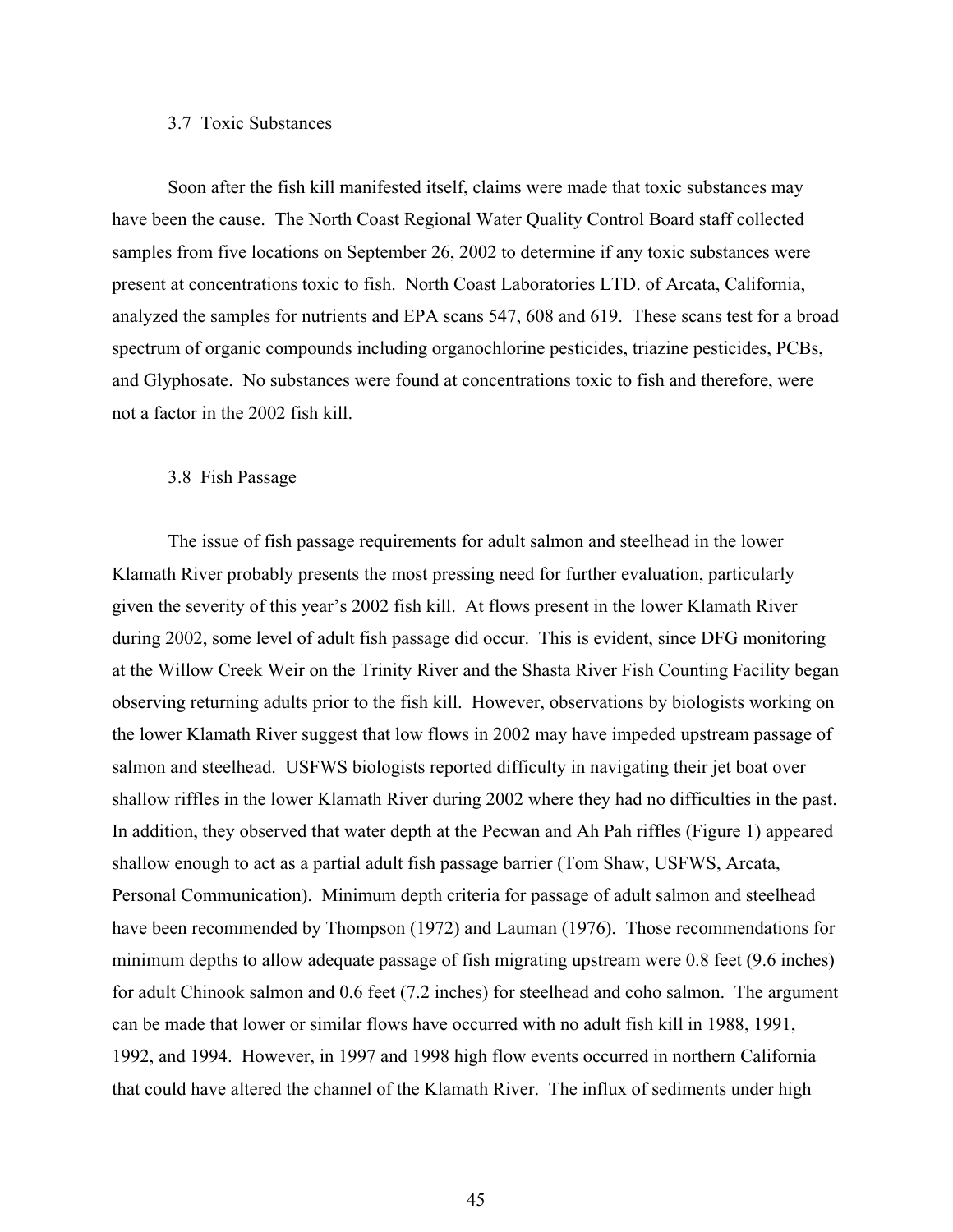### 3.7 Toxic Substances

Soon after the fish kill manifested itself, claims were made that toxic substances may have been the cause. The North Coast Regional Water Quality Control Board staff collected samples from five locations on September 26, 2002 to determine if any toxic substances were present at concentrations toxic to fish. North Coast Laboratories LTD. of Arcata, California, analyzed the samples for nutrients and EPA scans 547, 608 and 619. These scans test for a broad spectrum of organic compounds including organochlorine pesticides, triazine pesticides, PCBs, and Glyphosate. No substances were found at concentrations toxic to fish and therefore, were not a factor in the 2002 fish kill.

### 3.8 Fish Passage

The issue of fish passage requirements for adult salmon and steelhead in the lower Klamath River probably presents the most pressing need for further evaluation, particularly given the severity of this year's 2002 fish kill. At flows present in the lower Klamath River during 2002, some level of adult fish passage did occur. This is evident, since DFG monitoring at the Willow Creek Weir on the Trinity River and the Shasta River Fish Counting Facility began observing returning adults prior to the fish kill. However, observations by biologists working on the lower Klamath River suggest that low flows in 2002 may have impeded upstream passage of salmon and steelhead. USFWS biologists reported difficulty in navigating their jet boat over shallow riffles in the lower Klamath River during 2002 where they had no difficulties in the past. In addition, they observed that water depth at the Pecwan and Ah Pah riffles (Figure 1) appeared shallow enough to act as a partial adult fish passage barrier (Tom Shaw, USFWS, Arcata, Personal Communication). Minimum depth criteria for passage of adult salmon and steelhead have been recommended by Thompson (1972) and Lauman (1976). Those recommendations for minimum depths to allow adequate passage of fish migrating upstream were 0.8 feet (9.6 inches) for adult Chinook salmon and 0.6 feet (7.2 inches) for steelhead and coho salmon. The argument can be made that lower or similar flows have occurred with no adult fish kill in 1988, 1991, 1992, and 1994. However, in 1997 and 1998 high flow events occurred in northern California that could have altered the channel of the Klamath River. The influx of sediments under high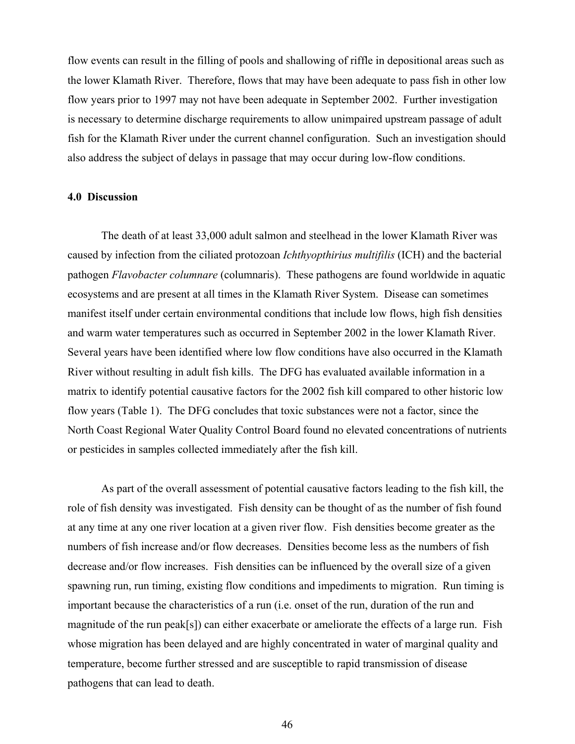flow events can result in the filling of pools and shallowing of riffle in depositional areas such as the lower Klamath River. Therefore, flows that may have been adequate to pass fish in other low flow years prior to 1997 may not have been adequate in September 2002. Further investigation is necessary to determine discharge requirements to allow unimpaired upstream passage of adult fish for the Klamath River under the current channel configuration. Such an investigation should also address the subject of delays in passage that may occur during low-flow conditions.

## 4.0 Discussion

The death of at least 33,000 adult salmon and steelhead in the lower Klamath River was caused by infection from the ciliated protozoan *Ichthyopthirius multifilis* (ICH) and the bacterial pathogen *Flavobacter columnare* (columnaris). These pathogens are found worldwide in aquatic ecosystems and are present at all times in the Klamath River System. Disease can sometimes manifest itself under certain environmental conditions that include low flows, high fish densities and warm water temperatures such as occurred in September 2002 in the lower Klamath River. Several years have been identified where low flow conditions have also occurred in the Klamath River without resulting in adult fish kills. The DFG has evaluated available information in a matrix to identify potential causative factors for the 2002 fish kill compared to other historic low flow years (Table 1). The DFG concludes that toxic substances were not a factor, since the North Coast Regional Water Quality Control Board found no elevated concentrations of nutrients or pesticides in samples collected immediately after the fish kill.

As part of the overall assessment of potential causative factors leading to the fish kill, the role of fish density was investigated. Fish density can be thought of as the number of fish found at any time at any one river location at a given river flow. Fish densities become greater as the numbers of fish increase and/or flow decreases. Densities become less as the numbers of fish decrease and/or flow increases. Fish densities can be influenced by the overall size of a given spawning run, run timing, existing flow conditions and impediments to migration. Run timing is important because the characteristics of a run (i.e. onset of the run, duration of the run and magnitude of the run peak[s]) can either exacerbate or ameliorate the effects of a large run. Fish whose migration has been delayed and are highly concentrated in water of marginal quality and temperature, become further stressed and are susceptible to rapid transmission of disease pathogens that can lead to death.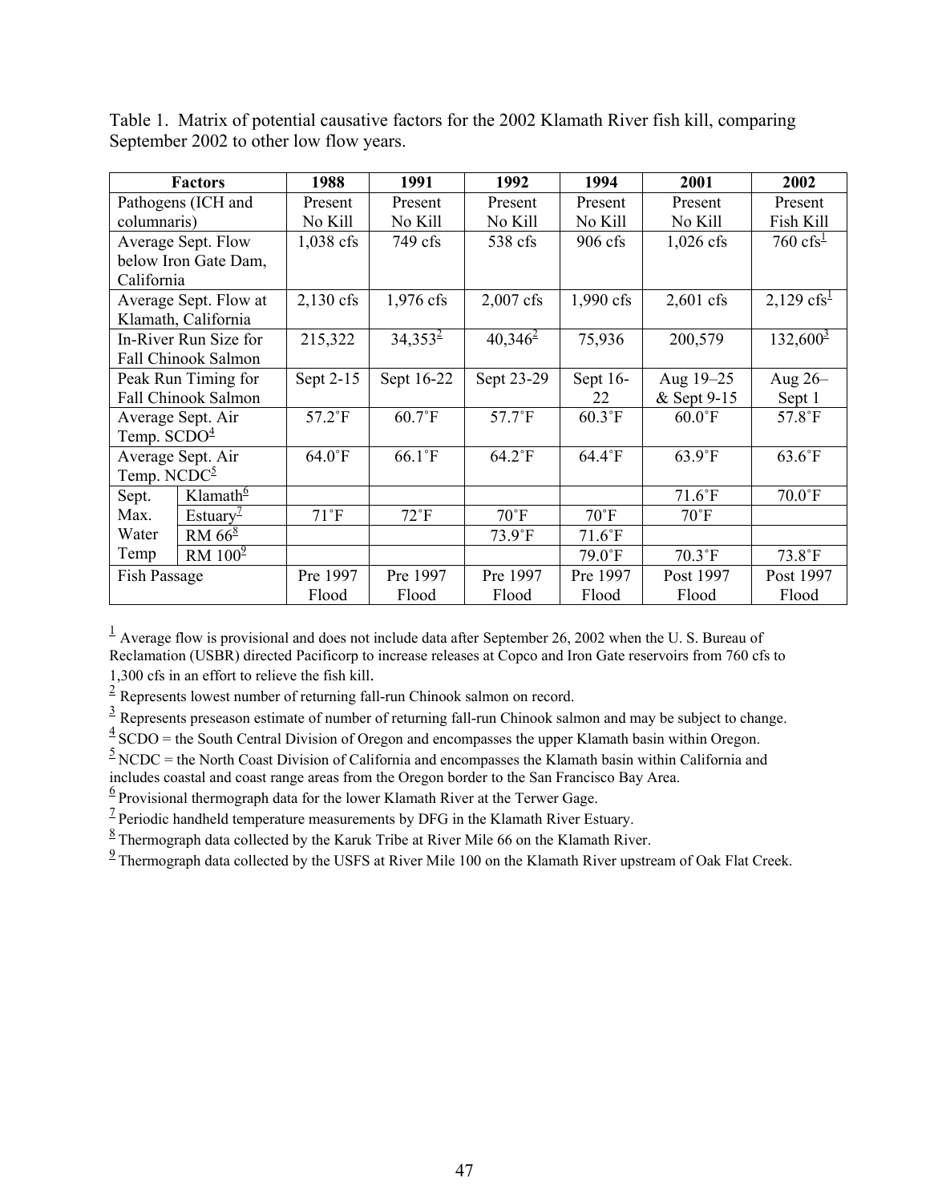Table 1. Matrix of potential causative factors for the 2002 Klamath River fish kill, comparing September 2002 to other low flow years.

| Factors | | 1988 | 1991 | 1992 | 1994 | 2001 | 2002 |
|---|---|---|---|---|---|---|---|
| Pathogens (ICH and columnaris) | | Present No Kill | Present No Kill | Present No Kill | Present No Kill | Present No Kill | Present Fish Kill |
| Average Sept. Flow below Iron Gate Dam, California | | 1,038 cfs | 749 cfs | 538 cfs | 906 cfs | 1,026 cfs | 760 cfs[1] |
| Average Sept. Flow at Klamath, California | | 2,130 cfs | 1,976 cfs | 2,007 cfs | 1,990 cfs | 2,601 cfs | 2,129 cfs[1] |
| In-River Run Size for Fall Chinook Salmon | | 215,322 | 34,353[2] | 40,346[2] | 75,936 | 200,579 | 132,600[3] |
| Peak Run Timing for Fall Chinook Salmon | | Sept 2-15 | Sept 16-22 | Sept 23-29 | Sept 16-22 | Aug 19–25 & Sept 9-15 | Aug 26–Sept 1 |
| Average Sept. Air Temp. SCDO[4] | | 57.2˚F | 60.7˚F | 57.7˚F | 60.3˚F | 60.0˚F | 57.8˚F |
| Average Sept. Air Temp. NCDC[5] | | 64.0˚F | 66.1˚F | 64.2˚F | 64.4˚F | 63.9˚F | 63.6˚F |
| Sept. Max. Water Temp | Klamath[6] | | | | | 71.6˚F | 70.0˚F |
| | Estuary[7] | 71˚F | 72˚F | 70˚F | 70˚F | 70˚F | |
| | RM 66[8] | | | 73.9˚F | 71.6˚F | | |
| | RM 100[9] | | | | 79.0˚F | 70.3˚F | 73.8˚F |
| Fish Passage | | Pre 1997 Flood | Pre 1997 Flood | Pre 1997 Flood | Pre 1997 Flood | Post 1997 Flood | Post 1997 Flood |

[1] Average flow is provisional and does not include data after September 26, 2002 when the U. S. Bureau of Reclamation (USBR) directed Pacificorp to increase releases at Copco and Iron Gate reservoirs from 760 cfs to 1,300 cfs in an effort to relieve the fish kill.

[2] Represents lowest number of returning fall-run Chinook salmon on record.

[3] Represents preseason estimate of number of returning fall-run Chinook salmon and may be subject to change.

[4] SCDO = the South Central Division of Oregon and encompasses the upper Klamath basin within Oregon.

[5] NCDC = the North Coast Division of California and encompasses the Klamath basin within California and includes coastal and coast range areas from the Oregon border to the San Francisco Bay Area.

[6] Provisional thermograph data for the lower Klamath River at the Terwer Gage.

[7] Periodic handheld temperature measurements by DFG in the Klamath River Estuary.

[8] Thermograph data collected by the Karuk Tribe at River Mile 66 on the Klamath River.

[9] Thermograph data collected by the USFS at River Mile 100 on the Klamath River upstream of Oak Flat Creek.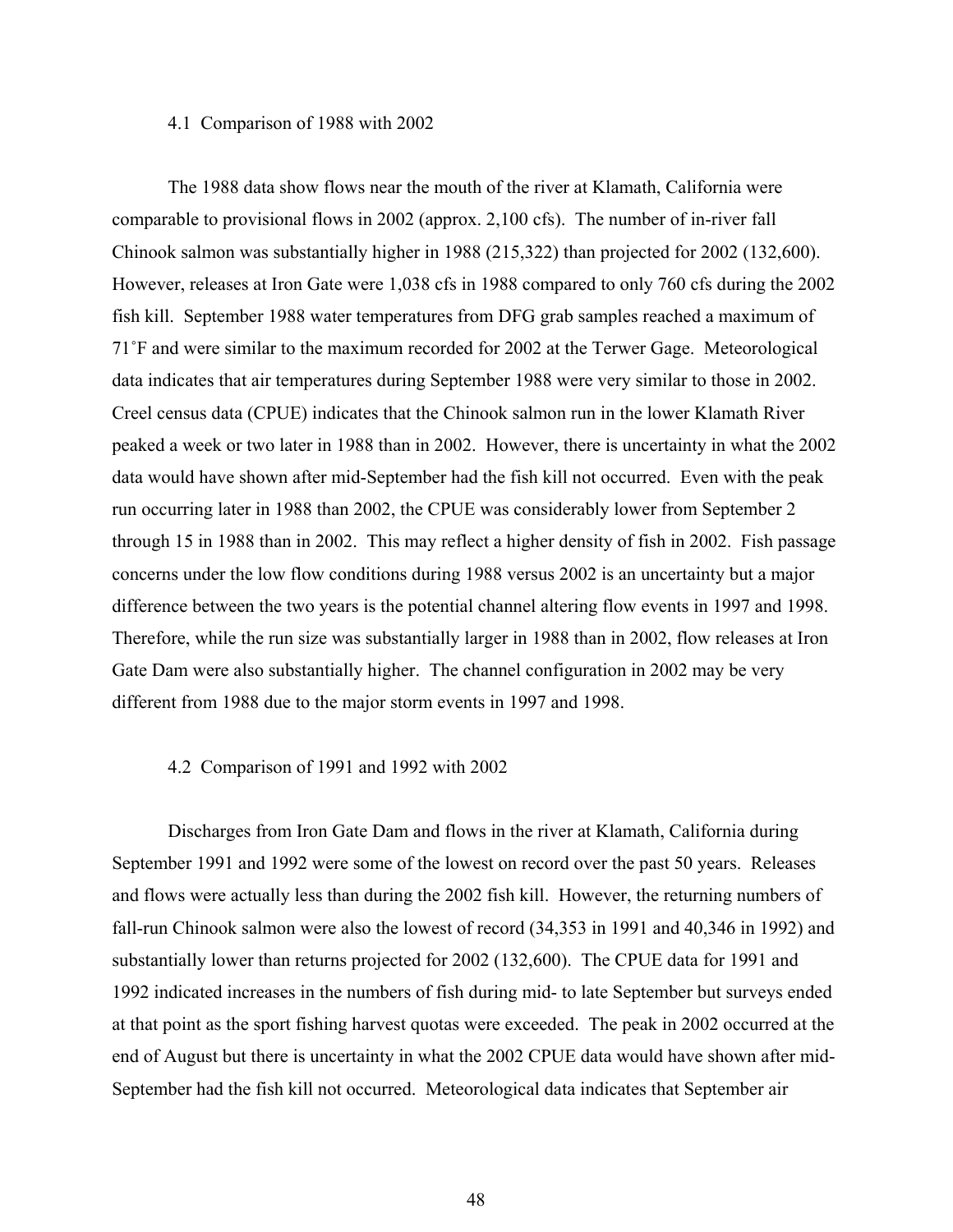### 4.1 Comparison of 1988 with 2002

The 1988 data show flows near the mouth of the river at Klamath, California were comparable to provisional flows in 2002 (approx. 2,100 cfs). The number of in-river fall Chinook salmon was substantially higher in 1988 (215,322) than projected for 2002 (132,600). However, releases at Iron Gate were 1,038 cfs in 1988 compared to only 760 cfs during the 2002 fish kill. September 1988 water temperatures from DFG grab samples reached a maximum of 71˚F and were similar to the maximum recorded for 2002 at the Terwer Gage. Meteorological data indicates that air temperatures during September 1988 were very similar to those in 2002. Creel census data (CPUE) indicates that the Chinook salmon run in the lower Klamath River peaked a week or two later in 1988 than in 2002. However, there is uncertainty in what the 2002 data would have shown after mid-September had the fish kill not occurred. Even with the peak run occurring later in 1988 than 2002, the CPUE was considerably lower from September 2 through 15 in 1988 than in 2002. This may reflect a higher density of fish in 2002. Fish passage concerns under the low flow conditions during 1988 versus 2002 is an uncertainty but a major difference between the two years is the potential channel altering flow events in 1997 and 1998. Therefore, while the run size was substantially larger in 1988 than in 2002, flow releases at Iron Gate Dam were also substantially higher. The channel configuration in 2002 may be very different from 1988 due to the major storm events in 1997 and 1998.

### 4.2 Comparison of 1991 and 1992 with 2002

Discharges from Iron Gate Dam and flows in the river at Klamath, California during September 1991 and 1992 were some of the lowest on record over the past 50 years. Releases and flows were actually less than during the 2002 fish kill. However, the returning numbers of fall-run Chinook salmon were also the lowest of record (34,353 in 1991 and 40,346 in 1992) and substantially lower than returns projected for 2002 (132,600). The CPUE data for 1991 and 1992 indicated increases in the numbers of fish during mid- to late September but surveys ended at that point as the sport fishing harvest quotas were exceeded. The peak in 2002 occurred at the end of August but there is uncertainty in what the 2002 CPUE data would have shown after mid-September had the fish kill not occurred. Meteorological data indicates that September air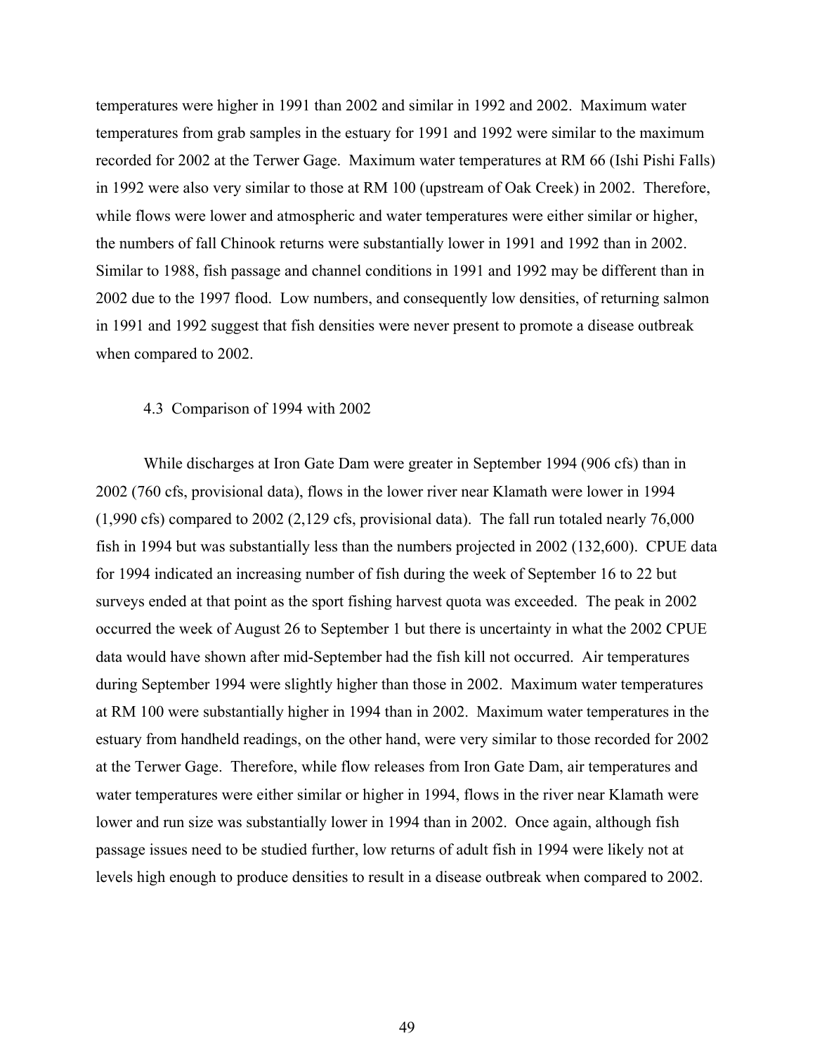temperatures were higher in 1991 than 2002 and similar in 1992 and 2002. Maximum water temperatures from grab samples in the estuary for 1991 and 1992 were similar to the maximum recorded for 2002 at the Terwer Gage. Maximum water temperatures at RM 66 (Ishi Pishi Falls) in 1992 were also very similar to those at RM 100 (upstream of Oak Creek) in 2002. Therefore, while flows were lower and atmospheric and water temperatures were either similar or higher, the numbers of fall Chinook returns were substantially lower in 1991 and 1992 than in 2002. Similar to 1988, fish passage and channel conditions in 1991 and 1992 may be different than in 2002 due to the 1997 flood. Low numbers, and consequently low densities, of returning salmon in 1991 and 1992 suggest that fish densities were never present to promote a disease outbreak when compared to 2002.

### 4.3 Comparison of 1994 with 2002

While discharges at Iron Gate Dam were greater in September 1994 (906 cfs) than in 2002 (760 cfs, provisional data), flows in the lower river near Klamath were lower in 1994 (1,990 cfs) compared to 2002 (2,129 cfs, provisional data). The fall run totaled nearly 76,000 fish in 1994 but was substantially less than the numbers projected in 2002 (132,600). CPUE data for 1994 indicated an increasing number of fish during the week of September 16 to 22 but surveys ended at that point as the sport fishing harvest quota was exceeded. The peak in 2002 occurred the week of August 26 to September 1 but there is uncertainty in what the 2002 CPUE data would have shown after mid-September had the fish kill not occurred. Air temperatures during September 1994 were slightly higher than those in 2002. Maximum water temperatures at RM 100 were substantially higher in 1994 than in 2002. Maximum water temperatures in the estuary from handheld readings, on the other hand, were very similar to those recorded for 2002 at the Terwer Gage. Therefore, while flow releases from Iron Gate Dam, air temperatures and water temperatures were either similar or higher in 1994, flows in the river near Klamath were lower and run size was substantially lower in 1994 than in 2002. Once again, although fish passage issues need to be studied further, low returns of adult fish in 1994 were likely not at levels high enough to produce densities to result in a disease outbreak when compared to 2002.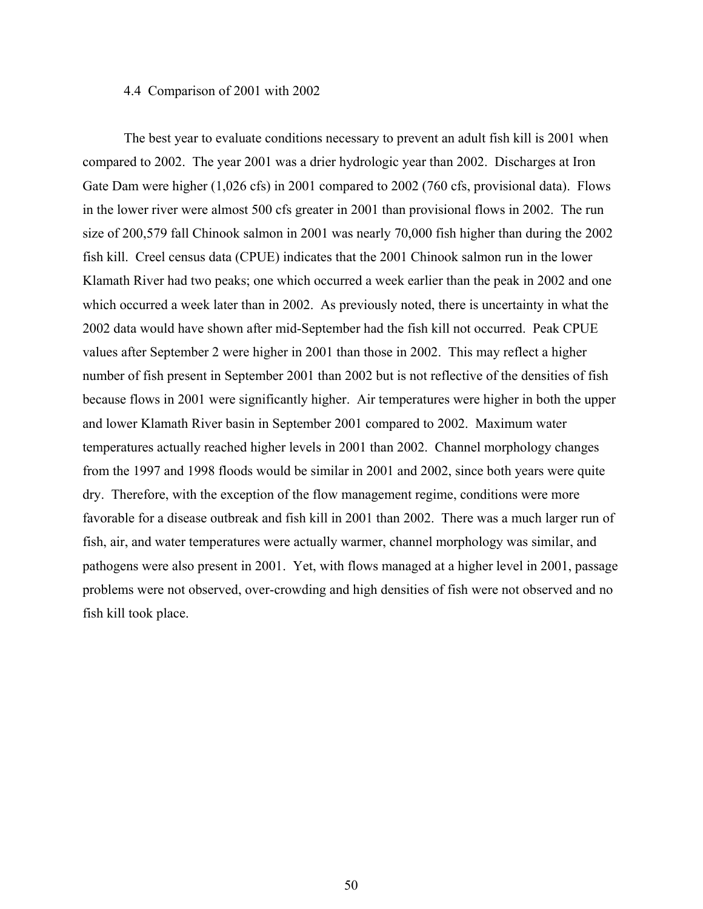### 4.4 Comparison of 2001 with 2002

The best year to evaluate conditions necessary to prevent an adult fish kill is 2001 when compared to 2002. The year 2001 was a drier hydrologic year than 2002. Discharges at Iron Gate Dam were higher (1,026 cfs) in 2001 compared to 2002 (760 cfs, provisional data). Flows in the lower river were almost 500 cfs greater in 2001 than provisional flows in 2002. The run size of 200,579 fall Chinook salmon in 2001 was nearly 70,000 fish higher than during the 2002 fish kill. Creel census data (CPUE) indicates that the 2001 Chinook salmon run in the lower Klamath River had two peaks; one which occurred a week earlier than the peak in 2002 and one which occurred a week later than in 2002. As previously noted, there is uncertainty in what the 2002 data would have shown after mid-September had the fish kill not occurred. Peak CPUE values after September 2 were higher in 2001 than those in 2002. This may reflect a higher number of fish present in September 2001 than 2002 but is not reflective of the densities of fish because flows in 2001 were significantly higher. Air temperatures were higher in both the upper and lower Klamath River basin in September 2001 compared to 2002. Maximum water temperatures actually reached higher levels in 2001 than 2002. Channel morphology changes from the 1997 and 1998 floods would be similar in 2001 and 2002, since both years were quite dry. Therefore, with the exception of the flow management regime, conditions were more favorable for a disease outbreak and fish kill in 2001 than 2002. There was a much larger run of fish, air, and water temperatures were actually warmer, channel morphology was similar, and pathogens were also present in 2001. Yet, with flows managed at a higher level in 2001, passage problems were not observed, over-crowding and high densities of fish were not observed and no fish kill took place.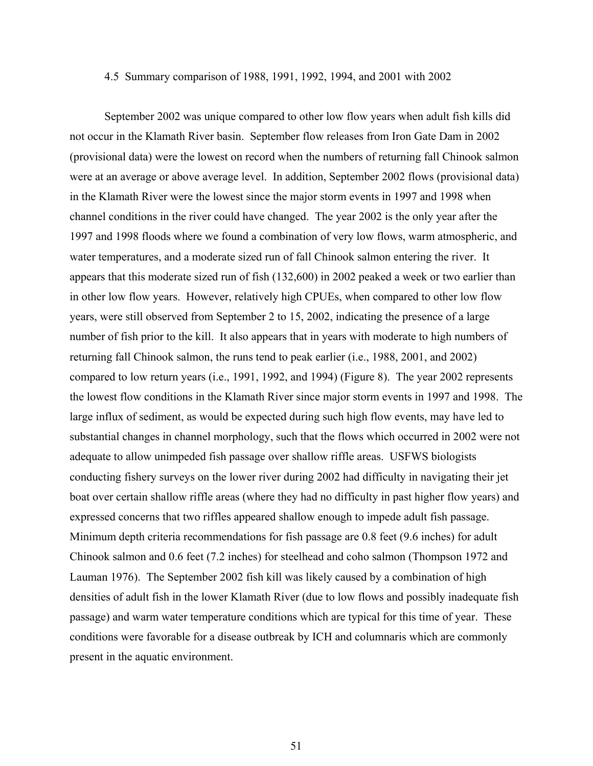### 4.5 Summary comparison of 1988, 1991, 1992, 1994, and 2001 with 2002

September 2002 was unique compared to other low flow years when adult fish kills did not occur in the Klamath River basin. September flow releases from Iron Gate Dam in 2002 (provisional data) were the lowest on record when the numbers of returning fall Chinook salmon were at an average or above average level. In addition, September 2002 flows (provisional data) in the Klamath River were the lowest since the major storm events in 1997 and 1998 when channel conditions in the river could have changed. The year 2002 is the only year after the 1997 and 1998 floods where we found a combination of very low flows, warm atmospheric, and water temperatures, and a moderate sized run of fall Chinook salmon entering the river. It appears that this moderate sized run of fish (132,600) in 2002 peaked a week or two earlier than in other low flow years. However, relatively high CPUEs, when compared to other low flow years, were still observed from September 2 to 15, 2002, indicating the presence of a large number of fish prior to the kill. It also appears that in years with moderate to high numbers of returning fall Chinook salmon, the runs tend to peak earlier (i.e., 1988, 2001, and 2002) compared to low return years (i.e., 1991, 1992, and 1994) (Figure 8). The year 2002 represents the lowest flow conditions in the Klamath River since major storm events in 1997 and 1998. The large influx of sediment, as would be expected during such high flow events, may have led to substantial changes in channel morphology, such that the flows which occurred in 2002 were not adequate to allow unimpeded fish passage over shallow riffle areas. USFWS biologists conducting fishery surveys on the lower river during 2002 had difficulty in navigating their jet boat over certain shallow riffle areas (where they had no difficulty in past higher flow years) and expressed concerns that two riffles appeared shallow enough to impede adult fish passage. Minimum depth criteria recommendations for fish passage are 0.8 feet (9.6 inches) for adult Chinook salmon and 0.6 feet (7.2 inches) for steelhead and coho salmon (Thompson 1972 and Lauman 1976). The September 2002 fish kill was likely caused by a combination of high densities of adult fish in the lower Klamath River (due to low flows and possibly inadequate fish passage) and warm water temperature conditions which are typical for this time of year. These conditions were favorable for a disease outbreak by ICH and columnaris which are commonly present in the aquatic environment.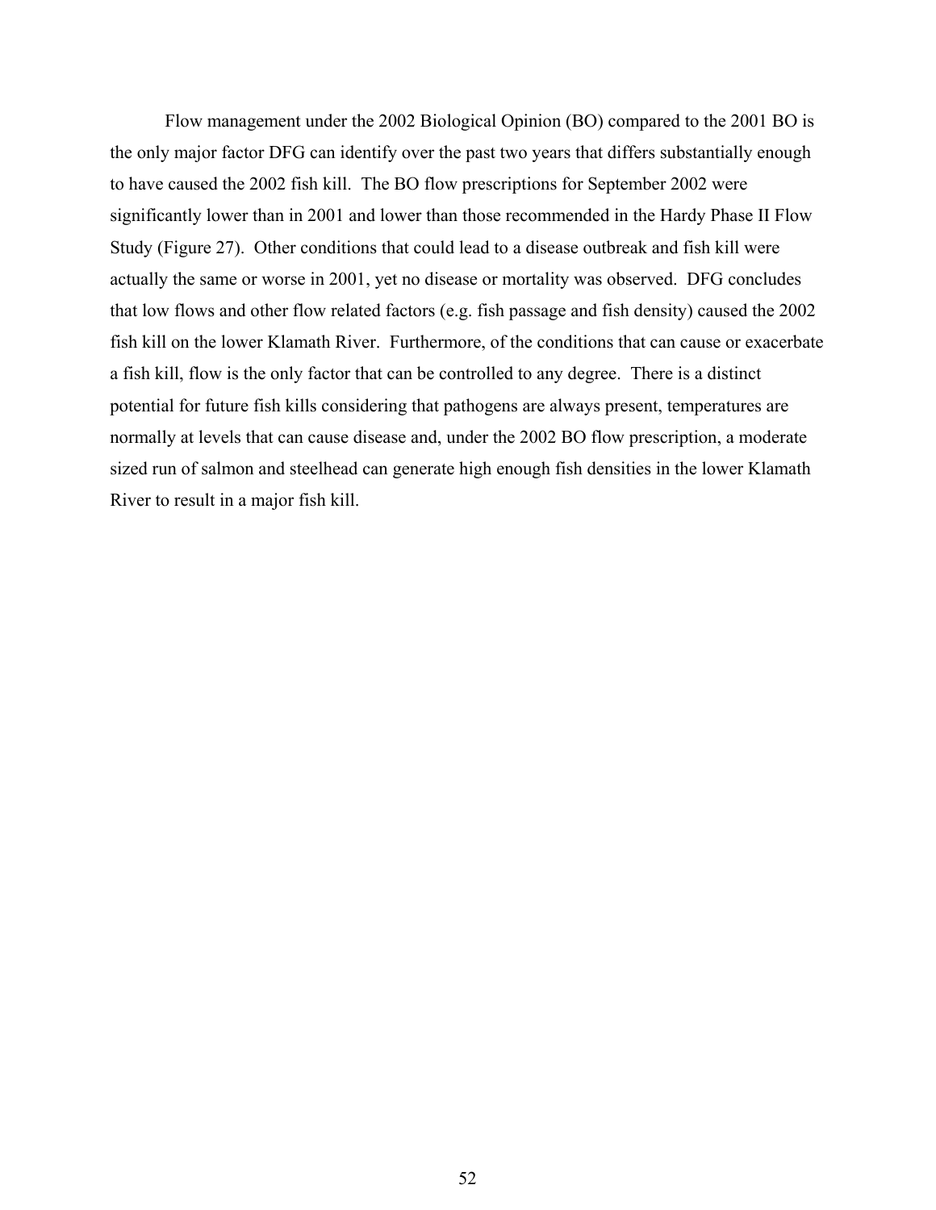Flow management under the 2002 Biological Opinion (BO) compared to the 2001 BO is the only major factor DFG can identify over the past two years that differs substantially enough to have caused the 2002 fish kill. The BO flow prescriptions for September 2002 were significantly lower than in 2001 and lower than those recommended in the Hardy Phase II Flow Study (Figure 27). Other conditions that could lead to a disease outbreak and fish kill were actually the same or worse in 2001, yet no disease or mortality was observed. DFG concludes that low flows and other flow related factors (e.g. fish passage and fish density) caused the 2002 fish kill on the lower Klamath River. Furthermore, of the conditions that can cause or exacerbate a fish kill, flow is the only factor that can be controlled to any degree. There is a distinct potential for future fish kills considering that pathogens are always present, temperatures are normally at levels that can cause disease and, under the 2002 BO flow prescription, a moderate sized run of salmon and steelhead can generate high enough fish densities in the lower Klamath River to result in a major fish kill.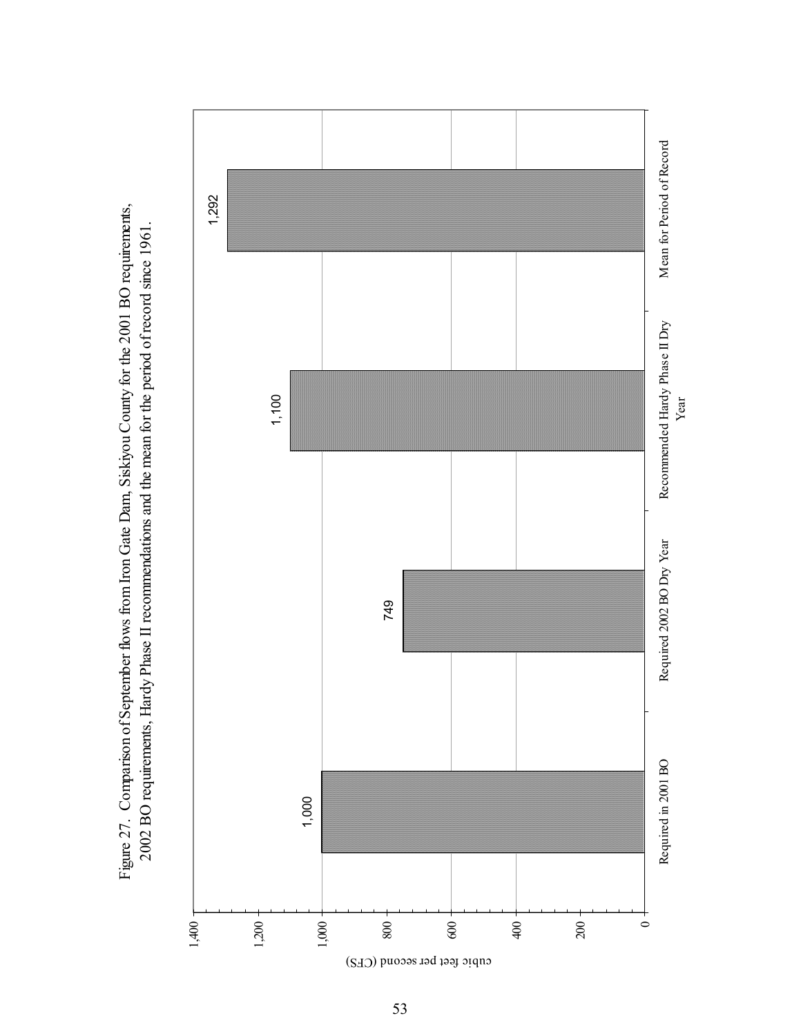Figure 27. Comparison of September flows from Iron Gate Dam, Siskiyou County for the 2001 BO requirements, 2002 BO requirements, Hardy Phase II recommendations and the mean for the period of record since 1961.

| Category | cubic feet per second (CFS) |
|---|---|
| Required in 2001 BO | 1,000 |
| Required 2002 BO Dry Year | 749 |
| Recommended Hardy Phase II Dry Year | 1,100 |
| Mean for Period of Record | 1,292 |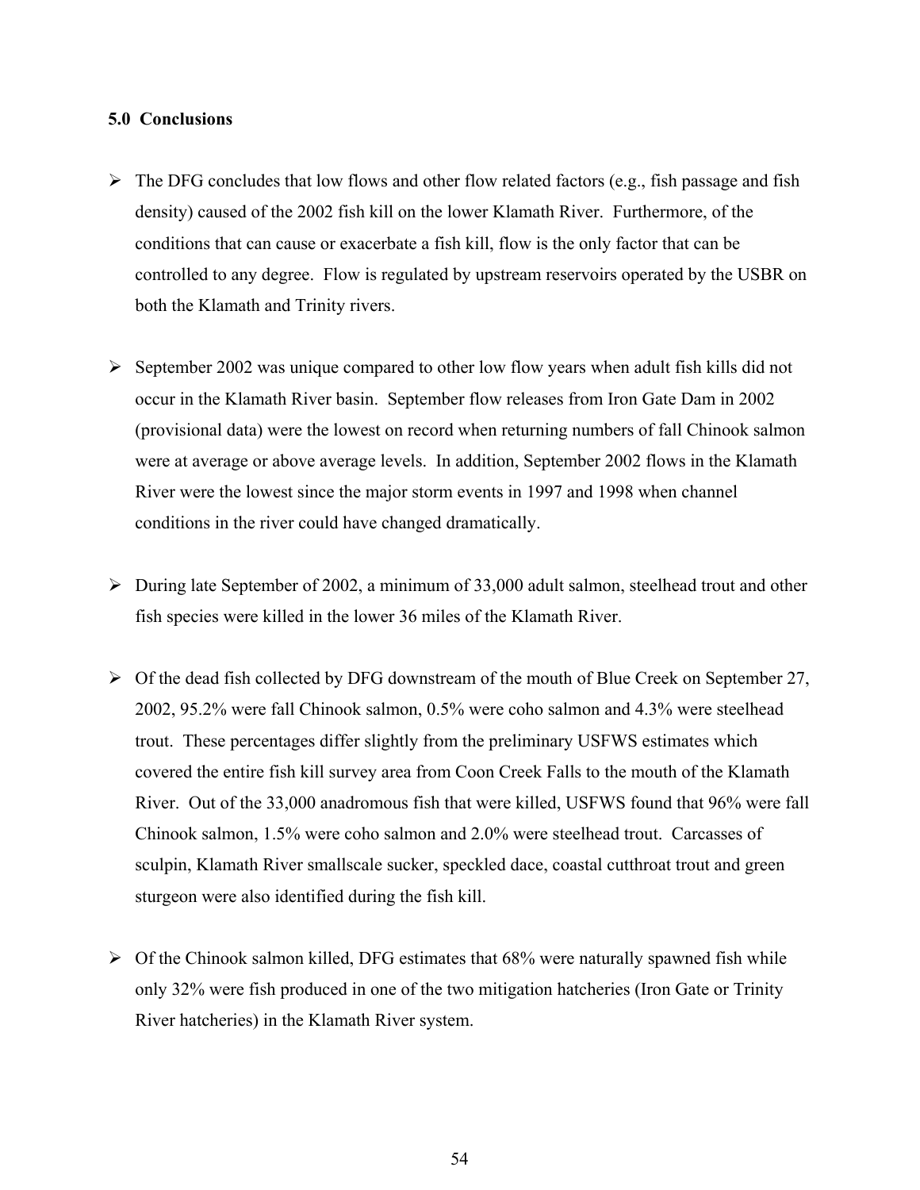## 5.0 Conclusions

- The DFG concludes that low flows and other flow related factors (e.g., fish passage and fish density) caused of the 2002 fish kill on the lower Klamath River. Furthermore, of the conditions that can cause or exacerbate a fish kill, flow is the only factor that can be controlled to any degree. Flow is regulated by upstream reservoirs operated by the USBR on both the Klamath and Trinity rivers.

- September 2002 was unique compared to other low flow years when adult fish kills did not occur in the Klamath River basin. September flow releases from Iron Gate Dam in 2002 (provisional data) were the lowest on record when returning numbers of fall Chinook salmon were at average or above average levels. In addition, September 2002 flows in the Klamath River were the lowest since the major storm events in 1997 and 1998 when channel conditions in the river could have changed dramatically.

- During late September of 2002, a minimum of 33,000 adult salmon, steelhead trout and other fish species were killed in the lower 36 miles of the Klamath River.

- Of the dead fish collected by DFG downstream of the mouth of Blue Creek on September 27, 2002, 95.2% were fall Chinook salmon, 0.5% were coho salmon and 4.3% were steelhead trout. These percentages differ slightly from the preliminary USFWS estimates which covered the entire fish kill survey area from Coon Creek Falls to the mouth of the Klamath River. Out of the 33,000 anadromous fish that were killed, USFWS found that 96% were fall Chinook salmon, 1.5% were coho salmon and 2.0% were steelhead trout. Carcasses of sculpin, Klamath River smallscale sucker, speckled dace, coastal cutthroat trout and green sturgeon were also identified during the fish kill.

- Of the Chinook salmon killed, DFG estimates that 68% were naturally spawned fish while only 32% were fish produced in one of the two mitigation hatcheries (Iron Gate or Trinity River hatcheries) in the Klamath River system.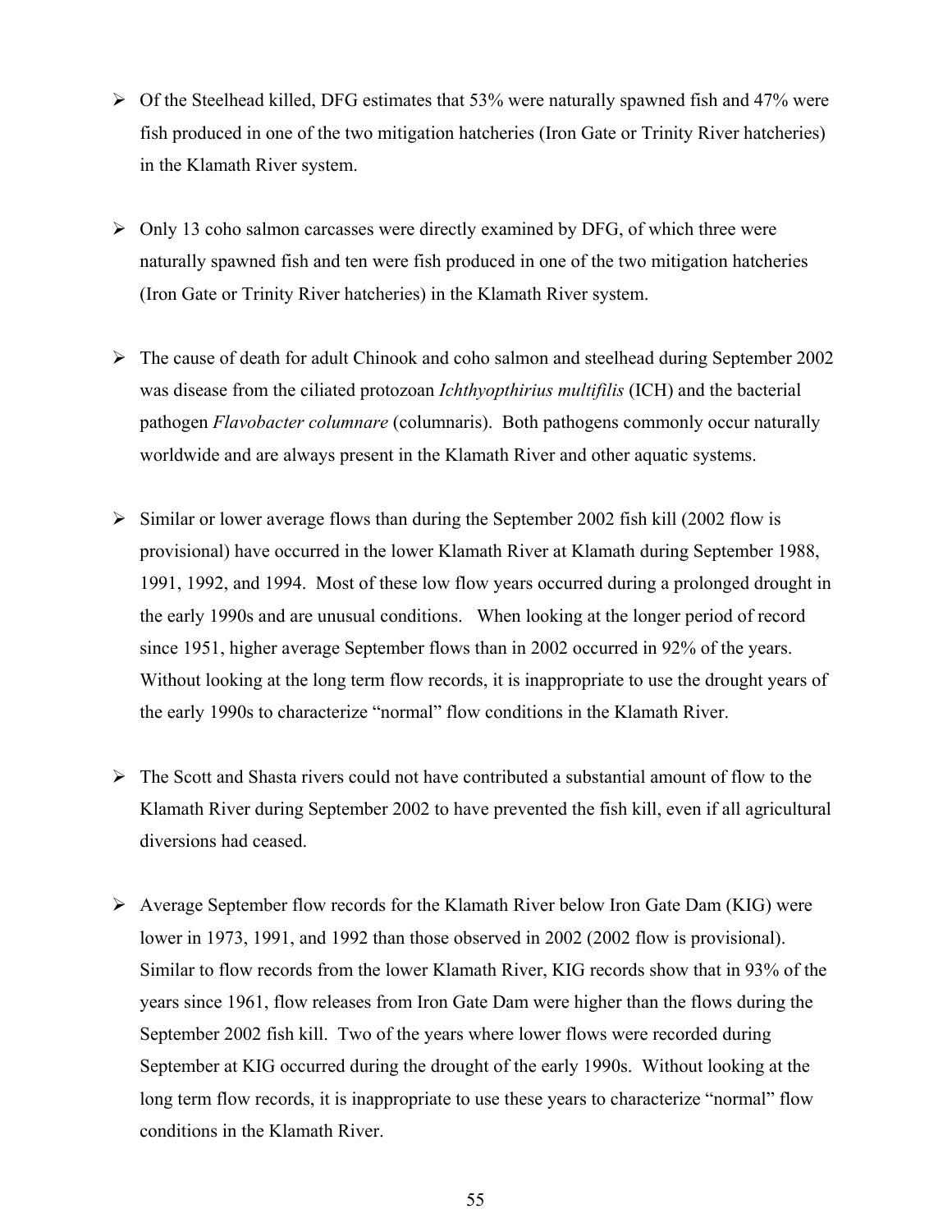- Of the Steelhead killed, DFG estimates that 53% were naturally spawned fish and 47% were fish produced in one of the two mitigation hatcheries (Iron Gate or Trinity River hatcheries) in the Klamath River system.

- Only 13 coho salmon carcasses were directly examined by DFG, of which three were naturally spawned fish and ten were fish produced in one of the two mitigation hatcheries (Iron Gate or Trinity River hatcheries) in the Klamath River system.

- The cause of death for adult Chinook and coho salmon and steelhead during September 2002 was disease from the ciliated protozoan *Ichthyopthirius multifilis* (ICH) and the bacterial pathogen *Flavobacter columnare* (columnaris). Both pathogens commonly occur naturally worldwide and are always present in the Klamath River and other aquatic systems.

- Similar or lower average flows than during the September 2002 fish kill (2002 flow is provisional) have occurred in the lower Klamath River at Klamath during September 1988, 1991, 1992, and 1994. Most of these low flow years occurred during a prolonged drought in the early 1990s and are unusual conditions. When looking at the longer period of record since 1951, higher average September flows than in 2002 occurred in 92% of the years. Without looking at the long term flow records, it is inappropriate to use the drought years of the early 1990s to characterize "normal" flow conditions in the Klamath River.

- The Scott and Shasta rivers could not have contributed a substantial amount of flow to the Klamath River during September 2002 to have prevented the fish kill, even if all agricultural diversions had ceased.

- Average September flow records for the Klamath River below Iron Gate Dam (KIG) were lower in 1973, 1991, and 1992 than those observed in 2002 (2002 flow is provisional). Similar to flow records from the lower Klamath River, KIG records show that in 93% of the years since 1961, flow releases from Iron Gate Dam were higher than the flows during the September 2002 fish kill. Two of the years where lower flows were recorded during September at KIG occurred during the drought of the early 1990s. Without looking at the long term flow records, it is inappropriate to use these years to characterize "normal" flow conditions in the Klamath River.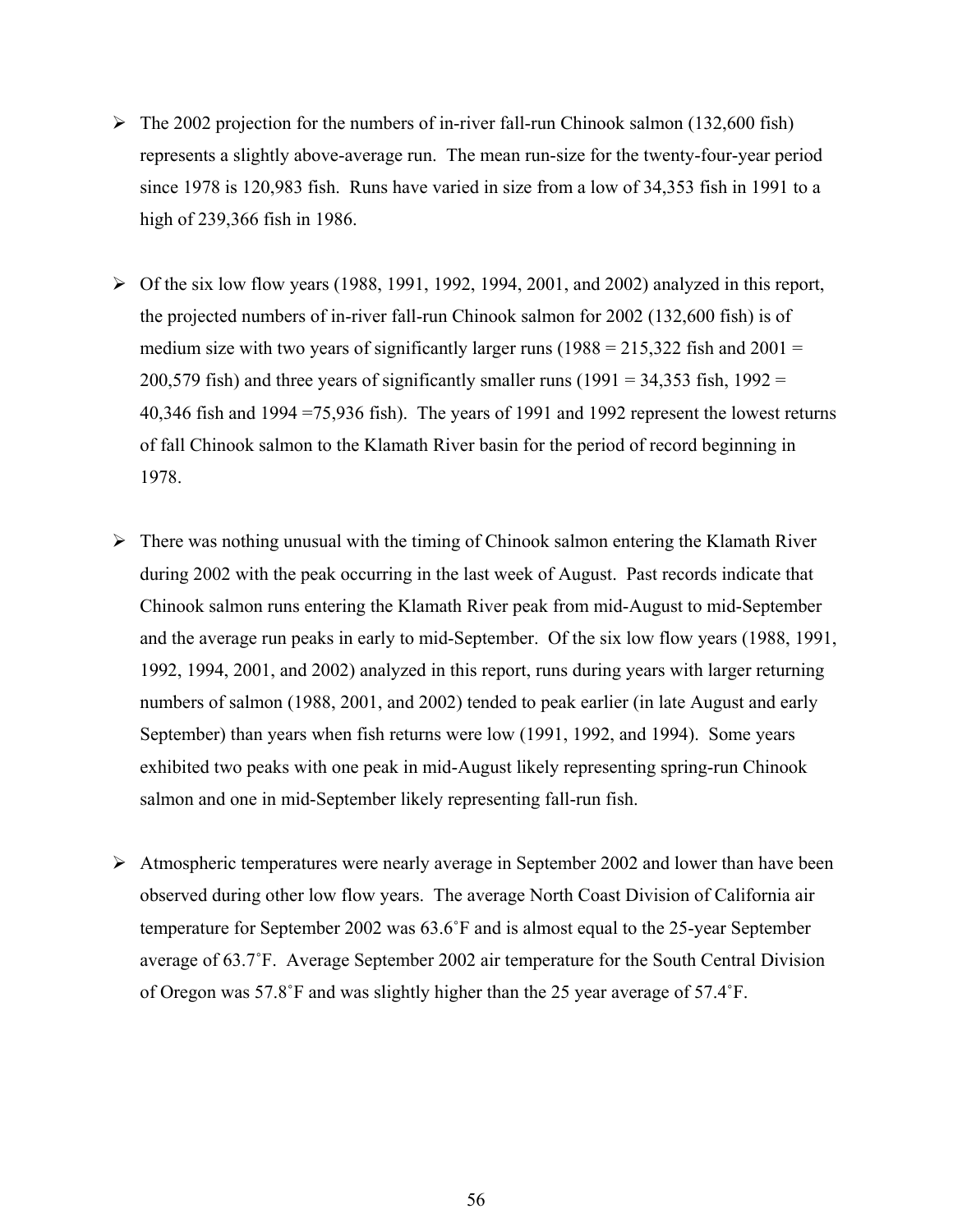- The 2002 projection for the numbers of in-river fall-run Chinook salmon (132,600 fish) represents a slightly above-average run. The mean run-size for the twenty-four-year period since 1978 is 120,983 fish. Runs have varied in size from a low of 34,353 fish in 1991 to a high of 239,366 fish in 1986.

- Of the six low flow years (1988, 1991, 1992, 1994, 2001, and 2002) analyzed in this report, the projected numbers of in-river fall-run Chinook salmon for 2002 (132,600 fish) is of medium size with two years of significantly larger runs (1988 = 215,322 fish and 2001 = 200,579 fish) and three years of significantly smaller runs (1991 = 34,353 fish, 1992 = 40,346 fish and 1994 =75,936 fish). The years of 1991 and 1992 represent the lowest returns of fall Chinook salmon to the Klamath River basin for the period of record beginning in 1978.

- There was nothing unusual with the timing of Chinook salmon entering the Klamath River during 2002 with the peak occurring in the last week of August. Past records indicate that Chinook salmon runs entering the Klamath River peak from mid-August to mid-September and the average run peaks in early to mid-September. Of the six low flow years (1988, 1991, 1992, 1994, 2001, and 2002) analyzed in this report, runs during years with larger returning numbers of salmon (1988, 2001, and 2002) tended to peak earlier (in late August and early September) than years when fish returns were low (1991, 1992, and 1994). Some years exhibited two peaks with one peak in mid-August likely representing spring-run Chinook salmon and one in mid-September likely representing fall-run fish.

- Atmospheric temperatures were nearly average in September 2002 and lower than have been observed during other low flow years. The average North Coast Division of California air temperature for September 2002 was 63.6˚F and is almost equal to the 25-year September average of 63.7˚F. Average September 2002 air temperature for the South Central Division of Oregon was 57.8˚F and was slightly higher than the 25 year average of 57.4˚F.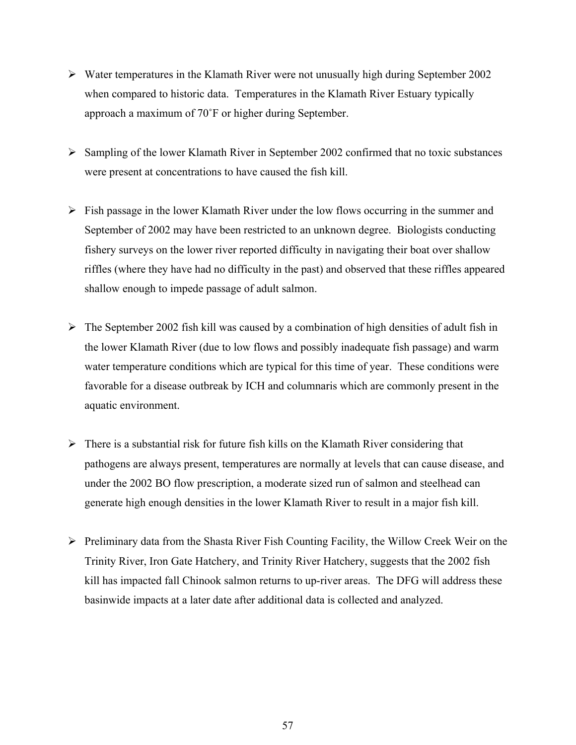- Water temperatures in the Klamath River were not unusually high during September 2002 when compared to historic data. Temperatures in the Klamath River Estuary typically approach a maximum of 70˚F or higher during September.

- Sampling of the lower Klamath River in September 2002 confirmed that no toxic substances were present at concentrations to have caused the fish kill.

- Fish passage in the lower Klamath River under the low flows occurring in the summer and September of 2002 may have been restricted to an unknown degree. Biologists conducting fishery surveys on the lower river reported difficulty in navigating their boat over shallow riffles (where they have had no difficulty in the past) and observed that these riffles appeared shallow enough to impede passage of adult salmon.

- The September 2002 fish kill was caused by a combination of high densities of adult fish in the lower Klamath River (due to low flows and possibly inadequate fish passage) and warm water temperature conditions which are typical for this time of year. These conditions were favorable for a disease outbreak by ICH and columnaris which are commonly present in the aquatic environment.

- There is a substantial risk for future fish kills on the Klamath River considering that pathogens are always present, temperatures are normally at levels that can cause disease, and under the 2002 BO flow prescription, a moderate sized run of salmon and steelhead can generate high enough densities in the lower Klamath River to result in a major fish kill.

- Preliminary data from the Shasta River Fish Counting Facility, the Willow Creek Weir on the Trinity River, Iron Gate Hatchery, and Trinity River Hatchery, suggests that the 2002 fish kill has impacted fall Chinook salmon returns to up-river areas. The DFG will address these basinwide impacts at a later date after additional data is collected and analyzed.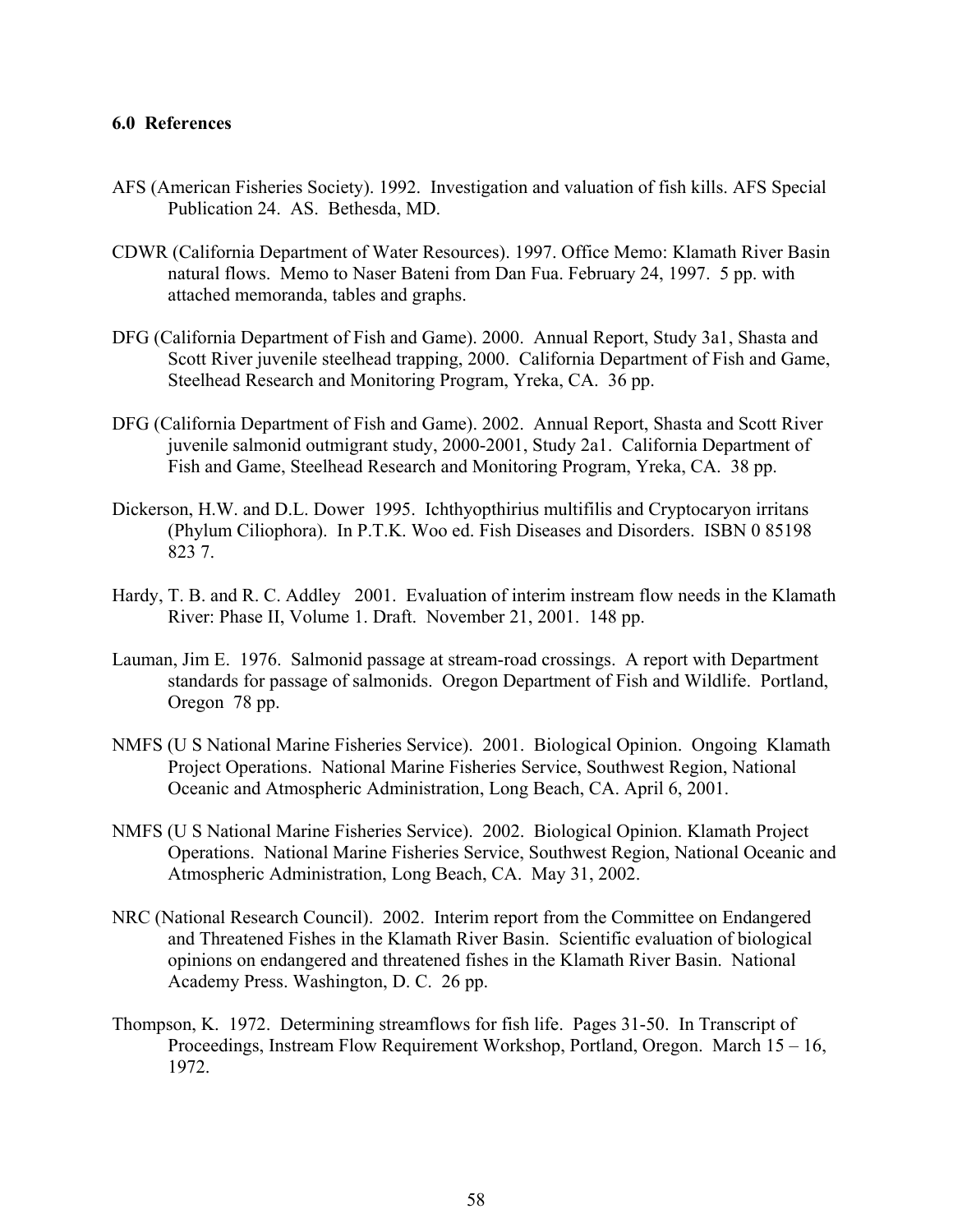## 6.0 References

AFS (American Fisheries Society). 1992. Investigation and valuation of fish kills. AFS Special Publication 24. AS. Bethesda, MD.

CDWR (California Department of Water Resources). 1997. Office Memo: Klamath River Basin natural flows. Memo to Naser Bateni from Dan Fua. February 24, 1997. 5 pp. with attached memoranda, tables and graphs.

DFG (California Department of Fish and Game). 2000. Annual Report, Study 3a1, Shasta and Scott River juvenile steelhead trapping, 2000. California Department of Fish and Game, Steelhead Research and Monitoring Program, Yreka, CA. 36 pp.

DFG (California Department of Fish and Game). 2002. Annual Report, Shasta and Scott River juvenile salmonid outmigrant study, 2000-2001, Study 2a1. California Department of Fish and Game, Steelhead Research and Monitoring Program, Yreka, CA. 38 pp.

Dickerson, H.W. and D.L. Dower 1995. Ichthyopthirius multifilis and Cryptocaryon irritans (Phylum Ciliophora). In P.T.K. Woo ed. Fish Diseases and Disorders. ISBN 0 85198 823 7.

Hardy, T. B. and R. C. Addley 2001. Evaluation of interim instream flow needs in the Klamath River: Phase II, Volume 1. Draft. November 21, 2001. 148 pp.

Lauman, Jim E. 1976. Salmonid passage at stream-road crossings. A report with Department standards for passage of salmonids. Oregon Department of Fish and Wildlife. Portland, Oregon 78 pp.

NMFS (U S National Marine Fisheries Service). 2001. Biological Opinion. Ongoing Klamath Project Operations. National Marine Fisheries Service, Southwest Region, National Oceanic and Atmospheric Administration, Long Beach, CA. April 6, 2001.

NMFS (U S National Marine Fisheries Service). 2002. Biological Opinion. Klamath Project Operations. National Marine Fisheries Service, Southwest Region, National Oceanic and Atmospheric Administration, Long Beach, CA. May 31, 2002.

NRC (National Research Council). 2002. Interim report from the Committee on Endangered and Threatened Fishes in the Klamath River Basin. Scientific evaluation of biological opinions on endangered and threatened fishes in the Klamath River Basin. National Academy Press. Washington, D. C. 26 pp.

Thompson, K. 1972. Determining streamflows for fish life. Pages 31-50. In Transcript of Proceedings, Instream Flow Requirement Workshop, Portland, Oregon. March 15 – 16, 1972.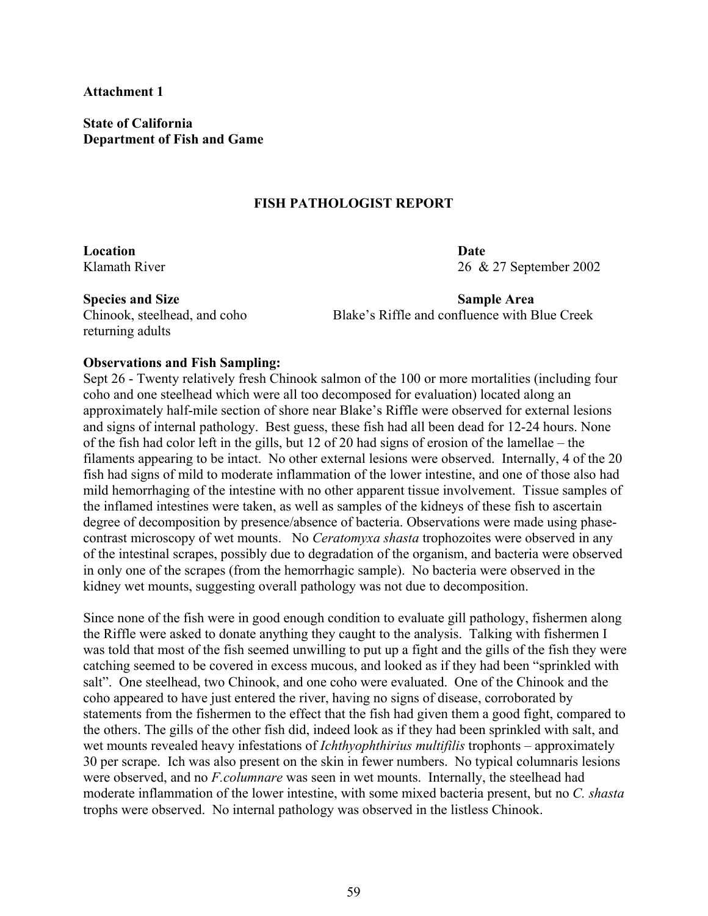**Attachment 1**

**State of California**
**Department of Fish and Game**

## FISH PATHOLOGIST REPORT

**Location**
Klamath River

**Date**
26 & 27 September 2002

**Species and Size**
Chinook, steelhead, and coho returning adults

**Sample Area**
Blake's Riffle and confluence with Blue Creek

**Observations and Fish Sampling:**

Sept 26 - Twenty relatively fresh Chinook salmon of the 100 or more mortalities (including four coho and one steelhead which were all too decomposed for evaluation) located along an approximately half-mile section of shore near Blake's Riffle were observed for external lesions and signs of internal pathology. Best guess, these fish had all been dead for 12-24 hours. None of the fish had color left in the gills, but 12 of 20 had signs of erosion of the lamellae – the filaments appearing to be intact. No other external lesions were observed. Internally, 4 of the 20 fish had signs of mild to moderate inflammation of the lower intestine, and one of those also had mild hemorrhaging of the intestine with no other apparent tissue involvement. Tissue samples of the inflamed intestines were taken, as well as samples of the kidneys of these fish to ascertain degree of decomposition by presence/absence of bacteria. Observations were made using phase-contrast microscopy of wet mounts. No *Ceratomyxa shasta* trophozoites were observed in any of the intestinal scrapes, possibly due to degradation of the organism, and bacteria were observed in only one of the scrapes (from the hemorrhagic sample). No bacteria were observed in the kidney wet mounts, suggesting overall pathology was not due to decomposition.

Since none of the fish were in good enough condition to evaluate gill pathology, fishermen along the Riffle were asked to donate anything they caught to the analysis. Talking with fishermen I was told that most of the fish seemed unwilling to put up a fight and the gills of the fish they were catching seemed to be covered in excess mucous, and looked as if they had been "sprinkled with salt". One steelhead, two Chinook, and one coho were evaluated. One of the Chinook and the coho appeared to have just entered the river, having no signs of disease, corroborated by statements from the fishermen to the effect that the fish had given them a good fight, compared to the others. The gills of the other fish did, indeed look as if they had been sprinkled with salt, and wet mounts revealed heavy infestations of *Ichthyophthirius multifilis* trophonts – approximately 30 per scrape. Ich was also present on the skin in fewer numbers. No typical columnaris lesions were observed, and no *F.columnare* was seen in wet mounts. Internally, the steelhead had moderate inflammation of the lower intestine, with some mixed bacteria present, but no *C. shasta* trophs were observed. No internal pathology was observed in the listless Chinook.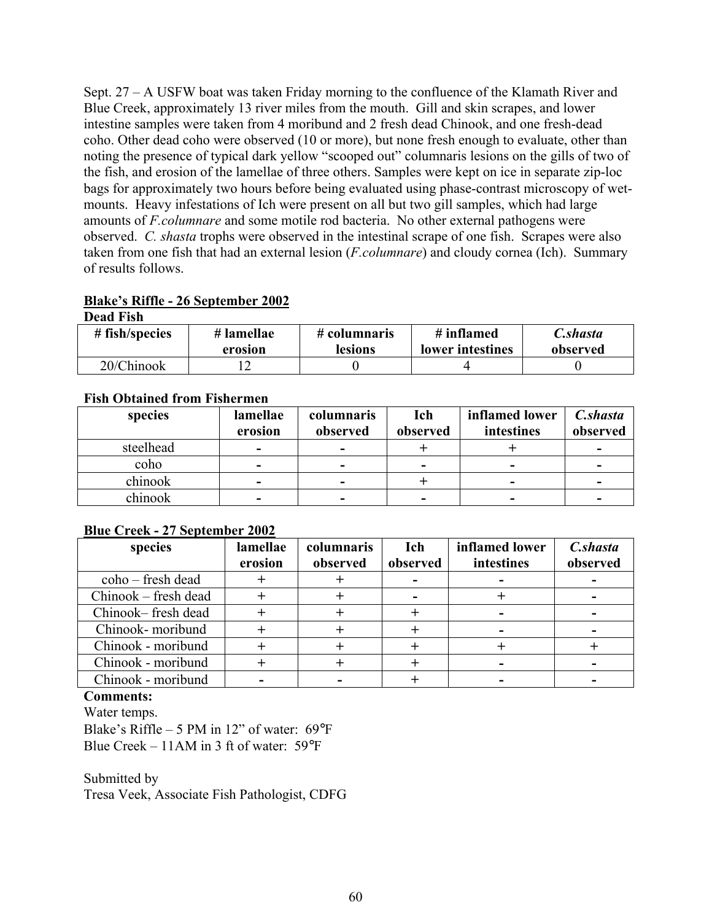Sept. 27 – A USFW boat was taken Friday morning to the confluence of the Klamath River and Blue Creek, approximately 13 river miles from the mouth. Gill and skin scrapes, and lower intestine samples were taken from 4 moribund and 2 fresh dead Chinook, and one fresh-dead coho. Other dead coho were observed (10 or more), but none fresh enough to evaluate, other than noting the presence of typical dark yellow "scooped out" columnaris lesions on the gills of two of the fish, and erosion of the lamellae of three others. Samples were kept on ice in separate zip-loc bags for approximately two hours before being evaluated using phase-contrast microscopy of wet-mounts. Heavy infestations of Ich were present on all but two gill samples, which had large amounts of *F.columnare* and some motile rod bacteria. No other external pathogens were observed. *C. shasta* trophs were observed in the intestinal scrape of one fish. Scrapes were also taken from one fish that had an external lesion (*F.columnare*) and cloudy cornea (Ich). Summary of results follows.

**Blake's Riffle - 26 September 2002**

**Dead Fish**

| # fish/species | # lamellae erosion | # columnaris lesions | # inflamed lower intestines | *C.shasta* observed |
|---|---|---|---|---|
| 20/Chinook | 12 | 0 | 4 | 0 |

**Fish Obtained from Fishermen**

| species | lamellae erosion | columnaris observed | Ich observed | inflamed lower intestines | *C.shasta* observed |
|---|---|---|---|---|---|
| steelhead | - | - | + | + | - |
| coho | - | - | - | - | - |
| chinook | - | - | + | - | - |
| chinook | - | - | - | - | - |

**Blue Creek - 27 September 2002**

| species | lamellae erosion | columnaris observed | Ich observed | inflamed lower intestines | *C.shasta* observed |
|---|---|---|---|---|---|
| coho – fresh dead | + | + | - | - | - |
| Chinook – fresh dead | + | + | - | + | - |
| Chinook– fresh dead | + | + | + | - | - |
| Chinook- moribund | + | + | + | - | - |
| Chinook - moribund | + | + | + | + | + |
| Chinook - moribund | + | + | + | - | - |
| Chinook - moribund | - | - | + | - | - |

**Comments:**

Water temps.

Blake's Riffle – 5 PM in 12" of water: 69°F

Blue Creek – 11AM in 3 ft of water: 59°F

Submitted by

Tresa Veek, Associate Fish Pathologist, CDFG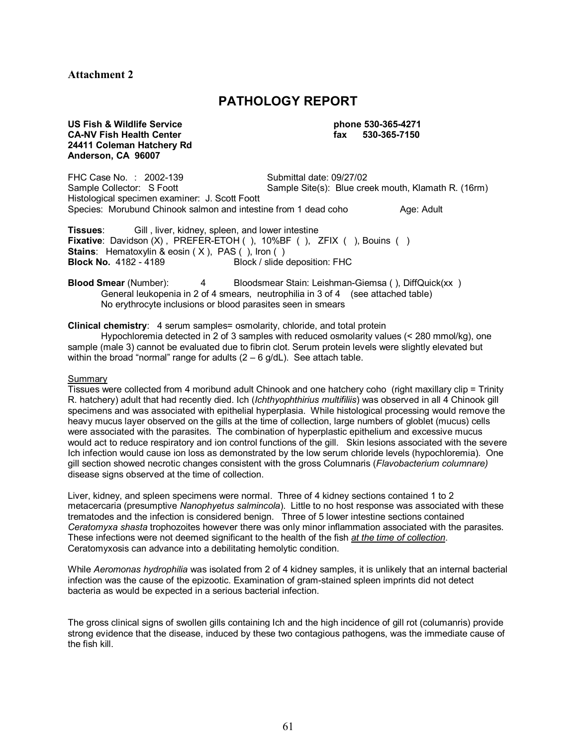**Attachment 2**

# PATHOLOGY REPORT

**US Fish & Wildlife Service**
**CA-NV Fish Health Center**
**24411 Coleman Hatchery Rd**
**Anderson, CA 96007**

**phone 530-365-4271**
**fax 530-365-7150**

FHC Case No. : 2002-139
Submittal date: 09/27/02
Sample Collector: S Foott
Sample Site(s): Blue creek mouth, Klamath R. (16rm)
Histological specimen examiner: J. Scott Foott
Species: Morubund Chinook salmon and intestine from 1 dead coho Age: Adult

**Tissues**: Gill , liver, kidney, spleen, and lower intestine
**Fixative**: Davidson (X) , PREFER-ETOH ( ), 10%BF ( ), ZFIX ( ), Bouins ( )
**Stains**: Hematoxylin & eosin ( X ), PAS ( ), Iron ( )
**Block No.** 4182 - 4189 Block / slide deposition: FHC

**Blood Smear** (Number): 4 Bloodsmear Stain: Leishman-Giemsa ( ), DiffQuick(xx )
General leukopenia in 2 of 4 smears, neutrophilia in 3 of 4 (see attached table)
No erythrocyte inclusions or blood parasites seen in smears

**Clinical chemistry**: 4 serum samples= osmolarity, chloride, and total protein
Hypochloremia detected in 2 of 3 samples with reduced osmolarity values (< 280 mmol/kg), one sample (male 3) cannot be evaluated due to fibrin clot. Serum protein levels were slightly elevated but within the broad "normal" range for adults (2 – 6 g/dL). See attach table.

Summary

Tissues were collected from 4 moribund adult Chinook and one hatchery coho (right maxillary clip = Trinity R. hatchery) adult that had recently died. Ich (*Ichthyophthirius multifiliis*) was observed in all 4 Chinook gill specimens and was associated with epithelial hyperplasia. While histological processing would remove the heavy mucus layer observed on the gills at the time of collection, large numbers of globlet (mucus) cells were associated with the parasites. The combination of hyperplastic epithelium and excessive mucus would act to reduce respiratory and ion control functions of the gill. Skin lesions associated with the severe Ich infection would cause ion loss as demonstrated by the low serum chloride levels (hypochloremia). One gill section showed necrotic changes consistent with the gross Columnaris (*Flavobacterium columnare)* disease signs observed at the time of collection.

Liver, kidney, and spleen specimens were normal. Three of 4 kidney sections contained 1 to 2 metacercaria (presumptive *Nanophyetus salmincola*). Little to no host response was associated with these trematodes and the infection is considered benign. Three of 5 lower intestine sections contained *Ceratomyxa shasta* trophozoites however there was only minor inflammation associated with the parasites. These infections were not deemed significant to the health of the fish *at the time of collection*. Ceratomyxosis can advance into a debilitating hemolytic condition.

While *Aeromonas hydrophilia* was isolated from 2 of 4 kidney samples, it is unlikely that an internal bacterial infection was the cause of the epizootic. Examination of gram-stained spleen imprints did not detect bacteria as would be expected in a serious bacterial infection.

The gross clinical signs of swollen gills containing Ich and the high incidence of gill rot (columanris) provide strong evidence that the disease, induced by these two contagious pathogens, was the immediate cause of the fish kill.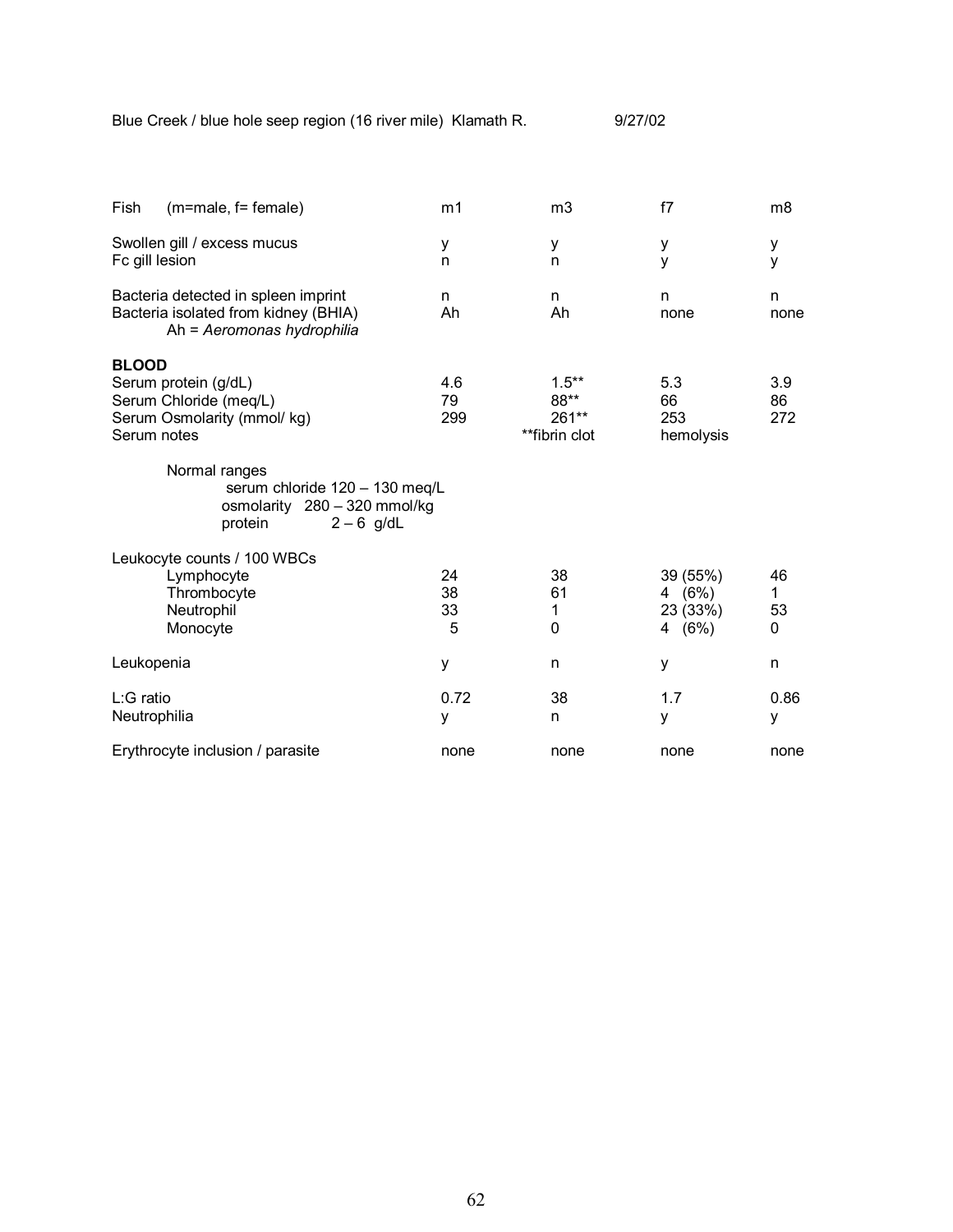Blue Creek / blue hole seep region (16 river mile) Klamath R. 9/27/02

| Fish (m=male, f= female) | m1 | m3 | f7 | m8 |
|---|---|---|---|---|
| Swollen gill / excess mucus | y | y | y | y |
| Fc gill lesion | n | n | y | y |
| Bacteria detected in spleen imprint | n | n | n | n |
| Bacteria isolated from kidney (BHIA) | Ah | Ah | none | none |
| Ah = *Aeromonas hydrophilia* | | | | |
| **BLOOD** | | | | |
| Serum protein (g/dL) | 4.6 | 1.5** | 5.3 | 3.9 |
| Serum Chloride (meq/L) | 79 | 88** | 66 | 86 |
| Serum Osmolarity (mmol/ kg) | 299 | 261** | 253 | 272 |
| Serum notes | | **fibrin clot | hemolysis | |

Normal ranges
- serum chloride 120 – 130 meq/L
- osmolarity 280 – 320 mmol/kg
- protein 2 – 6 g/dL

| Leukocyte counts / 100 WBCs | m1 | m3 | f7 | m8 |
|---|---|---|---|---|
| Lymphocyte | 24 | 38 | 39 (55%) | 46 |
| Thrombocyte | 38 | 61 | 4 (6%) | 1 |
| Neutrophil | 33 | 1 | 23 (33%) | 53 |
| Monocyte | 5 | 0 | 4 (6%) | 0 |
| Leukopenia | y | n | y | n |
| L:G ratio | 0.72 | 38 | 1.7 | 0.86 |
| Neutrophilia | y | n | y | y |
| Erythrocyte inclusion / parasite | none | none | none | none |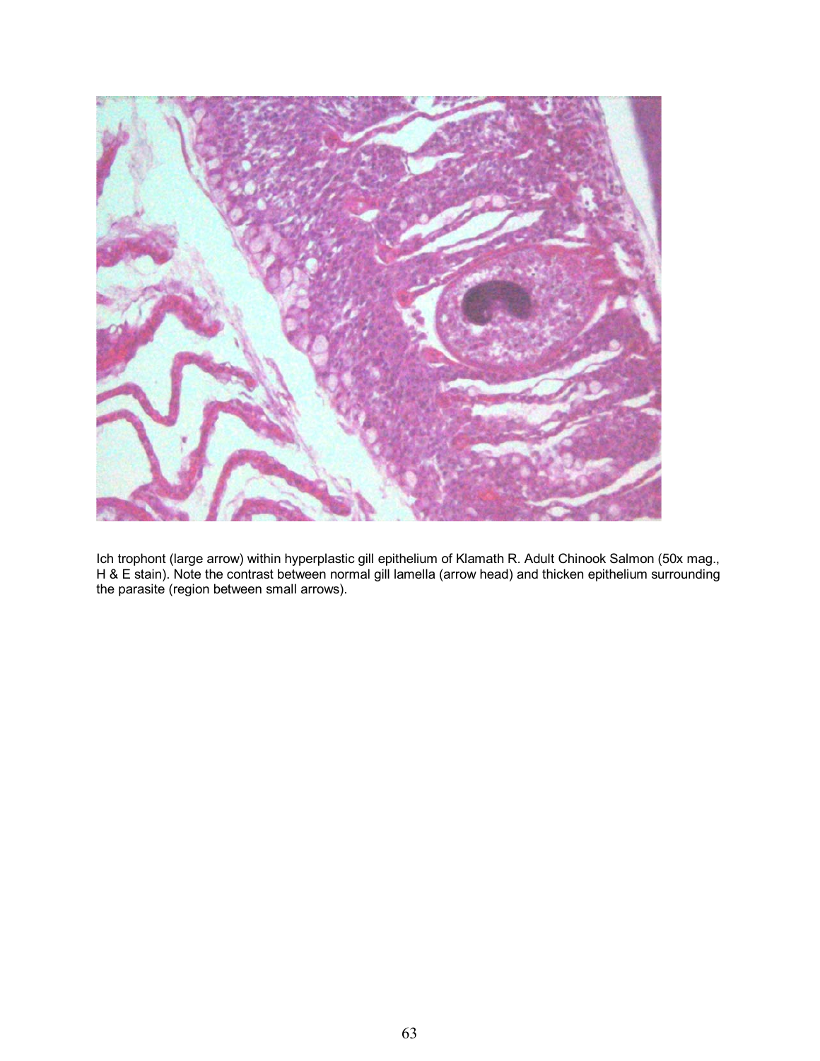Ich trophont (large arrow) within hyperplastic gill epithelium of Klamath R. Adult Chinook Salmon (50x mag., H & E stain). Note the contrast between normal gill lamella (arrow head) and thicken epithelium surrounding the parasite (region between small arrows).